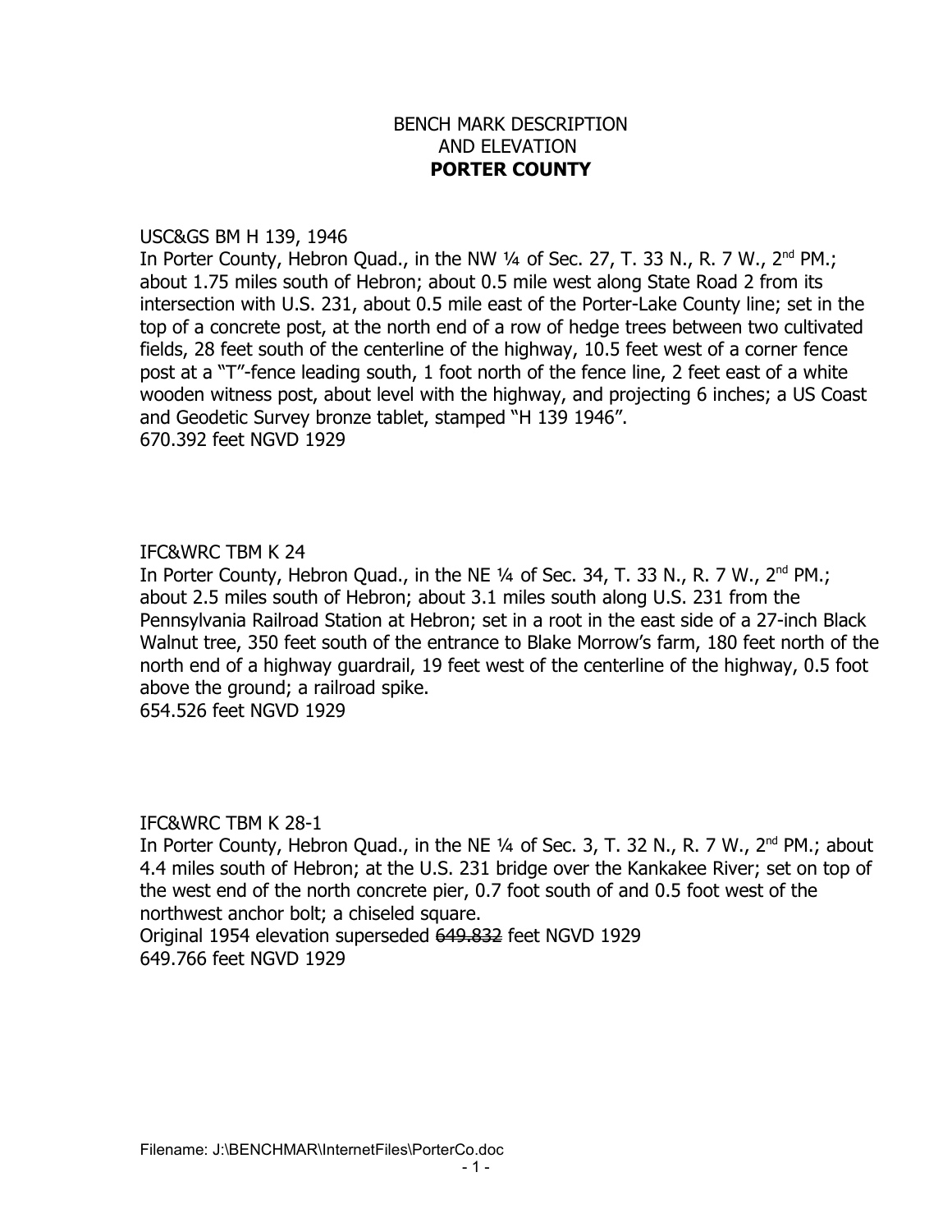# BENCH MARK DESCRIPTION AND ELEVATION
## PORTER COUNTY

USC&GS BM H 139, 1946
In Porter County, Hebron Quad., in the NW ¼ of Sec. 27, T. 33 N., R. 7 W., 2nd PM.; about 1.75 miles south of Hebron; about 0.5 mile west along State Road 2 from its intersection with U.S. 231, about 0.5 mile east of the Porter-Lake County line; set in the top of a concrete post, at the north end of a row of hedge trees between two cultivated fields, 28 feet south of the centerline of the highway, 10.5 feet west of a corner fence post at a "T"-fence leading south, 1 foot north of the fence line, 2 feet east of a white wooden witness post, about level with the highway, and projecting 6 inches; a US Coast and Geodetic Survey bronze tablet, stamped "H 139 1946".
670.392 feet NGVD 1929

IFC&WRC TBM K 24
In Porter County, Hebron Quad., in the NE ¼ of Sec. 34, T. 33 N., R. 7 W., 2nd PM.; about 2.5 miles south of Hebron; about 3.1 miles south along U.S. 231 from the Pennsylvania Railroad Station at Hebron; set in a root in the east side of a 27-inch Black Walnut tree, 350 feet south of the entrance to Blake Morrow's farm, 180 feet north of the north end of a highway guardrail, 19 feet west of the centerline of the highway, 0.5 foot above the ground; a railroad spike.
654.526 feet NGVD 1929

IFC&WRC TBM K 28-1
In Porter County, Hebron Quad., in the NE ¼ of Sec. 3, T. 32 N., R. 7 W., 2nd PM.; about 4.4 miles south of Hebron; at the U.S. 231 bridge over the Kankakee River; set on top of the west end of the north concrete pier, 0.7 foot south of and 0.5 foot west of the northwest anchor bolt; a chiseled square.
Original 1954 elevation superseded ~~649.832~~ feet NGVD 1929
649.766 feet NGVD 1929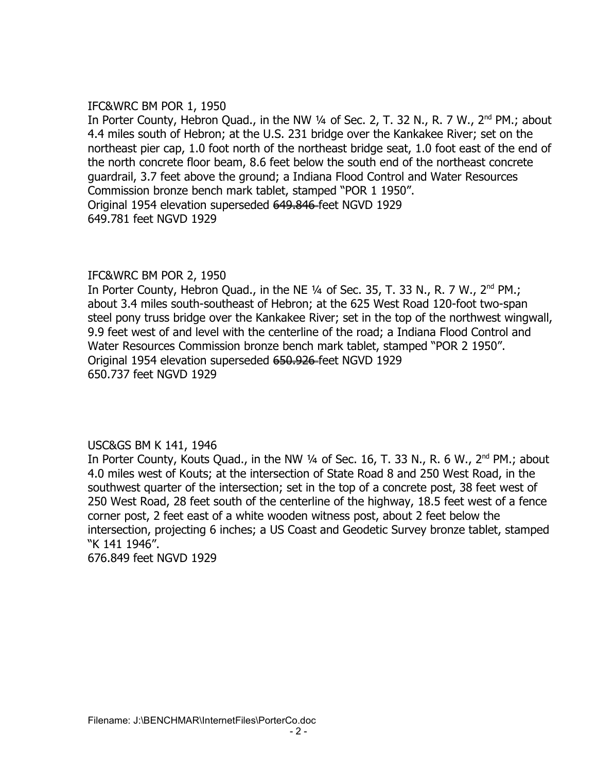IFC&WRC BM POR 1, 1950

In Porter County, Hebron Quad., in the NW ¼ of Sec. 2, T. 32 N., R. 7 W., 2nd PM.; about 4.4 miles south of Hebron; at the U.S. 231 bridge over the Kankakee River; set on the northeast pier cap, 1.0 foot north of the northeast bridge seat, 1.0 foot east of the end of the north concrete floor beam, 8.6 feet below the south end of the northeast concrete guardrail, 3.7 feet above the ground; a Indiana Flood Control and Water Resources Commission bronze bench mark tablet, stamped "POR 1 1950".

Original 1954 elevation superseded ~~649.846~~ feet NGVD 1929

649.781 feet NGVD 1929

IFC&WRC BM POR 2, 1950

In Porter County, Hebron Quad., in the NE ¼ of Sec. 35, T. 33 N., R. 7 W., 2nd PM.; about 3.4 miles south-southeast of Hebron; at the 625 West Road 120-foot two-span steel pony truss bridge over the Kankakee River; set in the top of the northwest wingwall, 9.9 feet west of and level with the centerline of the road; a Indiana Flood Control and Water Resources Commission bronze bench mark tablet, stamped "POR 2 1950".

Original 1954 elevation superseded ~~650.926~~ feet NGVD 1929

650.737 feet NGVD 1929

USC&GS BM K 141, 1946

In Porter County, Kouts Quad., in the NW ¼ of Sec. 16, T. 33 N., R. 6 W., 2nd PM.; about 4.0 miles west of Kouts; at the intersection of State Road 8 and 250 West Road, in the southwest quarter of the intersection; set in the top of a concrete post, 38 feet west of 250 West Road, 28 feet south of the centerline of the highway, 18.5 feet west of a fence corner post, 2 feet east of a white wooden witness post, about 2 feet below the intersection, projecting 6 inches; a US Coast and Geodetic Survey bronze tablet, stamped "K 141 1946".

676.849 feet NGVD 1929

Filename: J:\BENCHMAR\InternetFiles\PorterCo.doc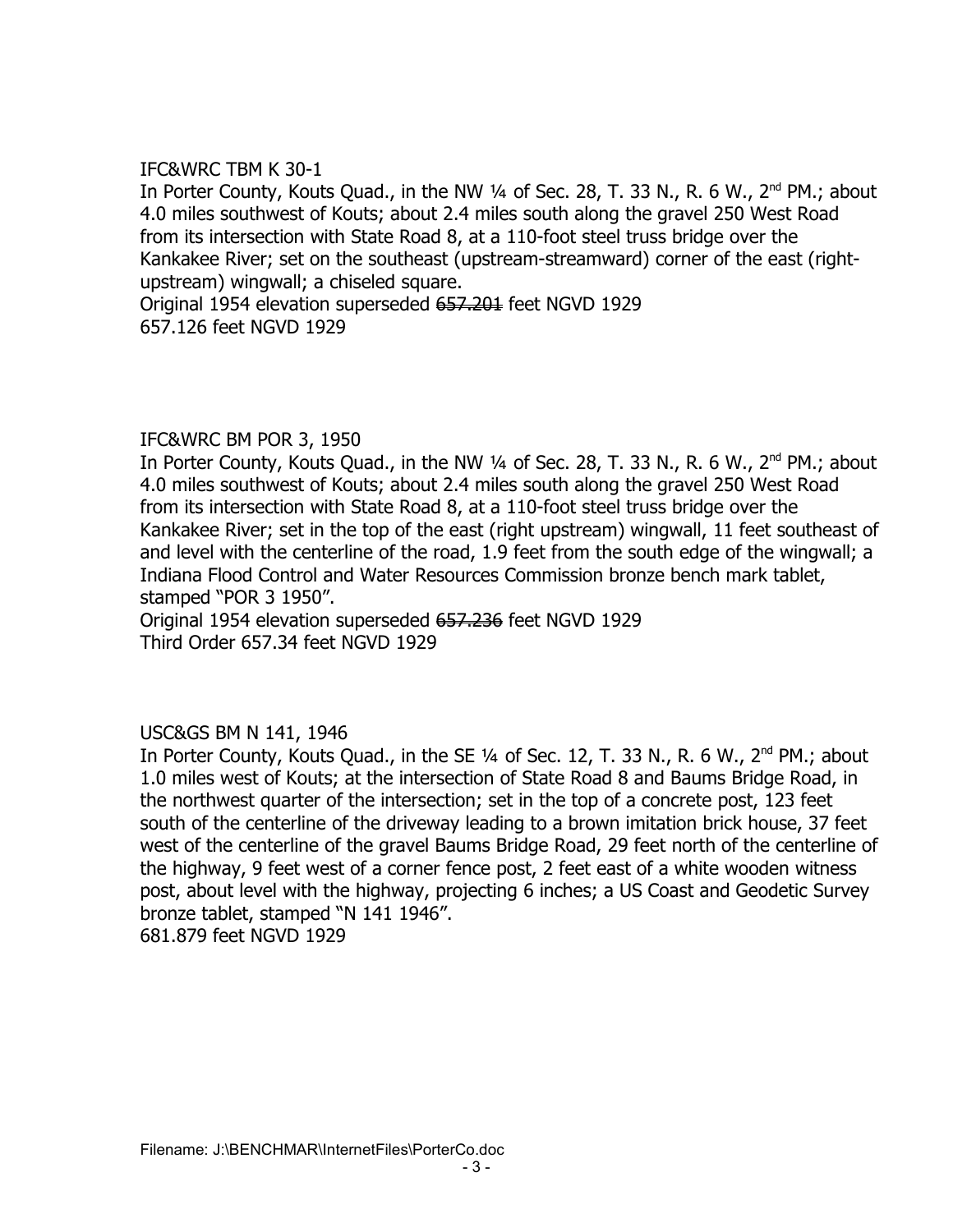IFC&WRC TBM K 30-1

In Porter County, Kouts Quad., in the NW ¼ of Sec. 28, T. 33 N., R. 6 W., 2nd PM.; about 4.0 miles southwest of Kouts; about 2.4 miles south along the gravel 250 West Road from its intersection with State Road 8, at a 110-foot steel truss bridge over the Kankakee River; set on the southeast (upstream-streamward) corner of the east (right-upstream) wingwall; a chiseled square.

Original 1954 elevation superseded ~~657.201~~ feet NGVD 1929

657.126 feet NGVD 1929

IFC&WRC BM POR 3, 1950

In Porter County, Kouts Quad., in the NW ¼ of Sec. 28, T. 33 N., R. 6 W., 2nd PM.; about 4.0 miles southwest of Kouts; about 2.4 miles south along the gravel 250 West Road from its intersection with State Road 8, at a 110-foot steel truss bridge over the Kankakee River; set in the top of the east (right upstream) wingwall, 11 feet southeast of and level with the centerline of the road, 1.9 feet from the south edge of the wingwall; a Indiana Flood Control and Water Resources Commission bronze bench mark tablet, stamped "POR 3 1950".

Original 1954 elevation superseded ~~657.236~~ feet NGVD 1929

Third Order 657.34 feet NGVD 1929

USC&GS BM N 141, 1946

In Porter County, Kouts Quad., in the SE ¼ of Sec. 12, T. 33 N., R. 6 W., 2nd PM.; about 1.0 miles west of Kouts; at the intersection of State Road 8 and Baums Bridge Road, in the northwest quarter of the intersection; set in the top of a concrete post, 123 feet south of the centerline of the driveway leading to a brown imitation brick house, 37 feet west of the centerline of the gravel Baums Bridge Road, 29 feet north of the centerline of the highway, 9 feet west of a corner fence post, 2 feet east of a white wooden witness post, about level with the highway, projecting 6 inches; a US Coast and Geodetic Survey bronze tablet, stamped "N 141 1946".

681.879 feet NGVD 1929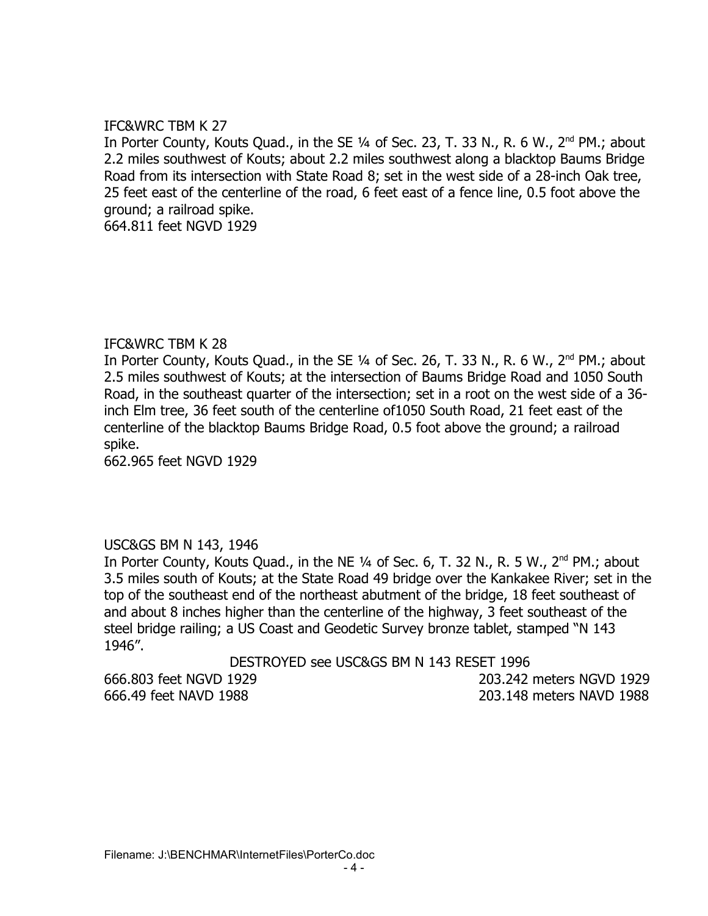IFC&WRC TBM K 27

In Porter County, Kouts Quad., in the SE ¼ of Sec. 23, T. 33 N., R. 6 W., 2nd PM.; about 2.2 miles southwest of Kouts; about 2.2 miles southwest along a blacktop Baums Bridge Road from its intersection with State Road 8; set in the west side of a 28-inch Oak tree, 25 feet east of the centerline of the road, 6 feet east of a fence line, 0.5 foot above the ground; a railroad spike.

664.811 feet NGVD 1929

IFC&WRC TBM K 28

In Porter County, Kouts Quad., in the SE ¼ of Sec. 26, T. 33 N., R. 6 W., 2nd PM.; about 2.5 miles southwest of Kouts; at the intersection of Baums Bridge Road and 1050 South Road, in the southeast quarter of the intersection; set in a root on the west side of a 36-inch Elm tree, 36 feet south of the centerline of1050 South Road, 21 feet east of the centerline of the blacktop Baums Bridge Road, 0.5 foot above the ground; a railroad spike.

662.965 feet NGVD 1929

USC&GS BM N 143, 1946

In Porter County, Kouts Quad., in the NE ¼ of Sec. 6, T. 32 N., R. 5 W., 2nd PM.; about 3.5 miles south of Kouts; at the State Road 49 bridge over the Kankakee River; set in the top of the southeast end of the northeast abutment of the bridge, 18 feet southeast of and about 8 inches higher than the centerline of the highway, 3 feet southeast of the steel bridge railing; a US Coast and Geodetic Survey bronze tablet, stamped "N 143 1946".

DESTROYED see USC&GS BM N 143 RESET 1996

666.803 feet NGVD 1929 — 203.242 meters NGVD 1929

666.49 feet NAVD 1988 — 203.148 meters NAVD 1988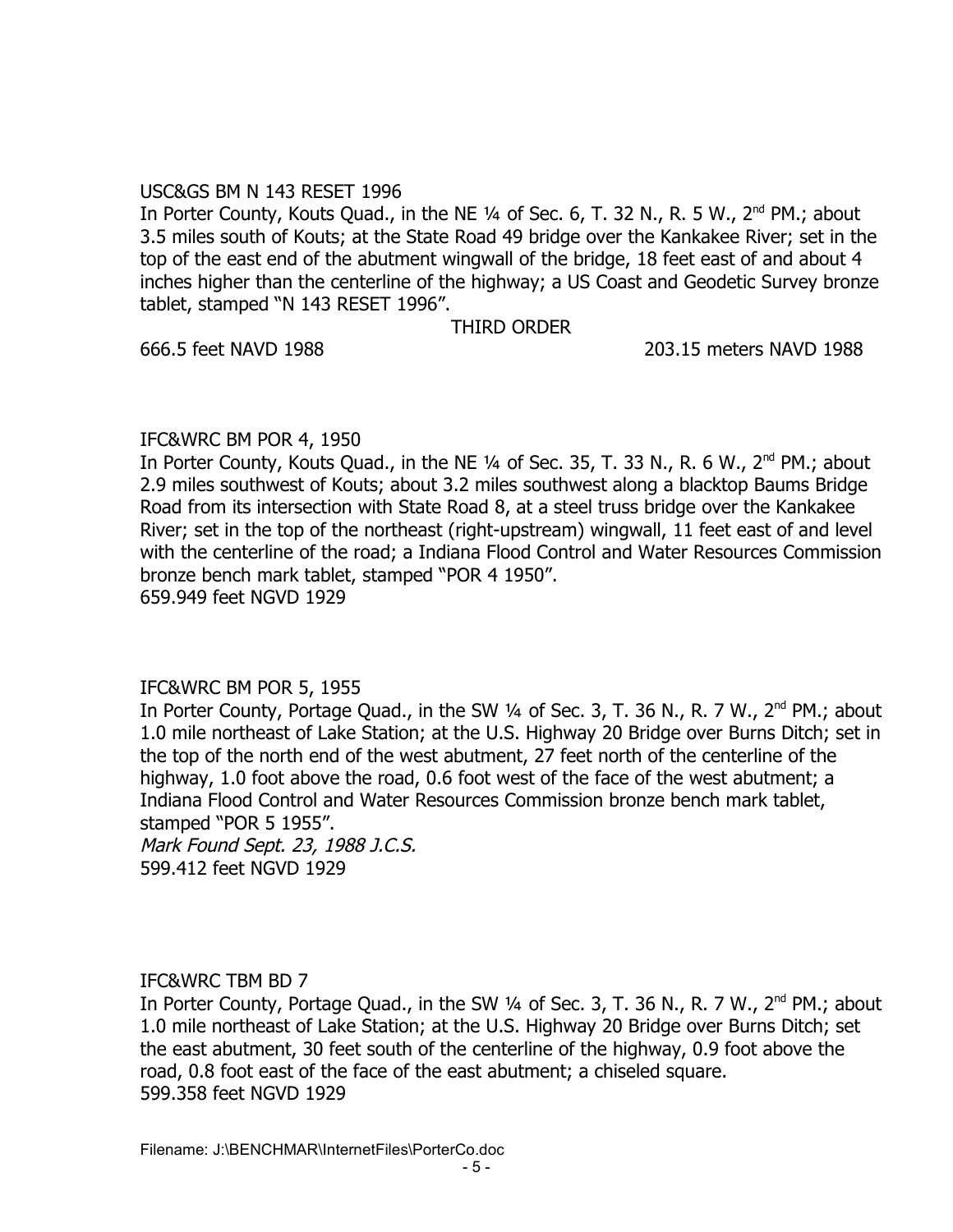USC&GS BM N 143 RESET 1996

In Porter County, Kouts Quad., in the NE ¼ of Sec. 6, T. 32 N., R. 5 W., 2nd PM.; about 3.5 miles south of Kouts; at the State Road 49 bridge over the Kankakee River; set in the top of the east end of the abutment wingwall of the bridge, 18 feet east of and about 4 inches higher than the centerline of the highway; a US Coast and Geodetic Survey bronze tablet, stamped "N 143 RESET 1996".

THIRD ORDER

666.5 feet NAVD 1988 203.15 meters NAVD 1988

IFC&WRC BM POR 4, 1950

In Porter County, Kouts Quad., in the NE ¼ of Sec. 35, T. 33 N., R. 6 W., 2nd PM.; about 2.9 miles southwest of Kouts; about 3.2 miles southwest along a blacktop Baums Bridge Road from its intersection with State Road 8, at a steel truss bridge over the Kankakee River; set in the top of the northeast (right-upstream) wingwall, 11 feet east of and level with the centerline of the road; a Indiana Flood Control and Water Resources Commission bronze bench mark tablet, stamped "POR 4 1950".

659.949 feet NGVD 1929

IFC&WRC BM POR 5, 1955

In Porter County, Portage Quad., in the SW ¼ of Sec. 3, T. 36 N., R. 7 W., 2nd PM.; about 1.0 mile northeast of Lake Station; at the U.S. Highway 20 Bridge over Burns Ditch; set in the top of the north end of the west abutment, 27 feet north of the centerline of the highway, 1.0 foot above the road, 0.6 foot west of the face of the west abutment; a Indiana Flood Control and Water Resources Commission bronze bench mark tablet, stamped "POR 5 1955".

*Mark Found Sept. 23, 1988 J.C.S.*

599.412 feet NGVD 1929

IFC&WRC TBM BD 7

In Porter County, Portage Quad., in the SW ¼ of Sec. 3, T. 36 N., R. 7 W., 2nd PM.; about 1.0 mile northeast of Lake Station; at the U.S. Highway 20 Bridge over Burns Ditch; set the east abutment, 30 feet south of the centerline of the highway, 0.9 foot above the road, 0.8 foot east of the face of the east abutment; a chiseled square.

599.358 feet NGVD 1929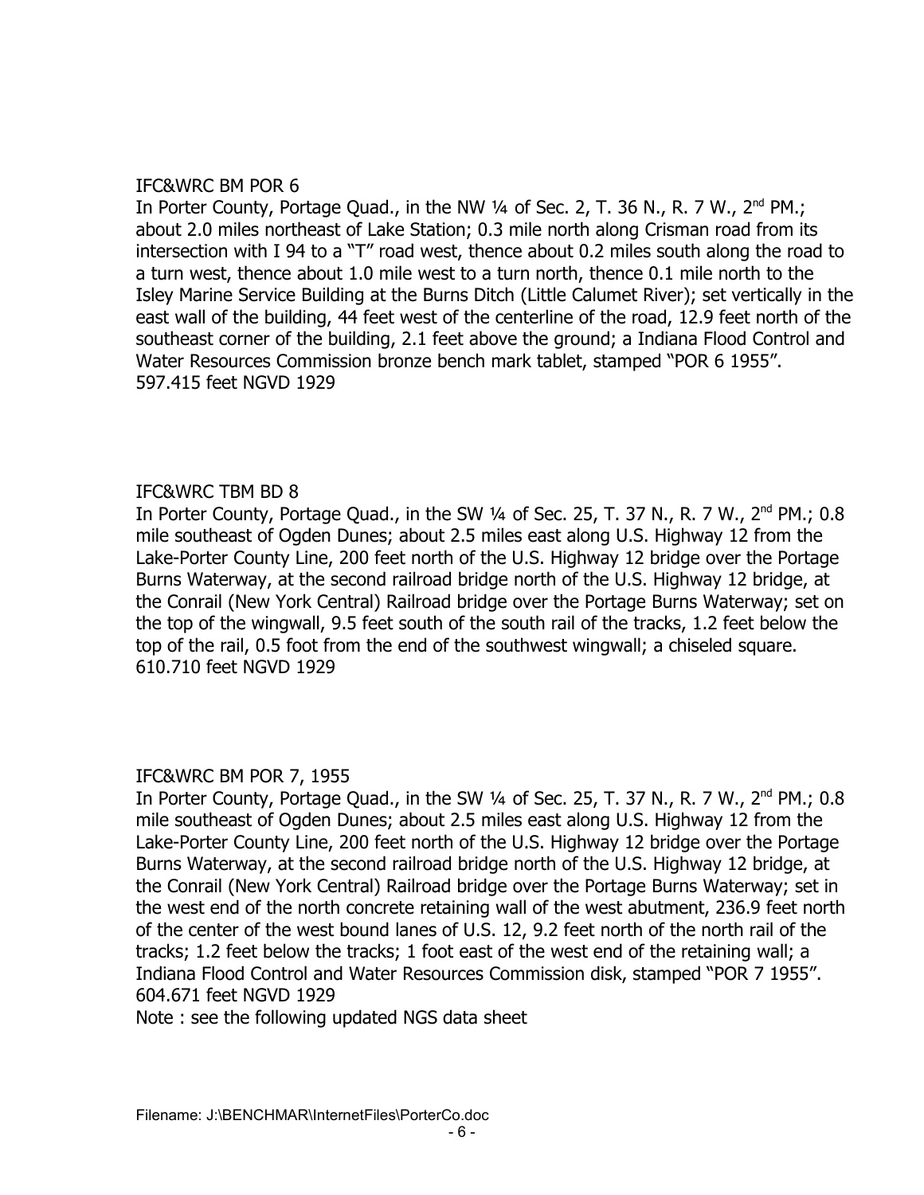IFC&WRC BM POR 6

In Porter County, Portage Quad., in the NW ¼ of Sec. 2, T. 36 N., R. 7 W., 2nd PM.; about 2.0 miles northeast of Lake Station; 0.3 mile north along Crisman road from its intersection with I 94 to a "T" road west, thence about 0.2 miles south along the road to a turn west, thence about 1.0 mile west to a turn north, thence 0.1 mile north to the Isley Marine Service Building at the Burns Ditch (Little Calumet River); set vertically in the east wall of the building, 44 feet west of the centerline of the road, 12.9 feet north of the southeast corner of the building, 2.1 feet above the ground; a Indiana Flood Control and Water Resources Commission bronze bench mark tablet, stamped "POR 6 1955".
597.415 feet NGVD 1929

IFC&WRC TBM BD 8

In Porter County, Portage Quad., in the SW ¼ of Sec. 25, T. 37 N., R. 7 W., 2nd PM.; 0.8 mile southeast of Ogden Dunes; about 2.5 miles east along U.S. Highway 12 from the Lake-Porter County Line, 200 feet north of the U.S. Highway 12 bridge over the Portage Burns Waterway, at the second railroad bridge north of the U.S. Highway 12 bridge, at the Conrail (New York Central) Railroad bridge over the Portage Burns Waterway; set on the top of the wingwall, 9.5 feet south of the south rail of the tracks, 1.2 feet below the top of the rail, 0.5 foot from the end of the southwest wingwall; a chiseled square.
610.710 feet NGVD 1929

IFC&WRC BM POR 7, 1955

In Porter County, Portage Quad., in the SW ¼ of Sec. 25, T. 37 N., R. 7 W., 2nd PM.; 0.8 mile southeast of Ogden Dunes; about 2.5 miles east along U.S. Highway 12 from the Lake-Porter County Line, 200 feet north of the U.S. Highway 12 bridge over the Portage Burns Waterway, at the second railroad bridge north of the U.S. Highway 12 bridge, at the Conrail (New York Central) Railroad bridge over the Portage Burns Waterway; set in the west end of the north concrete retaining wall of the west abutment, 236.9 feet north of the center of the west bound lanes of U.S. 12, 9.2 feet north of the north rail of the tracks; 1.2 feet below the tracks; 1 foot east of the west end of the retaining wall; a Indiana Flood Control and Water Resources Commission disk, stamped "POR 7 1955".
604.671 feet NGVD 1929
Note : see the following updated NGS data sheet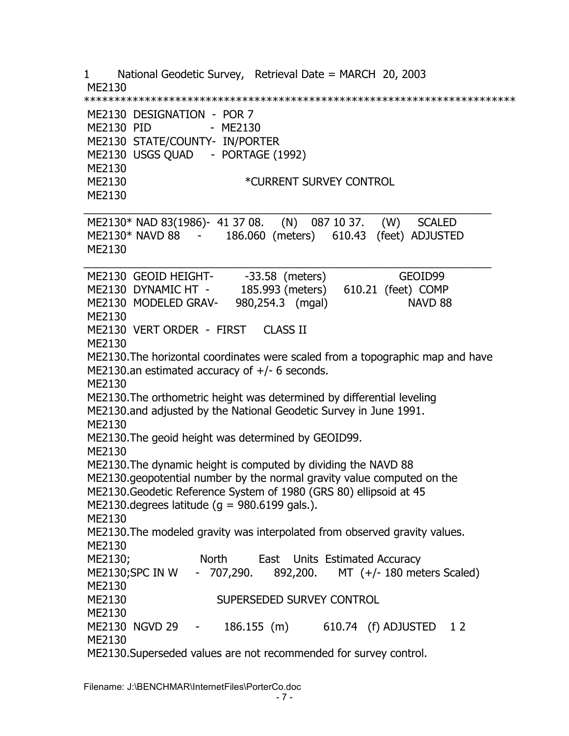```
1       National Geodetic Survey,   Retrieval Date = MARCH  20, 2003
 ME2130
***********************************************************************
 ME2130  DESIGNATION  -  POR 7
 ME2130  PID          -  ME2130
 ME2130  STATE/COUNTY-  IN/PORTER
 ME2130  USGS QUAD    -  PORTAGE (1992)
 ME2130
 ME2130                         *CURRENT SURVEY CONTROL
 ME2130
___________________________________________________________________
 ME2130* NAD 83(1986)-  41 37 08.    (N)    087 10 37.    (W)     SCALED
 ME2130* NAVD 88     -      186.060  (meters)     610.43   (feet)  ADJUSTED
 ME2130
___________________________________________________________________
 ME2130  GEOID HEIGHT-        -33.58  (meters)                 GEOID99
 ME2130  DYNAMIC HT  -       185.993 (meters)    610.21  (feet)  COMP
 ME2130  MODELED GRAV-    980,254.3   (mgal)                  NAVD 88
 ME2130
 ME2130  VERT ORDER  -  FIRST     CLASS II
 ME2130
 ME2130.The horizontal coordinates were scaled from a topographic map and have
 ME2130.an estimated accuracy of +/- 6 seconds.
 ME2130
 ME2130.The orthometric height was determined by differential leveling
 ME2130.and adjusted by the National Geodetic Survey in June 1991.
 ME2130
 ME2130.The geoid height was determined by GEOID99.
 ME2130
 ME2130.The dynamic height is computed by dividing the NAVD 88
 ME2130.geopotential number by the normal gravity value computed on the
 ME2130.Geodetic Reference System of 1980 (GRS 80) ellipsoid at 45
 ME2130.degrees latitude (g = 980.6199 gals.).
 ME2130
 ME2130.The modeled gravity was interpolated from observed gravity values.
 ME2130
 ME2130;                North        East    Units  Estimated Accuracy
 ME2130;SPC IN W     -  707,290.     892,200.     MT  (+/- 180 meters Scaled)
 ME2130
 ME2130                      SUPERSEDED SURVEY CONTROL
 ME2130
 ME2130  NGVD 29     -      186.155  (m)         610.74   (f) ADJUSTED    1 2
 ME2130
 ME2130.Superseded values are not recommended for survey control.
```

Filename: J:\BENCHMAR\InternetFiles\PorterCo.doc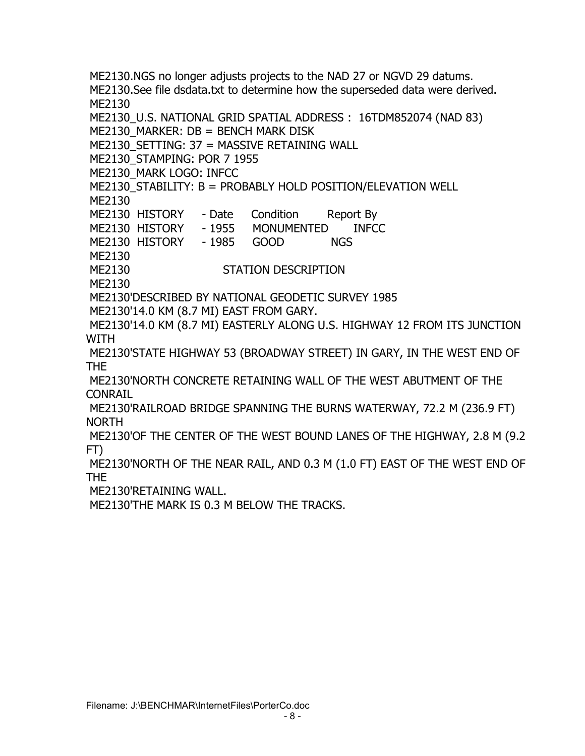ME2130.NGS no longer adjusts projects to the NAD 27 or NGVD 29 datums.
ME2130.See file dsdata.txt to determine how the superseded data were derived.
ME2130
ME2130_U.S. NATIONAL GRID SPATIAL ADDRESS : 16TDM852074 (NAD 83)
ME2130_MARKER: DB = BENCH MARK DISK
ME2130_SETTING: 37 = MASSIVE RETAINING WALL
ME2130_STAMPING: POR 7 1955
ME2130_MARK LOGO: INFCC
ME2130_STABILITY: B = PROBABLY HOLD POSITION/ELEVATION WELL
ME2130
ME2130 HISTORY - Date Condition Report By
ME2130 HISTORY - 1955 MONUMENTED INFCC
ME2130 HISTORY - 1985 GOOD NGS
ME2130
ME2130 STATION DESCRIPTION
ME2130
ME2130'DESCRIBED BY NATIONAL GEODETIC SURVEY 1985
ME2130'14.0 KM (8.7 MI) EAST FROM GARY.
ME2130'14.0 KM (8.7 MI) EASTERLY ALONG U.S. HIGHWAY 12 FROM ITS JUNCTION WITH
ME2130'STATE HIGHWAY 53 (BROADWAY STREET) IN GARY, IN THE WEST END OF THE
ME2130'NORTH CONCRETE RETAINING WALL OF THE WEST ABUTMENT OF THE CONRAIL
ME2130'RAILROAD BRIDGE SPANNING THE BURNS WATERWAY, 72.2 M (236.9 FT) NORTH
ME2130'OF THE CENTER OF THE WEST BOUND LANES OF THE HIGHWAY, 2.8 M (9.2 FT)
ME2130'NORTH OF THE NEAR RAIL, AND 0.3 M (1.0 FT) EAST OF THE WEST END OF THE
ME2130'RETAINING WALL.
ME2130'THE MARK IS 0.3 M BELOW THE TRACKS.

Filename: J:\BENCHMAR\InternetFiles\PorterCo.doc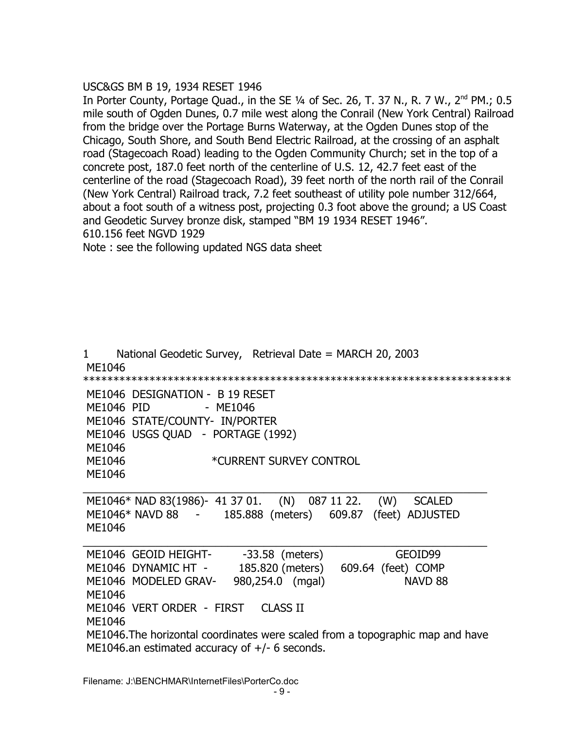USC&GS BM B 19, 1934 RESET 1946

In Porter County, Portage Quad., in the SE ¼ of Sec. 26, T. 37 N., R. 7 W., 2nd PM.; 0.5 mile south of Ogden Dunes, 0.7 mile west along the Conrail (New York Central) Railroad from the bridge over the Portage Burns Waterway, at the Ogden Dunes stop of the Chicago, South Shore, and South Bend Electric Railroad, at the crossing of an asphalt road (Stagecoach Road) leading to the Ogden Community Church; set in the top of a concrete post, 187.0 feet north of the centerline of U.S. 12, 42.7 feet east of the centerline of the road (Stagecoach Road), 39 feet north of the north rail of the Conrail (New York Central) Railroad track, 7.2 feet southeast of utility pole number 312/664, about a foot south of a witness post, projecting 0.3 foot above the ground; a US Coast and Geodetic Survey bronze disk, stamped "BM 19 1934 RESET 1946".

610.156 feet NGVD 1929

Note : see the following updated NGS data sheet

```
1       National Geodetic Survey,   Retrieval Date = MARCH 20, 2003
 ME1046
 ***********************************************************************
 ME1046  DESIGNATION -  B 19 RESET
 ME1046  PID         -  ME1046
 ME1046  STATE/COUNTY-  IN/PORTER
 ME1046  USGS QUAD   -  PORTAGE (1992)
 ME1046
 ME1046                  *CURRENT SURVEY CONTROL
 ME1046
 ___________________________________________________________________
 ME1046* NAD 83(1986)-  41 37 01.    (N)   087 11 22.    (W)    SCALED
 ME1046* NAVD 88     -     185.888  (meters)     609.87   (feet)  ADJUSTED
 ME1046
 ___________________________________________________________________
 ME1046  GEOID HEIGHT-       -33.58  (meters)                GEOID99
 ME1046  DYNAMIC HT  -      185.820 (meters)     609.64  (feet)  COMP
 ME1046  MODELED GRAV-    980,254.0   (mgal)                NAVD 88
 ME1046
 ME1046  VERT ORDER  -  FIRST    CLASS II
 ME1046
 ME1046.The horizontal coordinates were scaled from a topographic map and have
 ME1046.an estimated accuracy of +/- 6 seconds.
```

Filename: J:\BENCHMAR\InternetFiles\PorterCo.doc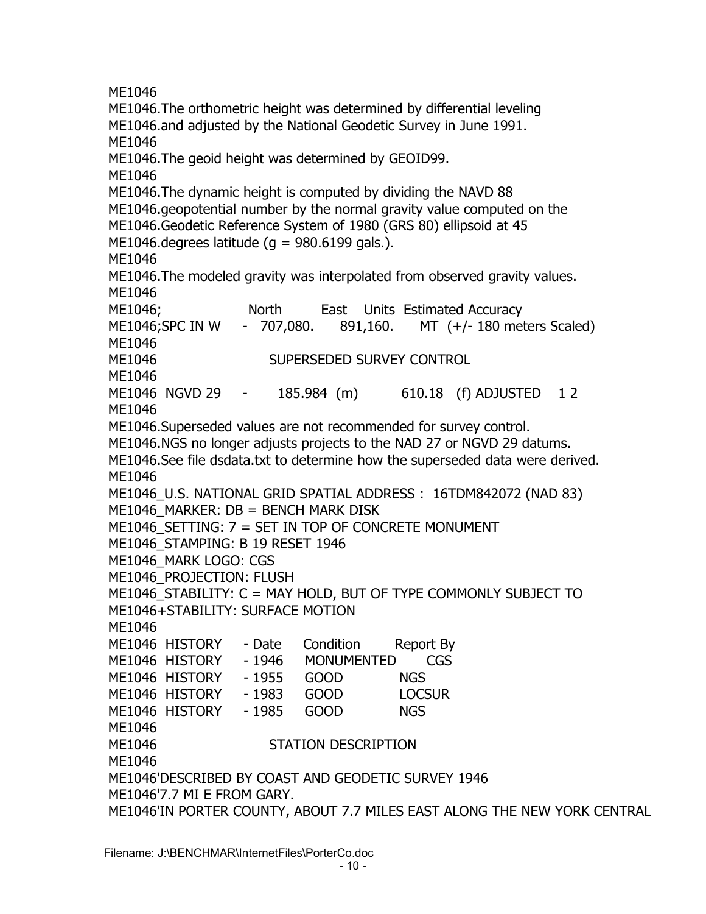ME1046
ME1046.The orthometric height was determined by differential leveling
ME1046.and adjusted by the National Geodetic Survey in June 1991.
ME1046
ME1046.The geoid height was determined by GEOID99.
ME1046
ME1046.The dynamic height is computed by dividing the NAVD 88
ME1046.geopotential number by the normal gravity value computed on the
ME1046.Geodetic Reference System of 1980 (GRS 80) ellipsoid at 45
ME1046.degrees latitude (g = 980.6199 gals.).
ME1046
ME1046.The modeled gravity was interpolated from observed gravity values.
ME1046
ME1046;                North       East    Units  Estimated Accuracy
ME1046;SPC IN W    -  707,080.     891,160.     MT  (+/- 180 meters Scaled)
ME1046
ME1046                  SUPERSEDED SURVEY CONTROL
ME1046
ME1046  NGVD 29    -      185.984  (m)         610.18   (f) ADJUSTED    1 2
ME1046
ME1046.Superseded values are not recommended for survey control.
ME1046.NGS no longer adjusts projects to the NAD 27 or NGVD 29 datums.
ME1046.See file dsdata.txt to determine how the superseded data were derived.
ME1046
ME1046_U.S. NATIONAL GRID SPATIAL ADDRESS :  16TDM842072 (NAD 83)
ME1046_MARKER: DB = BENCH MARK DISK
ME1046_SETTING: 7 = SET IN TOP OF CONCRETE MONUMENT
ME1046_STAMPING: B 19 RESET 1946
ME1046_MARK LOGO: CGS
ME1046_PROJECTION: FLUSH
ME1046_STABILITY: C = MAY HOLD, BUT OF TYPE COMMONLY SUBJECT TO
ME1046+STABILITY: SURFACE MOTION
ME1046
ME1046  HISTORY    - Date    Condition       Report By
ME1046  HISTORY    - 1946    MONUMENTED      CGS
ME1046  HISTORY    - 1955    GOOD            NGS
ME1046  HISTORY    - 1983    GOOD            LOCSUR
ME1046  HISTORY    - 1985    GOOD            NGS
ME1046
ME1046                  STATION DESCRIPTION
ME1046
ME1046'DESCRIBED BY COAST AND GEODETIC SURVEY 1946
ME1046'7.7 MI E FROM GARY.
ME1046'IN PORTER COUNTY, ABOUT 7.7 MILES EAST ALONG THE NEW YORK CENTRAL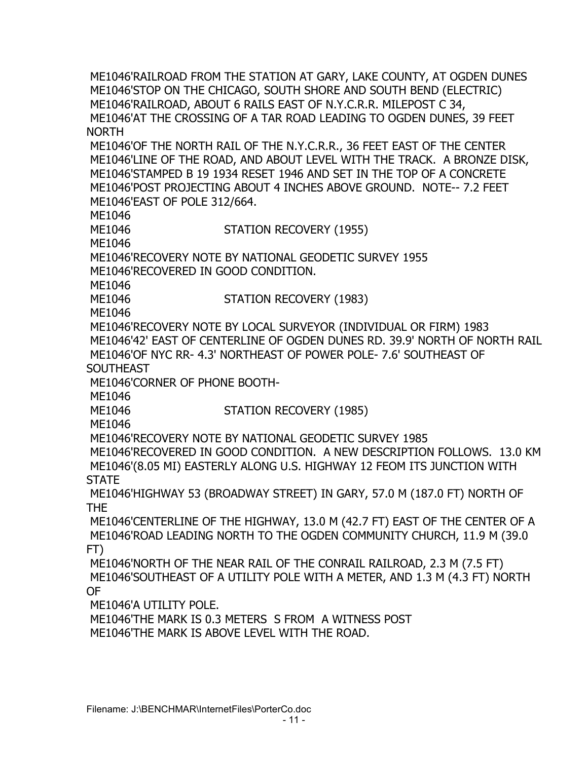ME1046'RAILROAD FROM THE STATION AT GARY, LAKE COUNTY, AT OGDEN DUNES
ME1046'STOP ON THE CHICAGO, SOUTH SHORE AND SOUTH BEND (ELECTRIC)
ME1046'RAILROAD, ABOUT 6 RAILS EAST OF N.Y.C.R.R. MILEPOST C 34,
ME1046'AT THE CROSSING OF A TAR ROAD LEADING TO OGDEN DUNES, 39 FEET NORTH
ME1046'OF THE NORTH RAIL OF THE N.Y.C.R.R., 36 FEET EAST OF THE CENTER
ME1046'LINE OF THE ROAD, AND ABOUT LEVEL WITH THE TRACK. A BRONZE DISK,
ME1046'STAMPED B 19 1934 RESET 1946 AND SET IN THE TOP OF A CONCRETE
ME1046'POST PROJECTING ABOUT 4 INCHES ABOVE GROUND. NOTE-- 7.2 FEET
ME1046'EAST OF POLE 312/664.
ME1046
ME1046 STATION RECOVERY (1955)
ME1046
ME1046'RECOVERY NOTE BY NATIONAL GEODETIC SURVEY 1955
ME1046'RECOVERED IN GOOD CONDITION.
ME1046
ME1046 STATION RECOVERY (1983)
ME1046
ME1046'RECOVERY NOTE BY LOCAL SURVEYOR (INDIVIDUAL OR FIRM) 1983
ME1046'42' EAST OF CENTERLINE OF OGDEN DUNES RD. 39.9' NORTH OF NORTH RAIL
ME1046'OF NYC RR- 4.3' NORTHEAST OF POWER POLE- 7.6' SOUTHEAST OF SOUTHEAST
ME1046'CORNER OF PHONE BOOTH-
ME1046
ME1046 STATION RECOVERY (1985)
ME1046
ME1046'RECOVERY NOTE BY NATIONAL GEODETIC SURVEY 1985
ME1046'RECOVERED IN GOOD CONDITION. A NEW DESCRIPTION FOLLOWS. 13.0 KM
ME1046'(8.05 MI) EASTERLY ALONG U.S. HIGHWAY 12 FEOM ITS JUNCTION WITH STATE
ME1046'HIGHWAY 53 (BROADWAY STREET) IN GARY, 57.0 M (187.0 FT) NORTH OF THE
ME1046'CENTERLINE OF THE HIGHWAY, 13.0 M (42.7 FT) EAST OF THE CENTER OF A
ME1046'ROAD LEADING NORTH TO THE OGDEN COMMUNITY CHURCH, 11.9 M (39.0 FT)
ME1046'NORTH OF THE NEAR RAIL OF THE CONRAIL RAILROAD, 2.3 M (7.5 FT)
ME1046'SOUTHEAST OF A UTILITY POLE WITH A METER, AND 1.3 M (4.3 FT) NORTH OF
ME1046'A UTILITY POLE.
ME1046'THE MARK IS 0.3 METERS S FROM A WITNESS POST
ME1046'THE MARK IS ABOVE LEVEL WITH THE ROAD.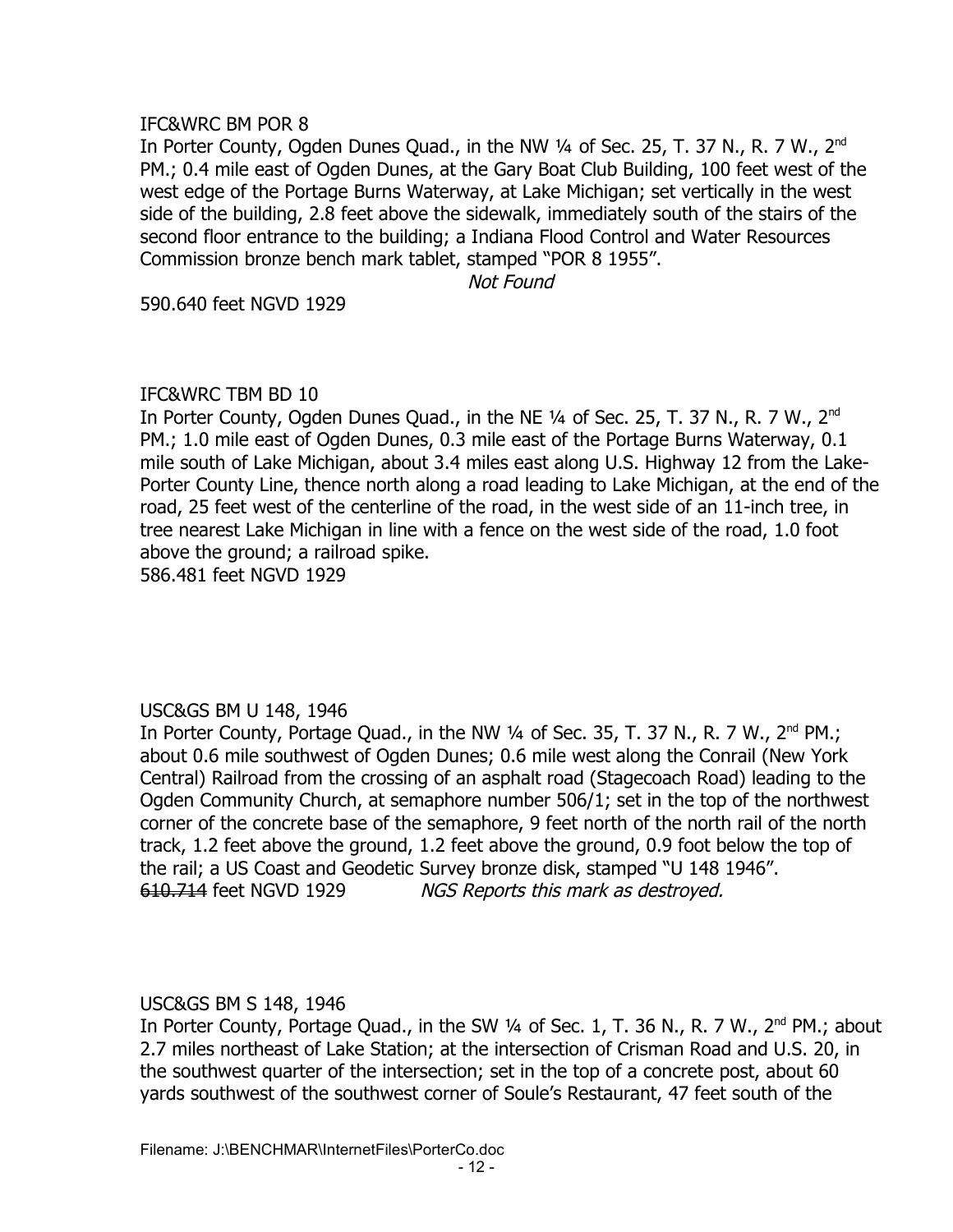IFC&WRC BM POR 8

In Porter County, Ogden Dunes Quad., in the NW ¼ of Sec. 25, T. 37 N., R. 7 W., 2nd PM.; 0.4 mile east of Ogden Dunes, at the Gary Boat Club Building, 100 feet west of the west edge of the Portage Burns Waterway, at Lake Michigan; set vertically in the west side of the building, 2.8 feet above the sidewalk, immediately south of the stairs of the second floor entrance to the building; a Indiana Flood Control and Water Resources Commission bronze bench mark tablet, stamped "POR 8 1955".

*Not Found*

590.640 feet NGVD 1929

IFC&WRC TBM BD 10

In Porter County, Ogden Dunes Quad., in the NE ¼ of Sec. 25, T. 37 N., R. 7 W., 2nd PM.; 1.0 mile east of Ogden Dunes, 0.3 mile east of the Portage Burns Waterway, 0.1 mile south of Lake Michigan, about 3.4 miles east along U.S. Highway 12 from the Lake-Porter County Line, thence north along a road leading to Lake Michigan, at the end of the road, 25 feet west of the centerline of the road, in the west side of an 11-inch tree, in tree nearest Lake Michigan in line with a fence on the west side of the road, 1.0 foot above the ground; a railroad spike.

586.481 feet NGVD 1929

USC&GS BM U 148, 1946

In Porter County, Portage Quad., in the NW ¼ of Sec. 35, T. 37 N., R. 7 W., 2nd PM.; about 0.6 mile southwest of Ogden Dunes; 0.6 mile west along the Conrail (New York Central) Railroad from the crossing of an asphalt road (Stagecoach Road) leading to the Ogden Community Church, at semaphore number 506/1; set in the top of the northwest corner of the concrete base of the semaphore, 9 feet north of the north rail of the north track, 1.2 feet above the ground, 1.2 feet above the ground, 0.9 foot below the top of the rail; a US Coast and Geodetic Survey bronze disk, stamped "U 148 1946".

~~610.714~~ feet NGVD 1929 *NGS Reports this mark as destroyed.*

USC&GS BM S 148, 1946

In Porter County, Portage Quad., in the SW ¼ of Sec. 1, T. 36 N., R. 7 W., 2nd PM.; about 2.7 miles northeast of Lake Station; at the intersection of Crisman Road and U.S. 20, in the southwest quarter of the intersection; set in the top of a concrete post, about 60 yards southwest of the southwest corner of Soule's Restaurant, 47 feet south of the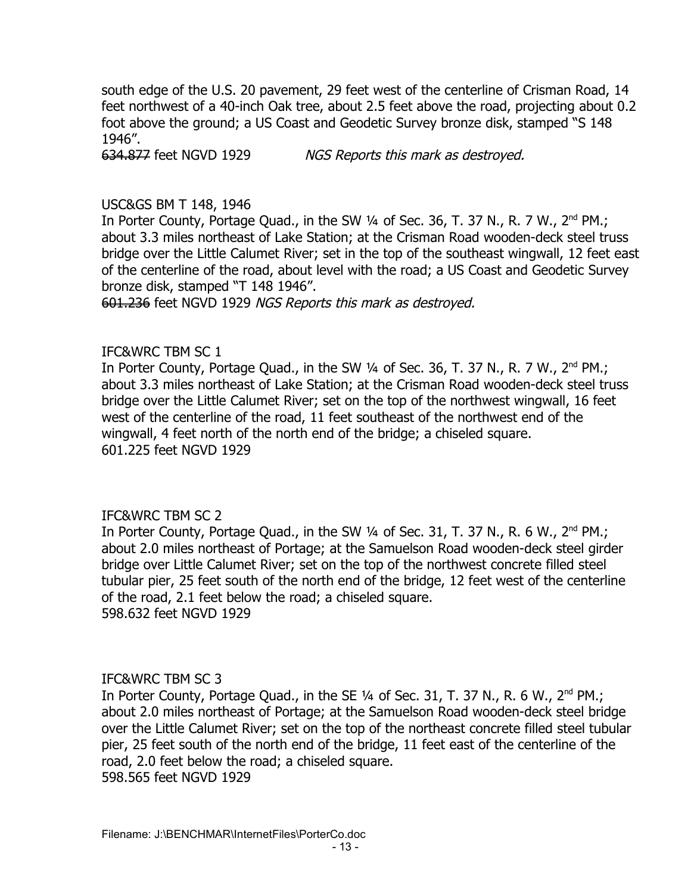south edge of the U.S. 20 pavement, 29 feet west of the centerline of Crisman Road, 14 feet northwest of a 40-inch Oak tree, about 2.5 feet above the road, projecting about 0.2 foot above the ground; a US Coast and Geodetic Survey bronze disk, stamped "S 148 1946".
~~634.877~~ feet NGVD 1929 *NGS Reports this mark as destroyed.*

USC&GS BM T 148, 1946
In Porter County, Portage Quad., in the SW ¼ of Sec. 36, T. 37 N., R. 7 W., 2nd PM.; about 3.3 miles northeast of Lake Station; at the Crisman Road wooden-deck steel truss bridge over the Little Calumet River; set in the top of the southeast wingwall, 12 feet east of the centerline of the road, about level with the road; a US Coast and Geodetic Survey bronze disk, stamped "T 148 1946".
~~601.236~~ feet NGVD 1929 *NGS Reports this mark as destroyed.*

IFC&WRC TBM SC 1
In Porter County, Portage Quad., in the SW ¼ of Sec. 36, T. 37 N., R. 7 W., 2nd PM.; about 3.3 miles northeast of Lake Station; at the Crisman Road wooden-deck steel truss bridge over the Little Calumet River; set on the top of the northwest wingwall, 16 feet west of the centerline of the road, 11 feet southeast of the northwest end of the wingwall, 4 feet north of the north end of the bridge; a chiseled square.
601.225 feet NGVD 1929

IFC&WRC TBM SC 2
In Porter County, Portage Quad., in the SW ¼ of Sec. 31, T. 37 N., R. 6 W., 2nd PM.; about 2.0 miles northeast of Portage; at the Samuelson Road wooden-deck steel girder bridge over Little Calumet River; set on the top of the northwest concrete filled steel tubular pier, 25 feet south of the north end of the bridge, 12 feet west of the centerline of the road, 2.1 feet below the road; a chiseled square.
598.632 feet NGVD 1929

IFC&WRC TBM SC 3
In Porter County, Portage Quad., in the SE ¼ of Sec. 31, T. 37 N., R. 6 W., 2nd PM.; about 2.0 miles northeast of Portage; at the Samuelson Road wooden-deck steel bridge over the Little Calumet River; set on the top of the northeast concrete filled steel tubular pier, 25 feet south of the north end of the bridge, 11 feet east of the centerline of the road, 2.0 feet below the road; a chiseled square.
598.565 feet NGVD 1929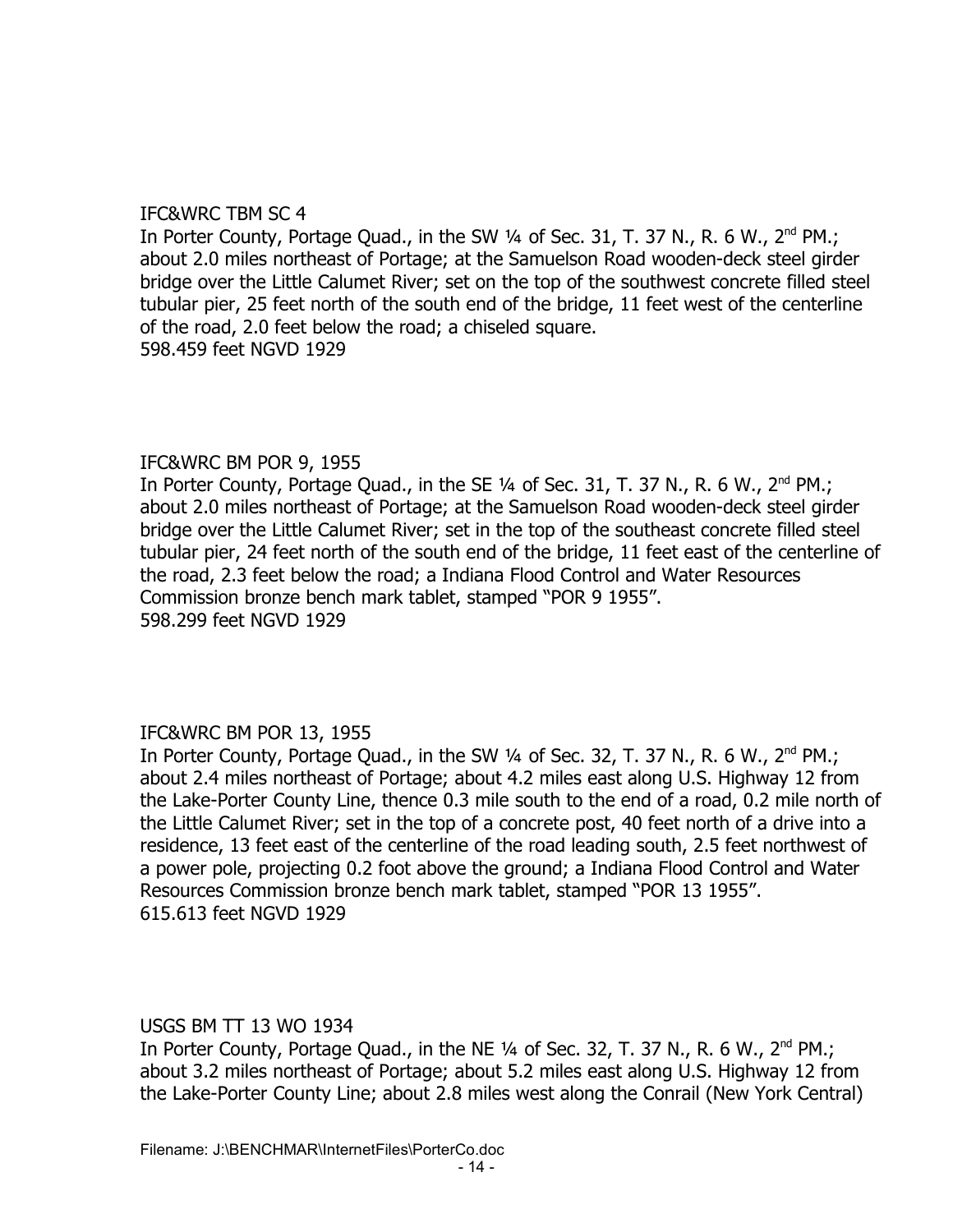IFC&WRC TBM SC 4

In Porter County, Portage Quad., in the SW ¼ of Sec. 31, T. 37 N., R. 6 W., 2nd PM.; about 2.0 miles northeast of Portage; at the Samuelson Road wooden-deck steel girder bridge over the Little Calumet River; set on the top of the southwest concrete filled steel tubular pier, 25 feet north of the south end of the bridge, 11 feet west of the centerline of the road, 2.0 feet below the road; a chiseled square.
598.459 feet NGVD 1929

IFC&WRC BM POR 9, 1955

In Porter County, Portage Quad., in the SE ¼ of Sec. 31, T. 37 N., R. 6 W., 2nd PM.; about 2.0 miles northeast of Portage; at the Samuelson Road wooden-deck steel girder bridge over the Little Calumet River; set in the top of the southeast concrete filled steel tubular pier, 24 feet north of the south end of the bridge, 11 feet east of the centerline of the road, 2.3 feet below the road; a Indiana Flood Control and Water Resources Commission bronze bench mark tablet, stamped "POR 9 1955".
598.299 feet NGVD 1929

IFC&WRC BM POR 13, 1955

In Porter County, Portage Quad., in the SW ¼ of Sec. 32, T. 37 N., R. 6 W., 2nd PM.; about 2.4 miles northeast of Portage; about 4.2 miles east along U.S. Highway 12 from the Lake-Porter County Line, thence 0.3 mile south to the end of a road, 0.2 mile north of the Little Calumet River; set in the top of a concrete post, 40 feet north of a drive into a residence, 13 feet east of the centerline of the road leading south, 2.5 feet northwest of a power pole, projecting 0.2 foot above the ground; a Indiana Flood Control and Water Resources Commission bronze bench mark tablet, stamped "POR 13 1955".
615.613 feet NGVD 1929

USGS BM TT 13 WO 1934

In Porter County, Portage Quad., in the NE ¼ of Sec. 32, T. 37 N., R. 6 W., 2nd PM.; about 3.2 miles northeast of Portage; about 5.2 miles east along U.S. Highway 12 from the Lake-Porter County Line; about 2.8 miles west along the Conrail (New York Central)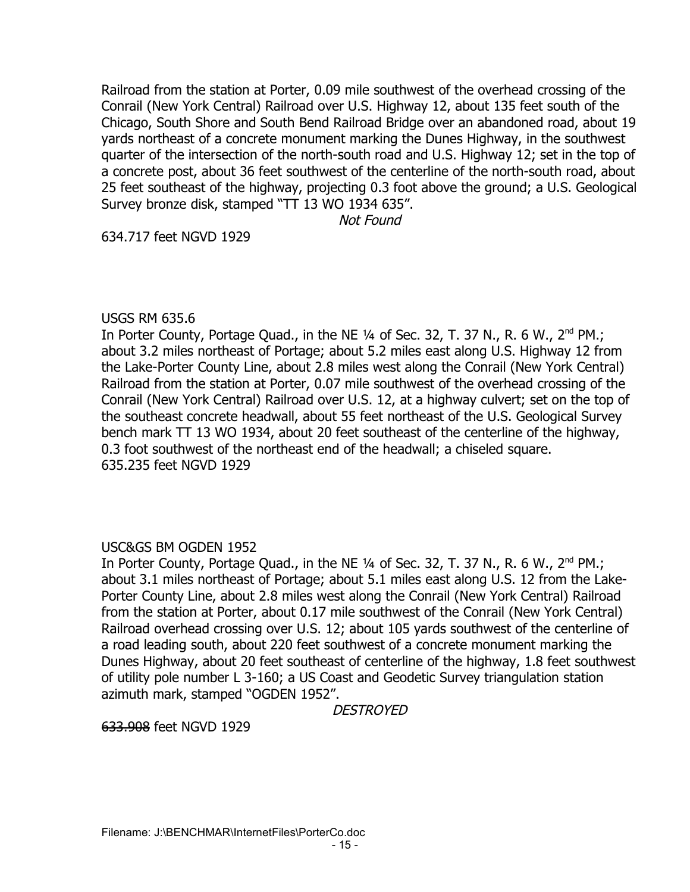Railroad from the station at Porter, 0.09 mile southwest of the overhead crossing of the Conrail (New York Central) Railroad over U.S. Highway 12, about 135 feet south of the Chicago, South Shore and South Bend Railroad Bridge over an abandoned road, about 19 yards northeast of a concrete monument marking the Dunes Highway, in the southwest quarter of the intersection of the north-south road and U.S. Highway 12; set in the top of a concrete post, about 36 feet southwest of the centerline of the north-south road, about 25 feet southeast of the highway, projecting 0.3 foot above the ground; a U.S. Geological Survey bronze disk, stamped "TT 13 WO 1934 635".

*Not Found*

634.717 feet NGVD 1929

USGS RM 635.6

In Porter County, Portage Quad., in the NE ¼ of Sec. 32, T. 37 N., R. 6 W., 2nd PM.; about 3.2 miles northeast of Portage; about 5.2 miles east along U.S. Highway 12 from the Lake-Porter County Line, about 2.8 miles west along the Conrail (New York Central) Railroad from the station at Porter, 0.07 mile southwest of the overhead crossing of the Conrail (New York Central) Railroad over U.S. 12, at a highway culvert; set on the top of the southeast concrete headwall, about 55 feet northeast of the U.S. Geological Survey bench mark TT 13 WO 1934, about 20 feet southeast of the centerline of the highway, 0.3 foot southwest of the northeast end of the headwall; a chiseled square.
635.235 feet NGVD 1929

USC&GS BM OGDEN 1952

In Porter County, Portage Quad., in the NE ¼ of Sec. 32, T. 37 N., R. 6 W., 2nd PM.; about 3.1 miles northeast of Portage; about 5.1 miles east along U.S. 12 from the Lake-Porter County Line, about 2.8 miles west along the Conrail (New York Central) Railroad from the station at Porter, about 0.17 mile southwest of the Conrail (New York Central) Railroad overhead crossing over U.S. 12; about 105 yards southwest of the centerline of a road leading south, about 220 feet southwest of a concrete monument marking the Dunes Highway, about 20 feet southeast of centerline of the highway, 1.8 feet southwest of utility pole number L 3-160; a US Coast and Geodetic Survey triangulation station azimuth mark, stamped "OGDEN 1952".

*DESTROYED*

~~633.908~~ feet NGVD 1929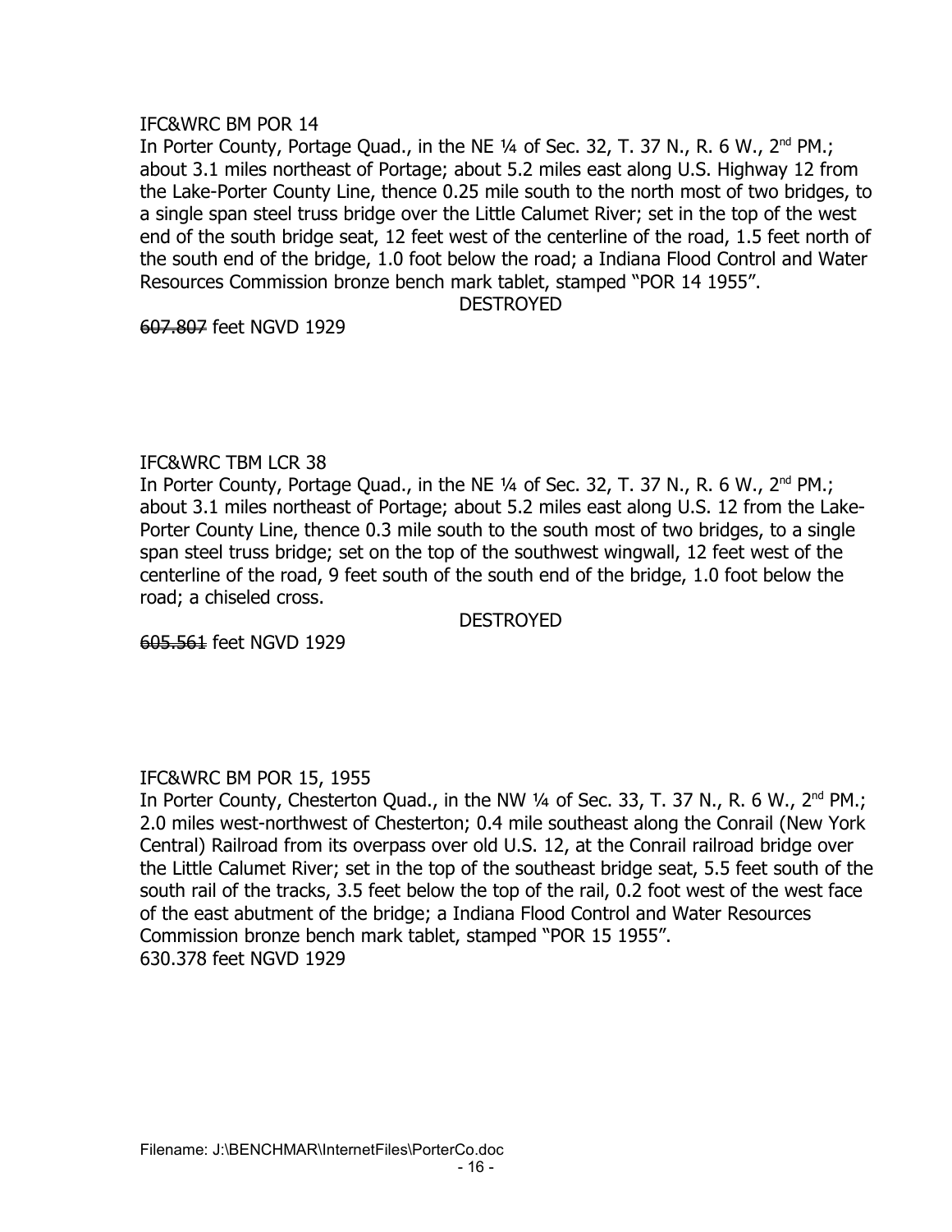IFC&WRC BM POR 14

In Porter County, Portage Quad., in the NE ¼ of Sec. 32, T. 37 N., R. 6 W., 2nd PM.; about 3.1 miles northeast of Portage; about 5.2 miles east along U.S. Highway 12 from the Lake-Porter County Line, thence 0.25 mile south to the north most of two bridges, to a single span steel truss bridge over the Little Calumet River; set in the top of the west end of the south bridge seat, 12 feet west of the centerline of the road, 1.5 feet north of the south end of the bridge, 1.0 foot below the road; a Indiana Flood Control and Water Resources Commission bronze bench mark tablet, stamped "POR 14 1955".

DESTROYED

~~607.807~~ feet NGVD 1929

IFC&WRC TBM LCR 38

In Porter County, Portage Quad., in the NE ¼ of Sec. 32, T. 37 N., R. 6 W., 2nd PM.; about 3.1 miles northeast of Portage; about 5.2 miles east along U.S. 12 from the Lake-Porter County Line, thence 0.3 mile south to the south most of two bridges, to a single span steel truss bridge; set on the top of the southwest wingwall, 12 feet west of the centerline of the road, 9 feet south of the south end of the bridge, 1.0 foot below the road; a chiseled cross.

DESTROYED

~~605.561~~ feet NGVD 1929

IFC&WRC BM POR 15, 1955

In Porter County, Chesterton Quad., in the NW ¼ of Sec. 33, T. 37 N., R. 6 W., 2nd PM.; 2.0 miles west-northwest of Chesterton; 0.4 mile southeast along the Conrail (New York Central) Railroad from its overpass over old U.S. 12, at the Conrail railroad bridge over the Little Calumet River; set in the top of the southeast bridge seat, 5.5 feet south of the south rail of the tracks, 3.5 feet below the top of the rail, 0.2 foot west of the west face of the east abutment of the bridge; a Indiana Flood Control and Water Resources Commission bronze bench mark tablet, stamped "POR 15 1955".

630.378 feet NGVD 1929

Filename: J:\BENCHMAR\InternetFiles\PorterCo.doc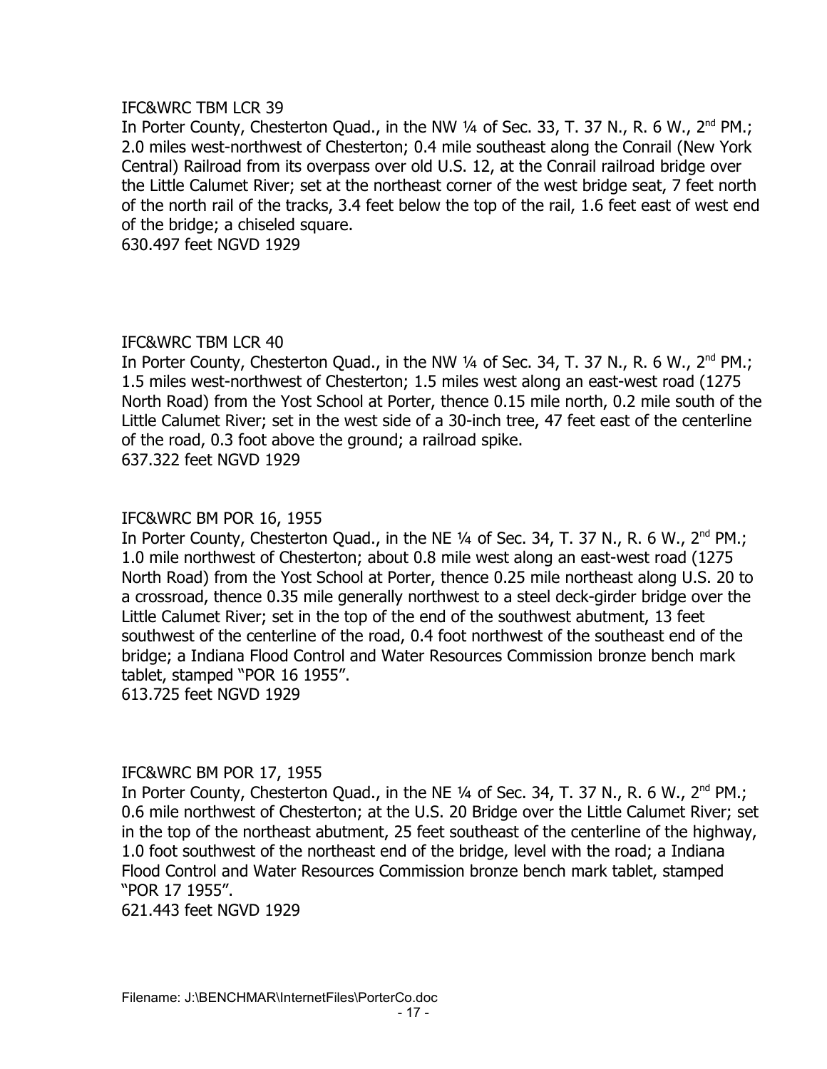IFC&WRC TBM LCR 39
In Porter County, Chesterton Quad., in the NW ¼ of Sec. 33, T. 37 N., R. 6 W., 2nd PM.; 2.0 miles west-northwest of Chesterton; 0.4 mile southeast along the Conrail (New York Central) Railroad from its overpass over old U.S. 12, at the Conrail railroad bridge over the Little Calumet River; set at the northeast corner of the west bridge seat, 7 feet north of the north rail of the tracks, 3.4 feet below the top of the rail, 1.6 feet east of west end of the bridge; a chiseled square.
630.497 feet NGVD 1929

IFC&WRC TBM LCR 40
In Porter County, Chesterton Quad., in the NW ¼ of Sec. 34, T. 37 N., R. 6 W., 2nd PM.; 1.5 miles west-northwest of Chesterton; 1.5 miles west along an east-west road (1275 North Road) from the Yost School at Porter, thence 0.15 mile north, 0.2 mile south of the Little Calumet River; set in the west side of a 30-inch tree, 47 feet east of the centerline of the road, 0.3 foot above the ground; a railroad spike.
637.322 feet NGVD 1929

IFC&WRC BM POR 16, 1955
In Porter County, Chesterton Quad., in the NE ¼ of Sec. 34, T. 37 N., R. 6 W., 2nd PM.; 1.0 mile northwest of Chesterton; about 0.8 mile west along an east-west road (1275 North Road) from the Yost School at Porter, thence 0.25 mile northeast along U.S. 20 to a crossroad, thence 0.35 mile generally northwest to a steel deck-girder bridge over the Little Calumet River; set in the top of the end of the southwest abutment, 13 feet southwest of the centerline of the road, 0.4 foot northwest of the southeast end of the bridge; a Indiana Flood Control and Water Resources Commission bronze bench mark tablet, stamped "POR 16 1955".
613.725 feet NGVD 1929

IFC&WRC BM POR 17, 1955
In Porter County, Chesterton Quad., in the NE ¼ of Sec. 34, T. 37 N., R. 6 W., 2nd PM.; 0.6 mile northwest of Chesterton; at the U.S. 20 Bridge over the Little Calumet River; set in the top of the northeast abutment, 25 feet southeast of the centerline of the highway, 1.0 foot southwest of the northeast end of the bridge, level with the road; a Indiana Flood Control and Water Resources Commission bronze bench mark tablet, stamped "POR 17 1955".
621.443 feet NGVD 1929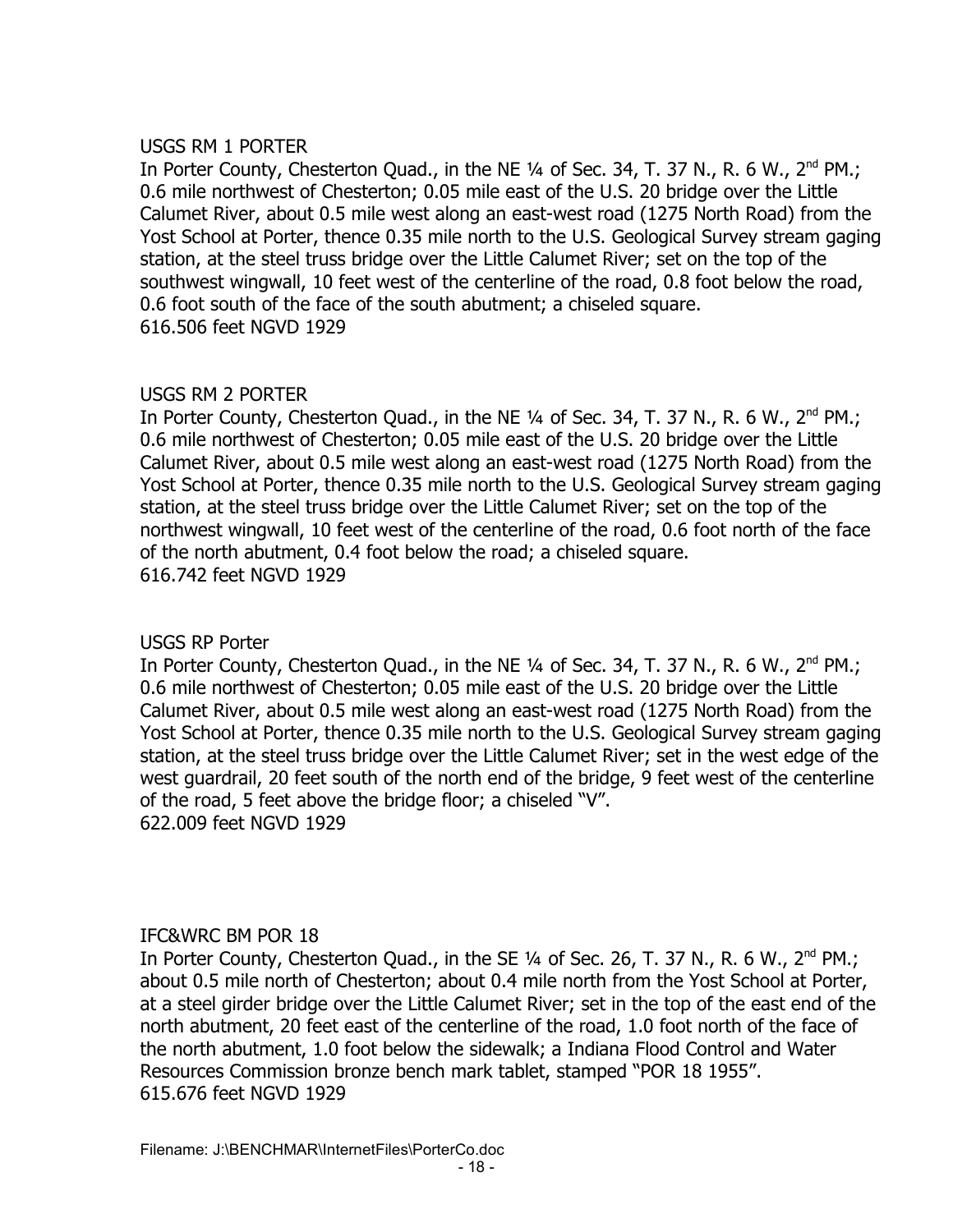USGS RM 1 PORTER
In Porter County, Chesterton Quad., in the NE ¼ of Sec. 34, T. 37 N., R. 6 W., 2nd PM.; 0.6 mile northwest of Chesterton; 0.05 mile east of the U.S. 20 bridge over the Little Calumet River, about 0.5 mile west along an east-west road (1275 North Road) from the Yost School at Porter, thence 0.35 mile north to the U.S. Geological Survey stream gaging station, at the steel truss bridge over the Little Calumet River; set on the top of the southwest wingwall, 10 feet west of the centerline of the road, 0.8 foot below the road, 0.6 foot south of the face of the south abutment; a chiseled square.
616.506 feet NGVD 1929

USGS RM 2 PORTER
In Porter County, Chesterton Quad., in the NE ¼ of Sec. 34, T. 37 N., R. 6 W., 2nd PM.; 0.6 mile northwest of Chesterton; 0.05 mile east of the U.S. 20 bridge over the Little Calumet River, about 0.5 mile west along an east-west road (1275 North Road) from the Yost School at Porter, thence 0.35 mile north to the U.S. Geological Survey stream gaging station, at the steel truss bridge over the Little Calumet River; set on the top of the northwest wingwall, 10 feet west of the centerline of the road, 0.6 foot north of the face of the north abutment, 0.4 foot below the road; a chiseled square.
616.742 feet NGVD 1929

USGS RP Porter
In Porter County, Chesterton Quad., in the NE ¼ of Sec. 34, T. 37 N., R. 6 W., 2nd PM.; 0.6 mile northwest of Chesterton; 0.05 mile east of the U.S. 20 bridge over the Little Calumet River, about 0.5 mile west along an east-west road (1275 North Road) from the Yost School at Porter, thence 0.35 mile north to the U.S. Geological Survey stream gaging station, at the steel truss bridge over the Little Calumet River; set in the west edge of the west guardrail, 20 feet south of the north end of the bridge, 9 feet west of the centerline of the road, 5 feet above the bridge floor; a chiseled "V".
622.009 feet NGVD 1929

IFC&WRC BM POR 18
In Porter County, Chesterton Quad., in the SE ¼ of Sec. 26, T. 37 N., R. 6 W., 2nd PM.; about 0.5 mile north of Chesterton; about 0.4 mile north from the Yost School at Porter, at a steel girder bridge over the Little Calumet River; set in the top of the east end of the north abutment, 20 feet east of the centerline of the road, 1.0 foot north of the face of the north abutment, 1.0 foot below the sidewalk; a Indiana Flood Control and Water Resources Commission bronze bench mark tablet, stamped "POR 18 1955".
615.676 feet NGVD 1929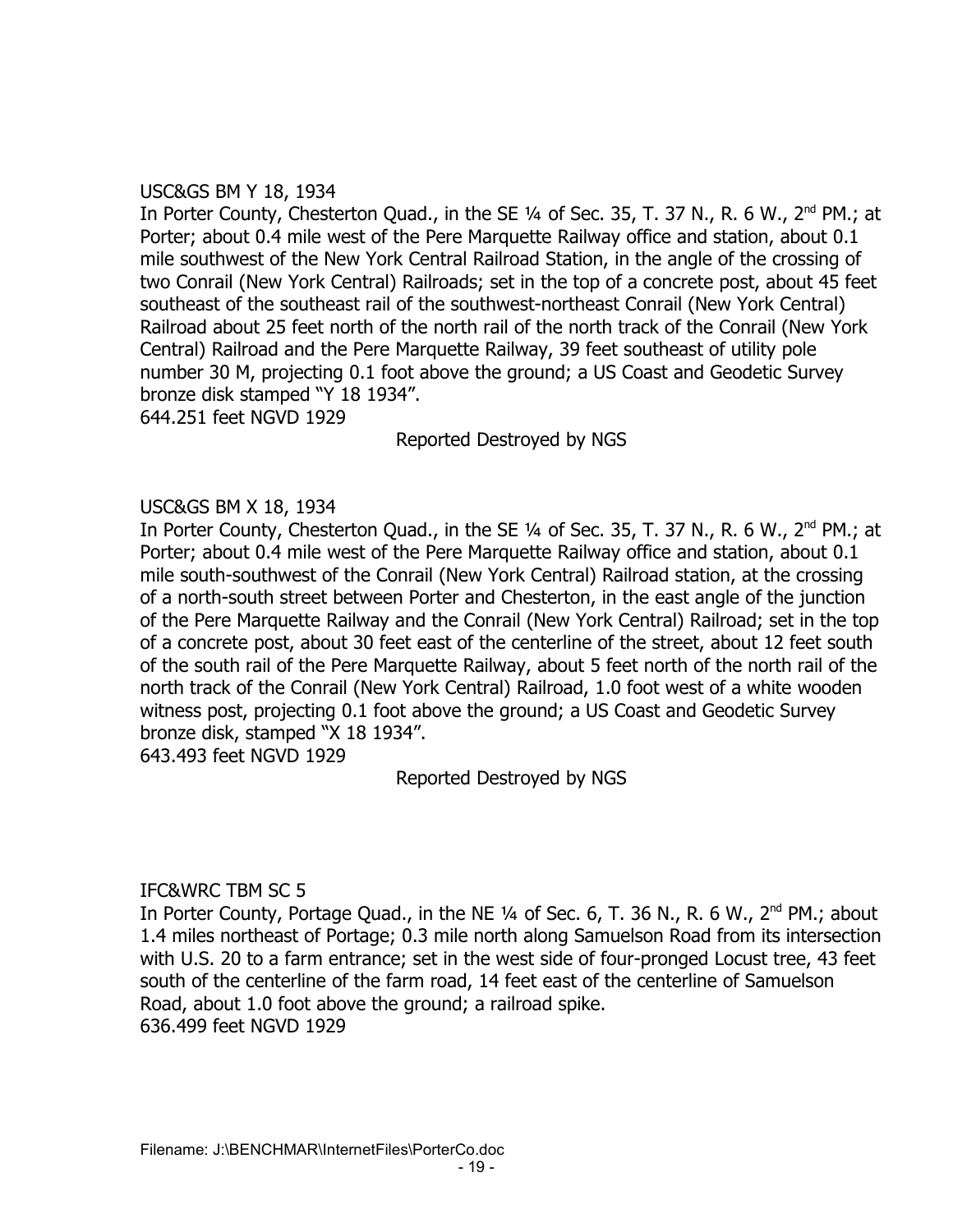USC&GS BM Y 18, 1934

In Porter County, Chesterton Quad., in the SE ¼ of Sec. 35, T. 37 N., R. 6 W., 2nd PM.; at Porter; about 0.4 mile west of the Pere Marquette Railway office and station, about 0.1 mile southwest of the New York Central Railroad Station, in the angle of the crossing of two Conrail (New York Central) Railroads; set in the top of a concrete post, about 45 feet southeast of the southeast rail of the southwest-northeast Conrail (New York Central) Railroad about 25 feet north of the north rail of the north track of the Conrail (New York Central) Railroad and the Pere Marquette Railway, 39 feet southeast of utility pole number 30 M, projecting 0.1 foot above the ground; a US Coast and Geodetic Survey bronze disk stamped "Y 18 1934".

644.251 feet NGVD 1929

Reported Destroyed by NGS

USC&GS BM X 18, 1934

In Porter County, Chesterton Quad., in the SE ¼ of Sec. 35, T. 37 N., R. 6 W., 2nd PM.; at Porter; about 0.4 mile west of the Pere Marquette Railway office and station, about 0.1 mile south-southwest of the Conrail (New York Central) Railroad station, at the crossing of a north-south street between Porter and Chesterton, in the east angle of the junction of the Pere Marquette Railway and the Conrail (New York Central) Railroad; set in the top of a concrete post, about 30 feet east of the centerline of the street, about 12 feet south of the south rail of the Pere Marquette Railway, about 5 feet north of the north rail of the north track of the Conrail (New York Central) Railroad, 1.0 foot west of a white wooden witness post, projecting 0.1 foot above the ground; a US Coast and Geodetic Survey bronze disk, stamped "X 18 1934".

643.493 feet NGVD 1929

Reported Destroyed by NGS

IFC&WRC TBM SC 5

In Porter County, Portage Quad., in the NE ¼ of Sec. 6, T. 36 N., R. 6 W., 2nd PM.; about 1.4 miles northeast of Portage; 0.3 mile north along Samuelson Road from its intersection with U.S. 20 to a farm entrance; set in the west side of four-pronged Locust tree, 43 feet south of the centerline of the farm road, 14 feet east of the centerline of Samuelson Road, about 1.0 foot above the ground; a railroad spike.

636.499 feet NGVD 1929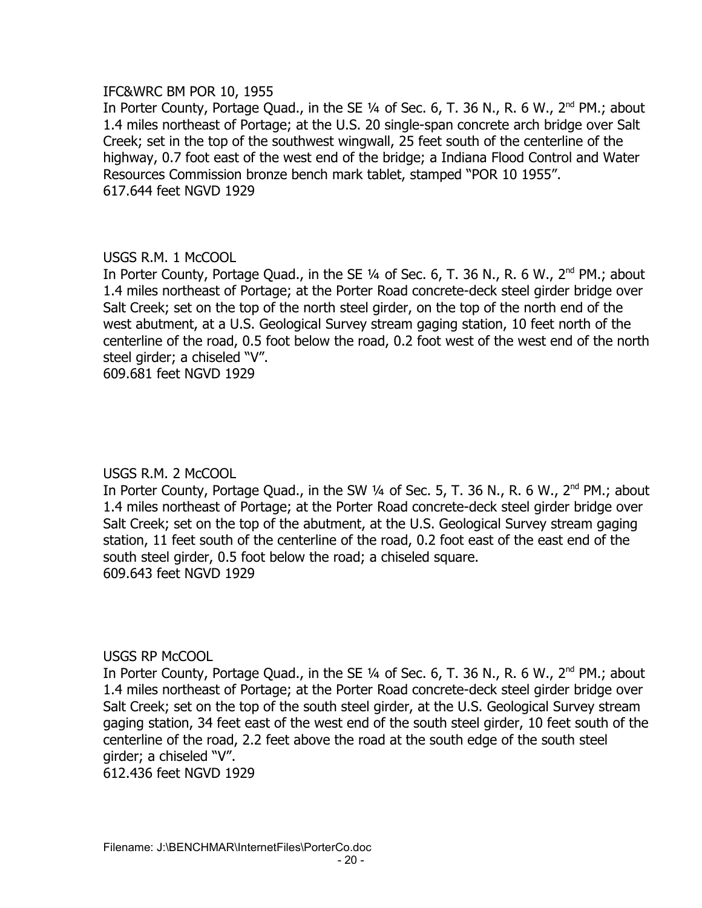IFC&WRC BM POR 10, 1955
In Porter County, Portage Quad., in the SE ¼ of Sec. 6, T. 36 N., R. 6 W., 2nd PM.; about 1.4 miles northeast of Portage; at the U.S. 20 single-span concrete arch bridge over Salt Creek; set in the top of the southwest wingwall, 25 feet south of the centerline of the highway, 0.7 foot east of the west end of the bridge; a Indiana Flood Control and Water Resources Commission bronze bench mark tablet, stamped "POR 10 1955".
617.644 feet NGVD 1929

USGS R.M. 1 McCOOL
In Porter County, Portage Quad., in the SE ¼ of Sec. 6, T. 36 N., R. 6 W., 2nd PM.; about 1.4 miles northeast of Portage; at the Porter Road concrete-deck steel girder bridge over Salt Creek; set on the top of the north steel girder, on the top of the north end of the west abutment, at a U.S. Geological Survey stream gaging station, 10 feet north of the centerline of the road, 0.5 foot below the road, 0.2 foot west of the west end of the north steel girder; a chiseled "V".
609.681 feet NGVD 1929

USGS R.M. 2 McCOOL
In Porter County, Portage Quad., in the SW ¼ of Sec. 5, T. 36 N., R. 6 W., 2nd PM.; about 1.4 miles northeast of Portage; at the Porter Road concrete-deck steel girder bridge over Salt Creek; set on the top of the abutment, at the U.S. Geological Survey stream gaging station, 11 feet south of the centerline of the road, 0.2 foot east of the east end of the south steel girder, 0.5 foot below the road; a chiseled square.
609.643 feet NGVD 1929

USGS RP McCOOL
In Porter County, Portage Quad., in the SE ¼ of Sec. 6, T. 36 N., R. 6 W., 2nd PM.; about 1.4 miles northeast of Portage; at the Porter Road concrete-deck steel girder bridge over Salt Creek; set on the top of the south steel girder, at the U.S. Geological Survey stream gaging station, 34 feet east of the west end of the south steel girder, 10 feet south of the centerline of the road, 2.2 feet above the road at the south edge of the south steel girder; a chiseled "V".
612.436 feet NGVD 1929

Filename: J:\BENCHMAR\InternetFiles\PorterCo.doc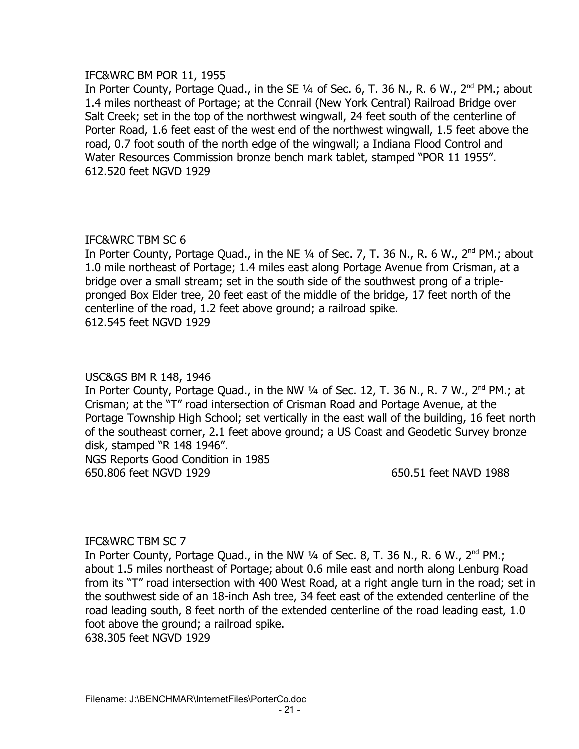IFC&WRC BM POR 11, 1955

In Porter County, Portage Quad., in the SE ¼ of Sec. 6, T. 36 N., R. 6 W., 2nd PM.; about 1.4 miles northeast of Portage; at the Conrail (New York Central) Railroad Bridge over Salt Creek; set in the top of the northwest wingwall, 24 feet south of the centerline of Porter Road, 1.6 feet east of the west end of the northwest wingwall, 1.5 feet above the road, 0.7 foot south of the north edge of the wingwall; a Indiana Flood Control and Water Resources Commission bronze bench mark tablet, stamped "POR 11 1955".

612.520 feet NGVD 1929

IFC&WRC TBM SC 6

In Porter County, Portage Quad., in the NE ¼ of Sec. 7, T. 36 N., R. 6 W., 2nd PM.; about 1.0 mile northeast of Portage; 1.4 miles east along Portage Avenue from Crisman, at a bridge over a small stream; set in the south side of the southwest prong of a triple-pronged Box Elder tree, 20 feet east of the middle of the bridge, 17 feet north of the centerline of the road, 1.2 feet above ground; a railroad spike.

612.545 feet NGVD 1929

USC&GS BM R 148, 1946

In Porter County, Portage Quad., in the NW ¼ of Sec. 12, T. 36 N., R. 7 W., 2nd PM.; at Crisman; at the "T" road intersection of Crisman Road and Portage Avenue, at the Portage Township High School; set vertically in the east wall of the building, 16 feet north of the southeast corner, 2.1 feet above ground; a US Coast and Geodetic Survey bronze disk, stamped "R 148 1946".

NGS Reports Good Condition in 1985

650.806 feet NGVD 1929 650.51 feet NAVD 1988

IFC&WRC TBM SC 7

In Porter County, Portage Quad., in the NW ¼ of Sec. 8, T. 36 N., R. 6 W., 2nd PM.; about 1.5 miles northeast of Portage; about 0.6 mile east and north along Lenburg Road from its "T" road intersection with 400 West Road, at a right angle turn in the road; set in the southwest side of an 18-inch Ash tree, 34 feet east of the extended centerline of the road leading south, 8 feet north of the extended centerline of the road leading east, 1.0 foot above the ground; a railroad spike.

638.305 feet NGVD 1929

Filename: J:\BENCHMAR\InternetFiles\PorterCo.doc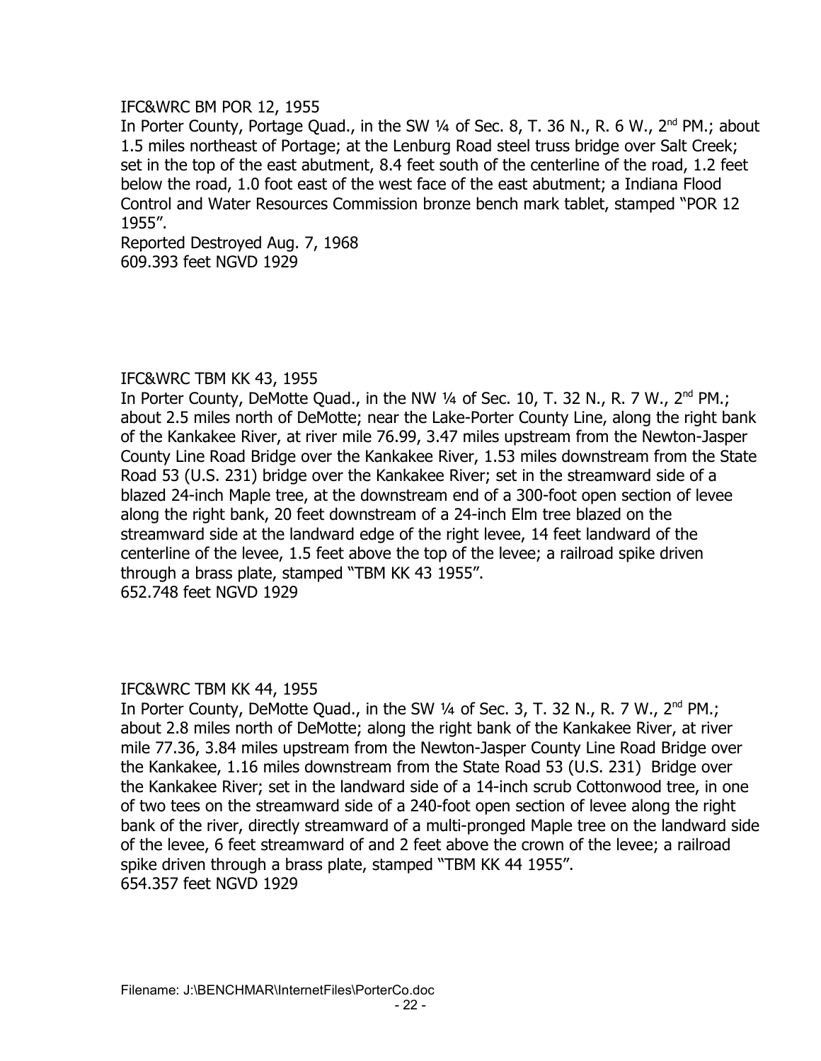IFC&WRC BM POR 12, 1955

In Porter County, Portage Quad., in the SW ¼ of Sec. 8, T. 36 N., R. 6 W., 2nd PM.; about 1.5 miles northeast of Portage; at the Lenburg Road steel truss bridge over Salt Creek; set in the top of the east abutment, 8.4 feet south of the centerline of the road, 1.2 feet below the road, 1.0 foot east of the west face of the east abutment; a Indiana Flood Control and Water Resources Commission bronze bench mark tablet, stamped "POR 12 1955".

Reported Destroyed Aug. 7, 1968

609.393 feet NGVD 1929

IFC&WRC TBM KK 43, 1955

In Porter County, DeMotte Quad., in the NW ¼ of Sec. 10, T. 32 N., R. 7 W., 2nd PM.; about 2.5 miles north of DeMotte; near the Lake-Porter County Line, along the right bank of the Kankakee River, at river mile 76.99, 3.47 miles upstream from the Newton-Jasper County Line Road Bridge over the Kankakee River, 1.53 miles downstream from the State Road 53 (U.S. 231) bridge over the Kankakee River; set in the streamward side of a blazed 24-inch Maple tree, at the downstream end of a 300-foot open section of levee along the right bank, 20 feet downstream of a 24-inch Elm tree blazed on the streamward side at the landward edge of the right levee, 14 feet landward of the centerline of the levee, 1.5 feet above the top of the levee; a railroad spike driven through a brass plate, stamped "TBM KK 43 1955".

652.748 feet NGVD 1929

IFC&WRC TBM KK 44, 1955

In Porter County, DeMotte Quad., in the SW ¼ of Sec. 3, T. 32 N., R. 7 W., 2nd PM.; about 2.8 miles north of DeMotte; along the right bank of the Kankakee River, at river mile 77.36, 3.84 miles upstream from the Newton-Jasper County Line Road Bridge over the Kankakee, 1.16 miles downstream from the State Road 53 (U.S. 231) Bridge over the Kankakee River; set in the landward side of a 14-inch scrub Cottonwood tree, in one of two tees on the streamward side of a 240-foot open section of levee along the right bank of the river, directly streamward of a multi-pronged Maple tree on the landward side of the levee, 6 feet streamward of and 2 feet above the crown of the levee; a railroad spike driven through a brass plate, stamped "TBM KK 44 1955".

654.357 feet NGVD 1929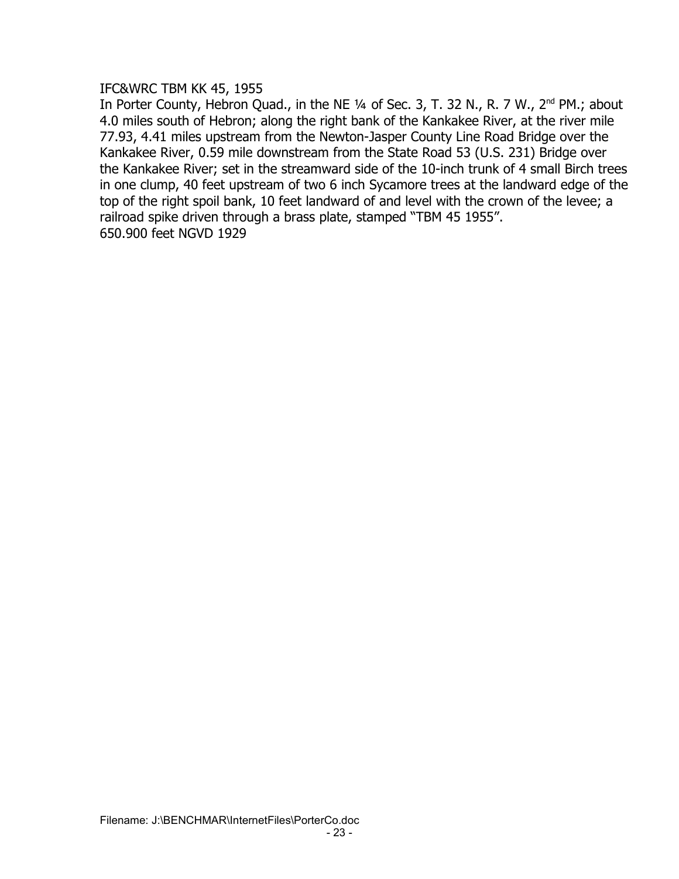IFC&WRC TBM KK 45, 1955

In Porter County, Hebron Quad., in the NE ¼ of Sec. 3, T. 32 N., R. 7 W., 2nd PM.; about 4.0 miles south of Hebron; along the right bank of the Kankakee River, at the river mile 77.93, 4.41 miles upstream from the Newton-Jasper County Line Road Bridge over the Kankakee River, 0.59 mile downstream from the State Road 53 (U.S. 231) Bridge over the Kankakee River; set in the streamward side of the 10-inch trunk of 4 small Birch trees in one clump, 40 feet upstream of two 6 inch Sycamore trees at the landward edge of the top of the right spoil bank, 10 feet landward of and level with the crown of the levee; a railroad spike driven through a brass plate, stamped "TBM 45 1955".

650.900 feet NGVD 1929

Filename: J:\BENCHMAR\InternetFiles\PorterCo.doc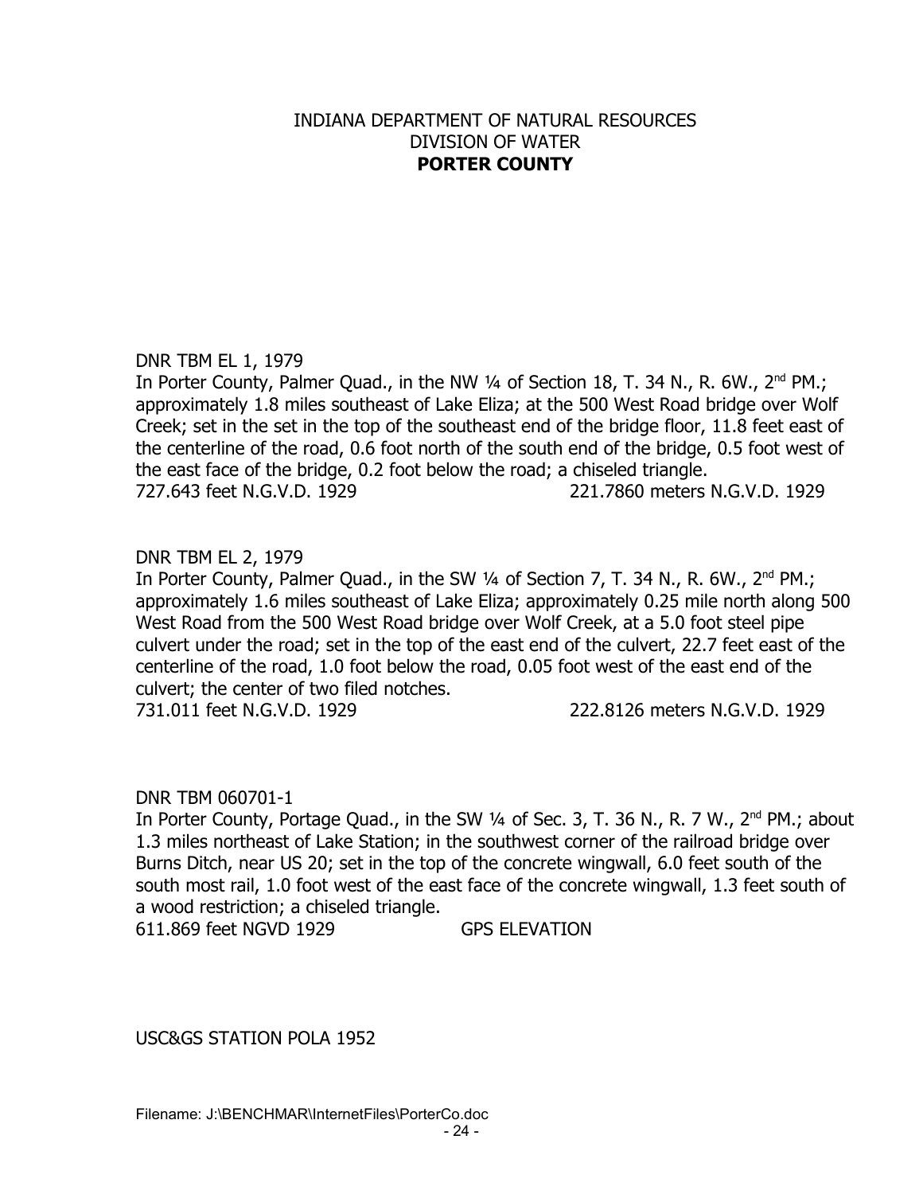INDIANA DEPARTMENT OF NATURAL RESOURCES
DIVISION OF WATER
**PORTER COUNTY**

DNR TBM EL 1, 1979
In Porter County, Palmer Quad., in the NW ¼ of Section 18, T. 34 N., R. 6W., 2nd PM.; approximately 1.8 miles southeast of Lake Eliza; at the 500 West Road bridge over Wolf Creek; set in the set in the top of the southeast end of the bridge floor, 11.8 feet east of the centerline of the road, 0.6 foot north of the south end of the bridge, 0.5 foot west of the east face of the bridge, 0.2 foot below the road; a chiseled triangle.
727.643 feet N.G.V.D. 1929 221.7860 meters N.G.V.D. 1929

DNR TBM EL 2, 1979
In Porter County, Palmer Quad., in the SW ¼ of Section 7, T. 34 N., R. 6W., 2nd PM.; approximately 1.6 miles southeast of Lake Eliza; approximately 0.25 mile north along 500 West Road from the 500 West Road bridge over Wolf Creek, at a 5.0 foot steel pipe culvert under the road; set in the top of the east end of the culvert, 22.7 feet east of the centerline of the road, 1.0 foot below the road, 0.05 foot west of the east end of the culvert; the center of two filed notches.
731.011 feet N.G.V.D. 1929 222.8126 meters N.G.V.D. 1929

DNR TBM 060701-1
In Porter County, Portage Quad., in the SW ¼ of Sec. 3, T. 36 N., R. 7 W., 2nd PM.; about 1.3 miles northeast of Lake Station; in the southwest corner of the railroad bridge over Burns Ditch, near US 20; set in the top of the concrete wingwall, 6.0 feet south of the south most rail, 1.0 foot west of the east face of the concrete wingwall, 1.3 feet south of a wood restriction; a chiseled triangle.
611.869 feet NGVD 1929 GPS ELEVATION

USC&GS STATION POLA 1952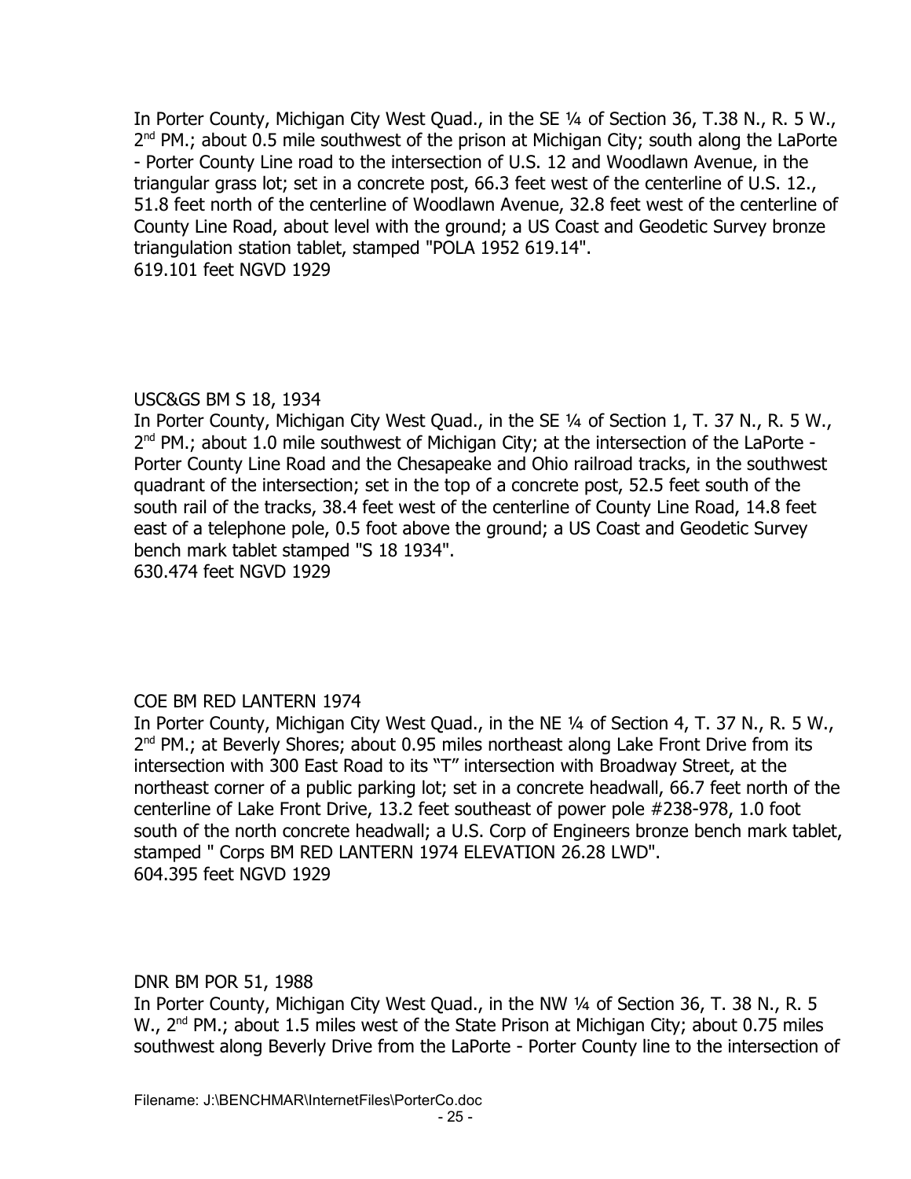In Porter County, Michigan City West Quad., in the SE ¼ of Section 36, T.38 N., R. 5 W., 2nd PM.; about 0.5 mile southwest of the prison at Michigan City; south along the LaPorte - Porter County Line road to the intersection of U.S. 12 and Woodlawn Avenue, in the triangular grass lot; set in a concrete post, 66.3 feet west of the centerline of U.S. 12., 51.8 feet north of the centerline of Woodlawn Avenue, 32.8 feet west of the centerline of County Line Road, about level with the ground; a US Coast and Geodetic Survey bronze triangulation station tablet, stamped "POLA 1952 619.14".
619.101 feet NGVD 1929

USC&GS BM S 18, 1934
In Porter County, Michigan City West Quad., in the SE ¼ of Section 1, T. 37 N., R. 5 W., 2nd PM.; about 1.0 mile southwest of Michigan City; at the intersection of the LaPorte - Porter County Line Road and the Chesapeake and Ohio railroad tracks, in the southwest quadrant of the intersection; set in the top of a concrete post, 52.5 feet south of the south rail of the tracks, 38.4 feet west of the centerline of County Line Road, 14.8 feet east of a telephone pole, 0.5 foot above the ground; a US Coast and Geodetic Survey bench mark tablet stamped "S 18 1934".
630.474 feet NGVD 1929

COE BM RED LANTERN 1974
In Porter County, Michigan City West Quad., in the NE ¼ of Section 4, T. 37 N., R. 5 W., 2nd PM.; at Beverly Shores; about 0.95 miles northeast along Lake Front Drive from its intersection with 300 East Road to its "T" intersection with Broadway Street, at the northeast corner of a public parking lot; set in a concrete headwall, 66.7 feet north of the centerline of Lake Front Drive, 13.2 feet southeast of power pole #238-978, 1.0 foot south of the north concrete headwall; a U.S. Corp of Engineers bronze bench mark tablet, stamped " Corps BM RED LANTERN 1974 ELEVATION 26.28 LWD".
604.395 feet NGVD 1929

DNR BM POR 51, 1988
In Porter County, Michigan City West Quad., in the NW ¼ of Section 36, T. 38 N., R. 5 W., 2nd PM.; about 1.5 miles west of the State Prison at Michigan City; about 0.75 miles southwest along Beverly Drive from the LaPorte - Porter County line to the intersection of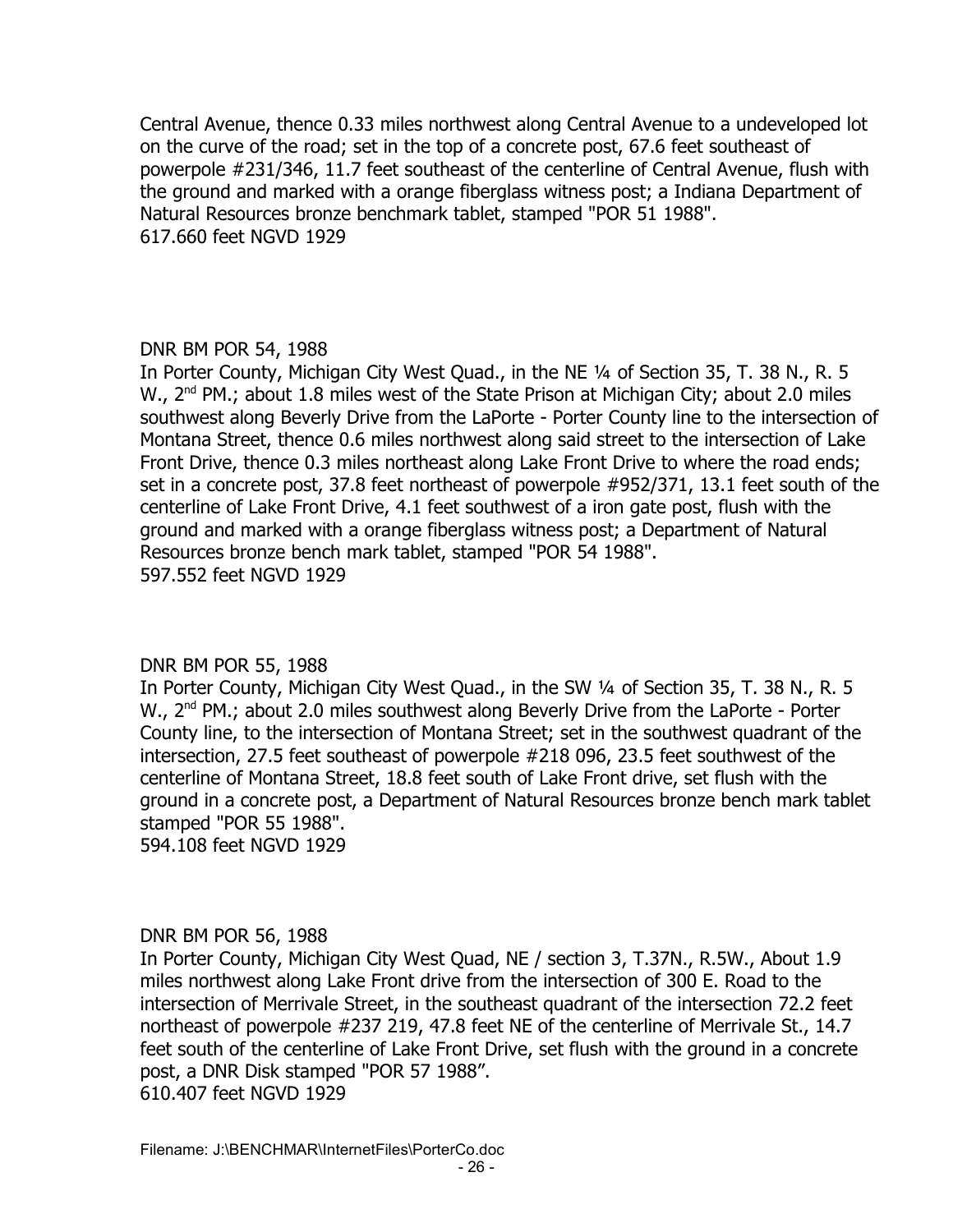Central Avenue, thence 0.33 miles northwest along Central Avenue to a undeveloped lot on the curve of the road; set in the top of a concrete post, 67.6 feet southeast of powerpole #231/346, 11.7 feet southeast of the centerline of Central Avenue, flush with the ground and marked with a orange fiberglass witness post; a Indiana Department of Natural Resources bronze benchmark tablet, stamped "POR 51 1988".
617.660 feet NGVD 1929

DNR BM POR 54, 1988
In Porter County, Michigan City West Quad., in the NE ¼ of Section 35, T. 38 N., R. 5 W., 2nd PM.; about 1.8 miles west of the State Prison at Michigan City; about 2.0 miles southwest along Beverly Drive from the LaPorte - Porter County line to the intersection of Montana Street, thence 0.6 miles northwest along said street to the intersection of Lake Front Drive, thence 0.3 miles northeast along Lake Front Drive to where the road ends; set in a concrete post, 37.8 feet northeast of powerpole #952/371, 13.1 feet south of the centerline of Lake Front Drive, 4.1 feet southwest of a iron gate post, flush with the ground and marked with a orange fiberglass witness post; a Department of Natural Resources bronze bench mark tablet, stamped "POR 54 1988".
597.552 feet NGVD 1929

DNR BM POR 55, 1988
In Porter County, Michigan City West Quad., in the SW ¼ of Section 35, T. 38 N., R. 5 W., 2nd PM.; about 2.0 miles southwest along Beverly Drive from the LaPorte - Porter County line, to the intersection of Montana Street; set in the southwest quadrant of the intersection, 27.5 feet southeast of powerpole #218 096, 23.5 feet southwest of the centerline of Montana Street, 18.8 feet south of Lake Front drive, set flush with the ground in a concrete post, a Department of Natural Resources bronze bench mark tablet stamped "POR 55 1988".
594.108 feet NGVD 1929

DNR BM POR 56, 1988
In Porter County, Michigan City West Quad, NE / section 3, T.37N., R.5W., About 1.9 miles northwest along Lake Front drive from the intersection of 300 E. Road to the intersection of Merrivale Street, in the southeast quadrant of the intersection 72.2 feet northeast of powerpole #237 219, 47.8 feet NE of the centerline of Merrivale St., 14.7 feet south of the centerline of Lake Front Drive, set flush with the ground in a concrete post, a DNR Disk stamped "POR 57 1988".
610.407 feet NGVD 1929

Filename: J:\BENCHMAR\InternetFiles\PorterCo.doc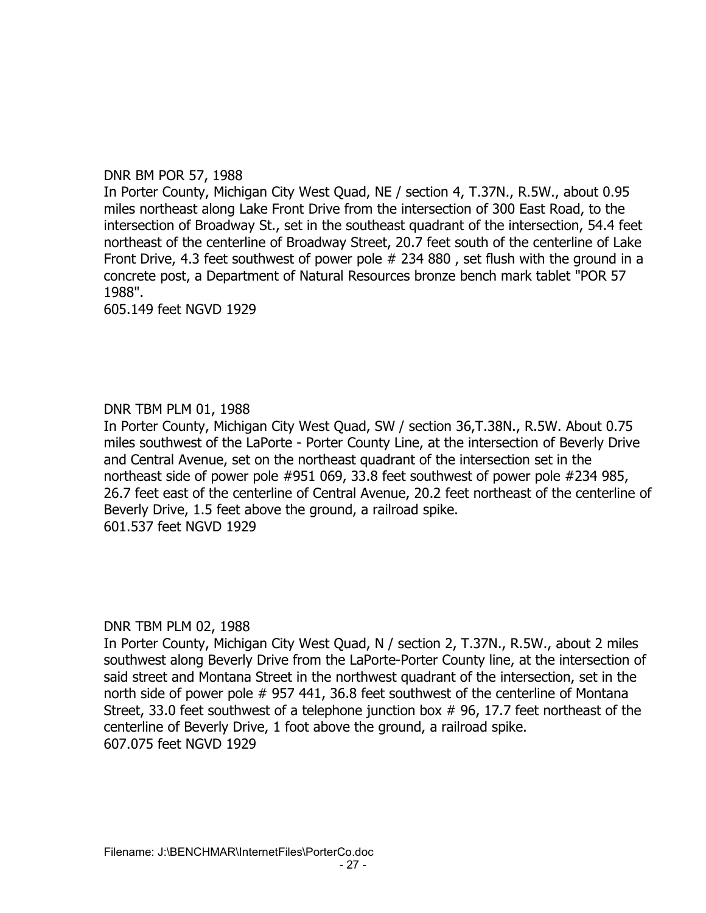DNR BM POR 57, 1988

In Porter County, Michigan City West Quad, NE / section 4, T.37N., R.5W., about 0.95 miles northeast along Lake Front Drive from the intersection of 300 East Road, to the intersection of Broadway St., set in the southeast quadrant of the intersection, 54.4 feet northeast of the centerline of Broadway Street, 20.7 feet south of the centerline of Lake Front Drive, 4.3 feet southwest of power pole # 234 880 , set flush with the ground in a concrete post, a Department of Natural Resources bronze bench mark tablet "POR 57 1988".

605.149 feet NGVD 1929

DNR TBM PLM 01, 1988

In Porter County, Michigan City West Quad, SW / section 36,T.38N., R.5W. About 0.75 miles southwest of the LaPorte - Porter County Line, at the intersection of Beverly Drive and Central Avenue, set on the northeast quadrant of the intersection set in the northeast side of power pole #951 069, 33.8 feet southwest of power pole #234 985, 26.7 feet east of the centerline of Central Avenue, 20.2 feet northeast of the centerline of Beverly Drive, 1.5 feet above the ground, a railroad spike.

601.537 feet NGVD 1929

DNR TBM PLM 02, 1988

In Porter County, Michigan City West Quad, N / section 2, T.37N., R.5W., about 2 miles southwest along Beverly Drive from the LaPorte-Porter County line, at the intersection of said street and Montana Street in the northwest quadrant of the intersection, set in the north side of power pole # 957 441, 36.8 feet southwest of the centerline of Montana Street, 33.0 feet southwest of a telephone junction box # 96, 17.7 feet northeast of the centerline of Beverly Drive, 1 foot above the ground, a railroad spike.

607.075 feet NGVD 1929

Filename: J:\BENCHMAR\InternetFiles\PorterCo.doc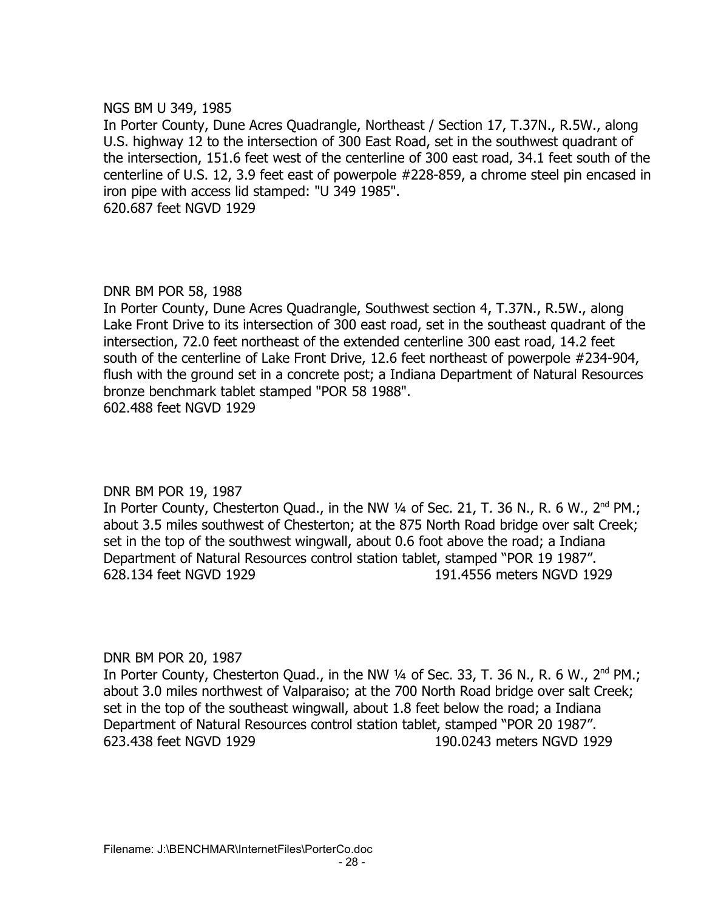NGS BM U 349, 1985

In Porter County, Dune Acres Quadrangle, Northeast / Section 17, T.37N., R.5W., along U.S. highway 12 to the intersection of 300 East Road, set in the southwest quadrant of the intersection, 151.6 feet west of the centerline of 300 east road, 34.1 feet south of the centerline of U.S. 12, 3.9 feet east of powerpole #228-859, a chrome steel pin encased in iron pipe with access lid stamped: "U 349 1985".

620.687 feet NGVD 1929

DNR BM POR 58, 1988

In Porter County, Dune Acres Quadrangle, Southwest section 4, T.37N., R.5W., along Lake Front Drive to its intersection of 300 east road, set in the southeast quadrant of the intersection, 72.0 feet northeast of the extended centerline 300 east road, 14.2 feet south of the centerline of Lake Front Drive, 12.6 feet northeast of powerpole #234-904, flush with the ground set in a concrete post; a Indiana Department of Natural Resources bronze benchmark tablet stamped "POR 58 1988".

602.488 feet NGVD 1929

DNR BM POR 19, 1987

In Porter County, Chesterton Quad., in the NW ¼ of Sec. 21, T. 36 N., R. 6 W., 2nd PM.; about 3.5 miles southwest of Chesterton; at the 875 North Road bridge over salt Creek; set in the top of the southwest wingwall, about 0.6 foot above the road; a Indiana Department of Natural Resources control station tablet, stamped "POR 19 1987".

628.134 feet NGVD 1929 191.4556 meters NGVD 1929

DNR BM POR 20, 1987

In Porter County, Chesterton Quad., in the NW ¼ of Sec. 33, T. 36 N., R. 6 W., 2nd PM.; about 3.0 miles northwest of Valparaiso; at the 700 North Road bridge over salt Creek; set in the top of the southeast wingwall, about 1.8 feet below the road; a Indiana Department of Natural Resources control station tablet, stamped "POR 20 1987".

623.438 feet NGVD 1929 190.0243 meters NGVD 1929

Filename: J:\BENCHMAR\InternetFiles\PorterCo.doc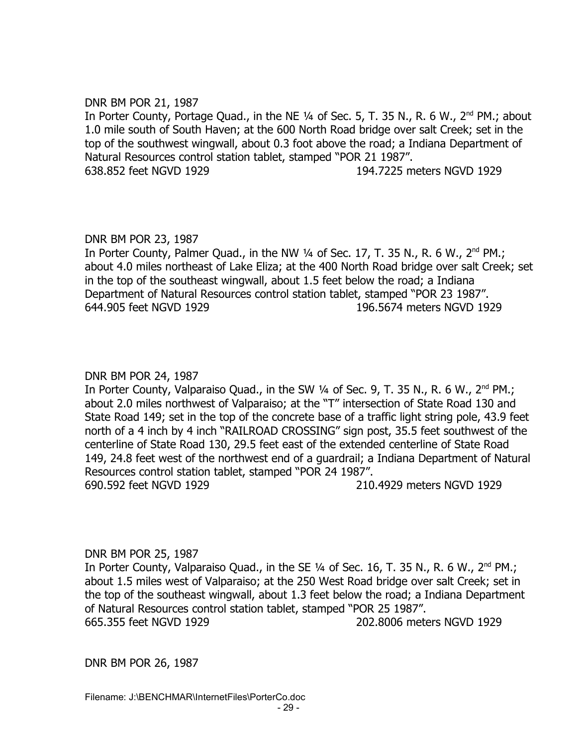DNR BM POR 21, 1987

In Porter County, Portage Quad., in the NE ¼ of Sec. 5, T. 35 N., R. 6 W., 2nd PM.; about 1.0 mile south of South Haven; at the 600 North Road bridge over salt Creek; set in the top of the southwest wingwall, about 0.3 foot above the road; a Indiana Department of Natural Resources control station tablet, stamped "POR 21 1987".

638.852 feet NGVD 1929 194.7225 meters NGVD 1929

DNR BM POR 23, 1987

In Porter County, Palmer Quad., in the NW ¼ of Sec. 17, T. 35 N., R. 6 W., 2nd PM.; about 4.0 miles northeast of Lake Eliza; at the 400 North Road bridge over salt Creek; set in the top of the southeast wingwall, about 1.5 feet below the road; a Indiana Department of Natural Resources control station tablet, stamped "POR 23 1987".

644.905 feet NGVD 1929 196.5674 meters NGVD 1929

DNR BM POR 24, 1987

In Porter County, Valparaiso Quad., in the SW ¼ of Sec. 9, T. 35 N., R. 6 W., 2nd PM.; about 2.0 miles northwest of Valparaiso; at the "T" intersection of State Road 130 and State Road 149; set in the top of the concrete base of a traffic light string pole, 43.9 feet north of a 4 inch by 4 inch "RAILROAD CROSSING" sign post, 35.5 feet southwest of the centerline of State Road 130, 29.5 feet east of the extended centerline of State Road 149, 24.8 feet west of the northwest end of a guardrail; a Indiana Department of Natural Resources control station tablet, stamped "POR 24 1987".

690.592 feet NGVD 1929 210.4929 meters NGVD 1929

DNR BM POR 25, 1987

In Porter County, Valparaiso Quad., in the SE ¼ of Sec. 16, T. 35 N., R. 6 W., 2nd PM.; about 1.5 miles west of Valparaiso; at the 250 West Road bridge over salt Creek; set in the top of the southeast wingwall, about 1.3 feet below the road; a Indiana Department of Natural Resources control station tablet, stamped "POR 25 1987".

665.355 feet NGVD 1929 202.8006 meters NGVD 1929

DNR BM POR 26, 1987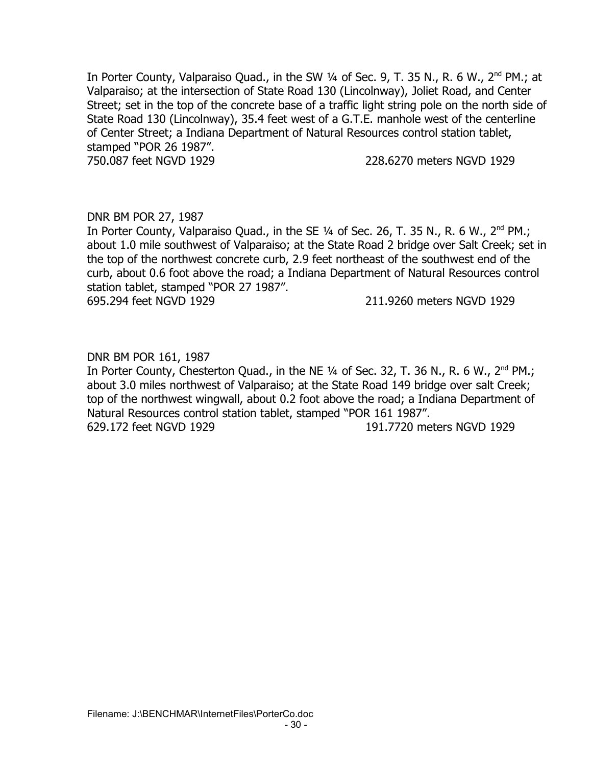In Porter County, Valparaiso Quad., in the SW ¼ of Sec. 9, T. 35 N., R. 6 W., 2nd PM.; at Valparaiso; at the intersection of State Road 130 (Lincolnway), Joliet Road, and Center Street; set in the top of the concrete base of a traffic light string pole on the north side of State Road 130 (Lincolnway), 35.4 feet west of a G.T.E. manhole west of the centerline of Center Street; a Indiana Department of Natural Resources control station tablet, stamped "POR 26 1987".
750.087 feet NGVD 1929 228.6270 meters NGVD 1929

DNR BM POR 27, 1987
In Porter County, Valparaiso Quad., in the SE ¼ of Sec. 26, T. 35 N., R. 6 W., 2nd PM.; about 1.0 mile southwest of Valparaiso; at the State Road 2 bridge over Salt Creek; set in the top of the northwest concrete curb, 2.9 feet northeast of the southwest end of the curb, about 0.6 foot above the road; a Indiana Department of Natural Resources control station tablet, stamped "POR 27 1987".
695.294 feet NGVD 1929 211.9260 meters NGVD 1929

DNR BM POR 161, 1987
In Porter County, Chesterton Quad., in the NE ¼ of Sec. 32, T. 36 N., R. 6 W., 2nd PM.; about 3.0 miles northwest of Valparaiso; at the State Road 149 bridge over salt Creek; top of the northwest wingwall, about 0.2 foot above the road; a Indiana Department of Natural Resources control station tablet, stamped "POR 161 1987".
629.172 feet NGVD 1929 191.7720 meters NGVD 1929

Filename: J:\BENCHMAR\InternetFiles\PorterCo.doc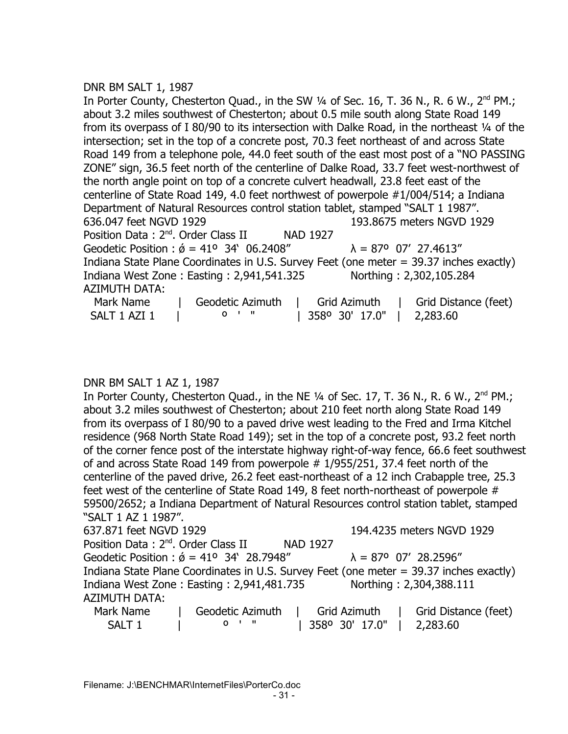DNR BM SALT 1, 1987

In Porter County, Chesterton Quad., in the SW ¼ of Sec. 16, T. 36 N., R. 6 W., 2nd PM.; about 3.2 miles southwest of Chesterton; about 0.5 mile south along State Road 149 from its overpass of I 80/90 to its intersection with Dalke Road, in the northeast ¼ of the intersection; set in the top of a concrete post, 70.3 feet northeast of and across State Road 149 from a telephone pole, 44.0 feet south of the east most post of a "NO PASSING ZONE" sign, 36.5 feet north of the centerline of Dalke Road, 33.7 feet west-northwest of the north angle point on top of a concrete culvert headwall, 23.8 feet east of the centerline of State Road 149, 4.0 feet northwest of powerpole #1/004/514; a Indiana Department of Natural Resources control station tablet, stamped "SALT 1 1987".

636.047 feet NGVD 1929 193.8675 meters NGVD 1929

Position Data : 2nd. Order Class II NAD 1927

Geodetic Position : ǿ = 41º 34' 06.2408" λ = 87º 07' 27.4613"

Indiana State Plane Coordinates in U.S. Survey Feet (one meter = 39.37 inches exactly)

Indiana West Zone : Easting : 2,941,541.325 Northing : 2,302,105.284

AZIMUTH DATA:

| Mark Name | Geodetic Azimuth | Grid Azimuth | Grid Distance (feet) |
|---|---|---|---|
| SALT 1 AZI 1 | º ' " | 358º 30' 17.0" | 2,283.60 |

DNR BM SALT 1 AZ 1, 1987

In Porter County, Chesterton Quad., in the NE ¼ of Sec. 17, T. 36 N., R. 6 W., 2nd PM.; about 3.2 miles southwest of Chesterton; about 210 feet north along State Road 149 from its overpass of I 80/90 to a paved drive west leading to the Fred and Irma Kitchel residence (968 North State Road 149); set in the top of a concrete post, 93.2 feet north of the corner fence post of the interstate highway right-of-way fence, 66.6 feet southwest of and across State Road 149 from powerpole # 1/955/251, 37.4 feet north of the centerline of the paved drive, 26.2 feet east-northeast of a 12 inch Crabapple tree, 25.3 feet west of the centerline of State Road 149, 8 feet north-northeast of powerpole # 59500/2652; a Indiana Department of Natural Resources control station tablet, stamped "SALT 1 AZ 1 1987".

637.871 feet NGVD 1929 194.4235 meters NGVD 1929

Position Data : 2nd. Order Class II NAD 1927

Geodetic Position : ǿ = 41º 34' 28.7948" λ = 87º 07' 28.2596"

Indiana State Plane Coordinates in U.S. Survey Feet (one meter = 39.37 inches exactly)

Indiana West Zone : Easting : 2,941,481.735 Northing : 2,304,388.111

AZIMUTH DATA:

| Mark Name | Geodetic Azimuth | Grid Azimuth | Grid Distance (feet) |
|---|---|---|---|
| SALT 1 | º ' " | 358º 30' 17.0" | 2,283.60 |

Filename: J:\BENCHMAR\InternetFiles\PorterCo.doc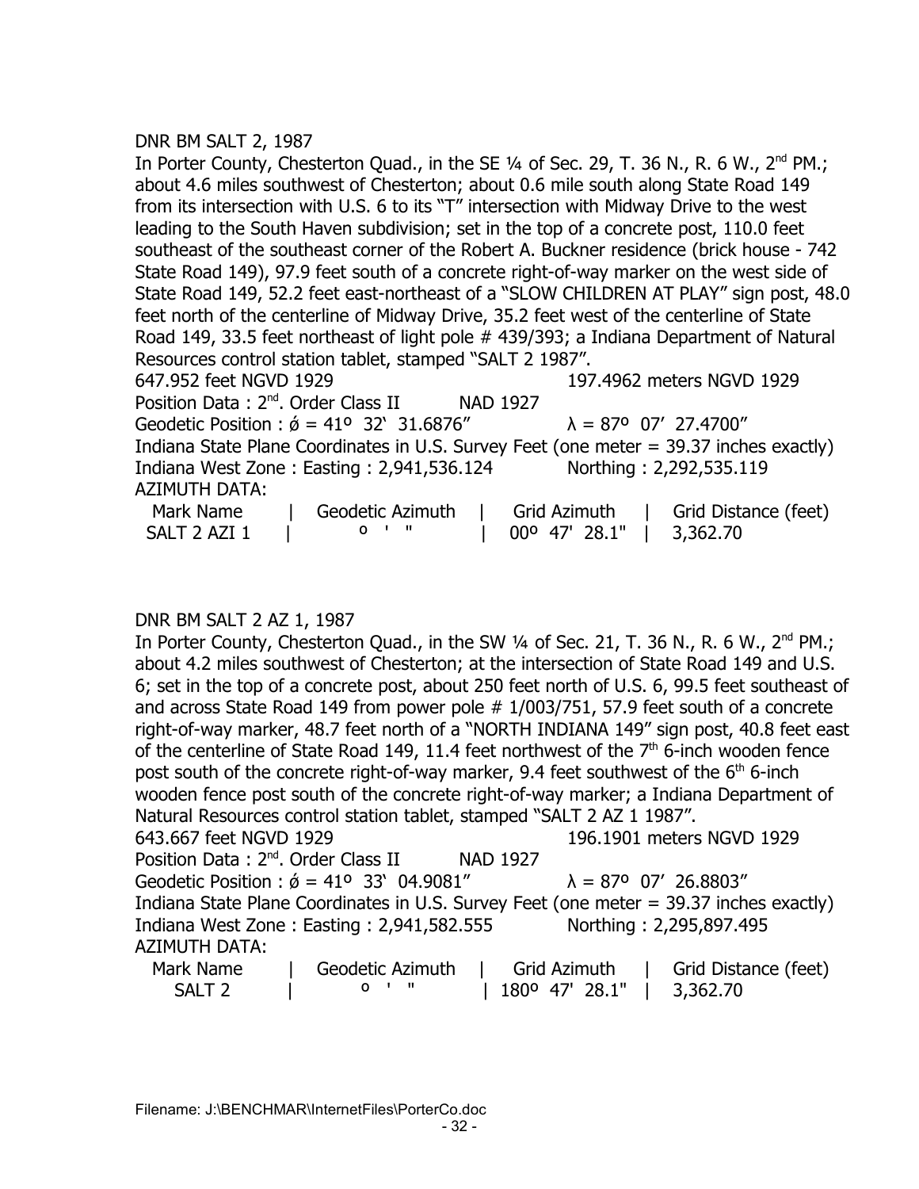DNR BM SALT 2, 1987

In Porter County, Chesterton Quad., in the SE ¼ of Sec. 29, T. 36 N., R. 6 W., 2nd PM.; about 4.6 miles southwest of Chesterton; about 0.6 mile south along State Road 149 from its intersection with U.S. 6 to its "T" intersection with Midway Drive to the west leading to the South Haven subdivision; set in the top of a concrete post, 110.0 feet southeast of the southeast corner of the Robert A. Buckner residence (brick house - 742 State Road 149), 97.9 feet south of a concrete right-of-way marker on the west side of State Road 149, 52.2 feet east-northeast of a "SLOW CHILDREN AT PLAY" sign post, 48.0 feet north of the centerline of Midway Drive, 35.2 feet west of the centerline of State Road 149, 33.5 feet northeast of light pole # 439/393; a Indiana Department of Natural Resources control station tablet, stamped "SALT 2 1987".

647.952 feet NGVD 1929 197.4962 meters NGVD 1929

Position Data : 2nd. Order Class II NAD 1927

Geodetic Position : ǿ = 41º 32' 31.6876" λ = 87º 07' 27.4700"

Indiana State Plane Coordinates in U.S. Survey Feet (one meter = 39.37 inches exactly)

Indiana West Zone : Easting : 2,941,536.124 Northing : 2,292,535.119

AZIMUTH DATA:

| Mark Name | Geodetic Azimuth | Grid Azimuth | Grid Distance (feet) |
|---|---|---|---|
| SALT 2 AZI 1 | º ' " | 00º 47' 28.1" | 3,362.70 |

DNR BM SALT 2 AZ 1, 1987

In Porter County, Chesterton Quad., in the SW ¼ of Sec. 21, T. 36 N., R. 6 W., 2nd PM.; about 4.2 miles southwest of Chesterton; at the intersection of State Road 149 and U.S. 6; set in the top of a concrete post, about 250 feet north of U.S. 6, 99.5 feet southeast of and across State Road 149 from power pole # 1/003/751, 57.9 feet south of a concrete right-of-way marker, 48.7 feet north of a "NORTH INDIANA 149" sign post, 40.8 feet east of the centerline of State Road 149, 11.4 feet northwest of the 7th 6-inch wooden fence post south of the concrete right-of-way marker, 9.4 feet southwest of the 6th 6-inch wooden fence post south of the concrete right-of-way marker; a Indiana Department of Natural Resources control station tablet, stamped "SALT 2 AZ 1 1987".

643.667 feet NGVD 1929 196.1901 meters NGVD 1929

Position Data : 2nd. Order Class II NAD 1927

Geodetic Position : ǿ = 41º 33' 04.9081" λ = 87º 07' 26.8803"

Indiana State Plane Coordinates in U.S. Survey Feet (one meter = 39.37 inches exactly)

Indiana West Zone : Easting : 2,941,582.555 Northing : 2,295,897.495

AZIMUTH DATA:

| Mark Name | Geodetic Azimuth | Grid Azimuth | Grid Distance (feet) |
|---|---|---|---|
| SALT 2 | º ' " | 180º 47' 28.1" | 3,362.70 |

Filename: J:\BENCHMAR\InternetFiles\PorterCo.doc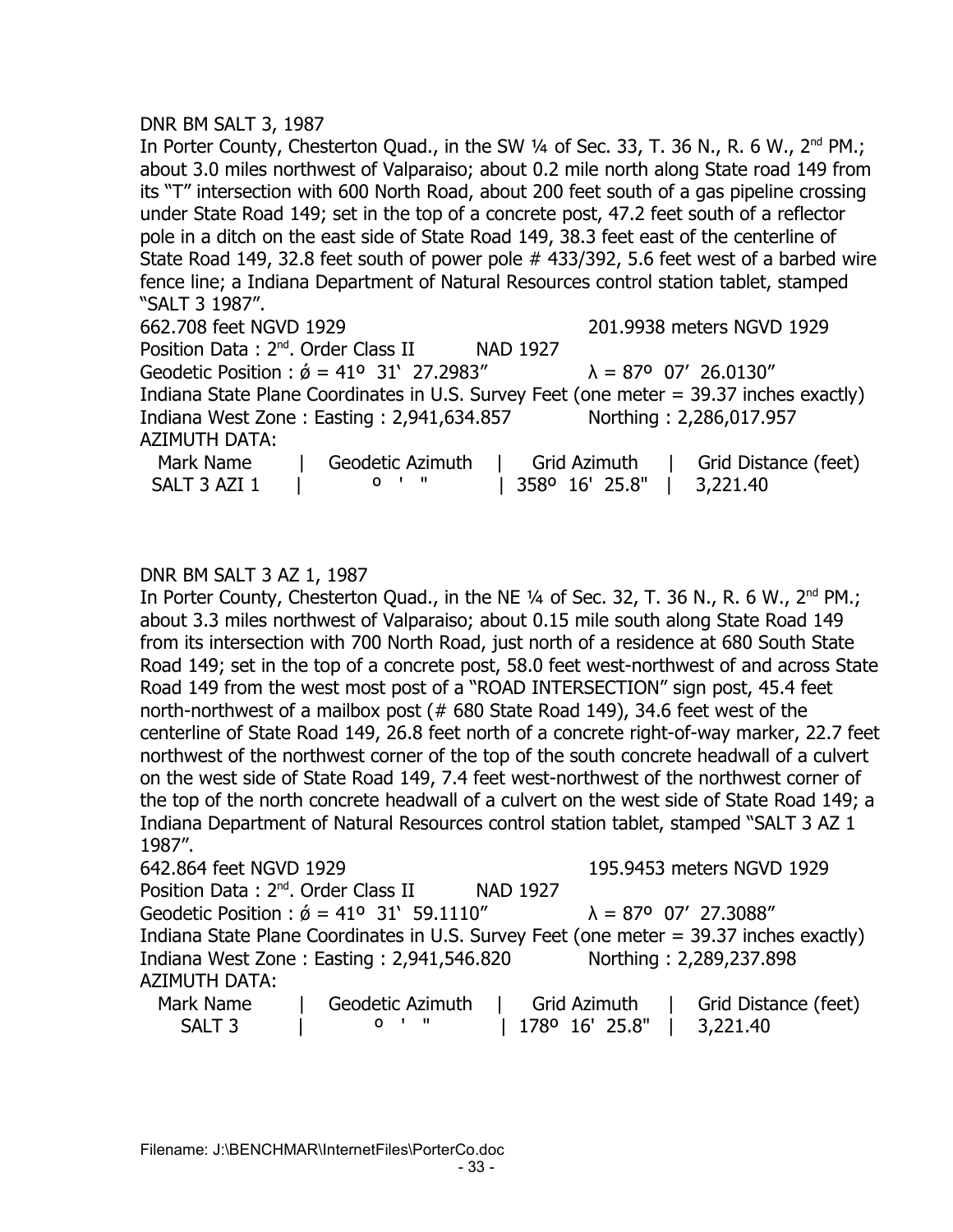DNR BM SALT 3, 1987

In Porter County, Chesterton Quad., in the SW ¼ of Sec. 33, T. 36 N., R. 6 W., 2nd PM.; about 3.0 miles northwest of Valparaiso; about 0.2 mile north along State road 149 from its "T" intersection with 600 North Road, about 200 feet south of a gas pipeline crossing under State Road 149; set in the top of a concrete post, 47.2 feet south of a reflector pole in a ditch on the east side of State Road 149, 38.3 feet east of the centerline of State Road 149, 32.8 feet south of power pole # 433/392, 5.6 feet west of a barbed wire fence line; a Indiana Department of Natural Resources control station tablet, stamped "SALT 3 1987".

662.708 feet NGVD 1929 — 201.9938 meters NGVD 1929

Position Data : 2nd. Order Class II — NAD 1927

Geodetic Position : ǿ = 41º 31' 27.2983" — λ = 87º 07' 26.0130"

Indiana State Plane Coordinates in U.S. Survey Feet (one meter = 39.37 inches exactly)

Indiana West Zone : Easting : 2,941,634.857 — Northing : 2,286,017.957

AZIMUTH DATA:

| Mark Name | Geodetic Azimuth | Grid Azimuth | Grid Distance (feet) |
|---|---|---|---|
| SALT 3 AZI 1 | º ' " | 358º 16' 25.8" | 3,221.40 |

DNR BM SALT 3 AZ 1, 1987

In Porter County, Chesterton Quad., in the NE ¼ of Sec. 32, T. 36 N., R. 6 W., 2nd PM.; about 3.3 miles northwest of Valparaiso; about 0.15 mile south along State Road 149 from its intersection with 700 North Road, just north of a residence at 680 South State Road 149; set in the top of a concrete post, 58.0 feet west-northwest of and across State Road 149 from the west most post of a "ROAD INTERSECTION" sign post, 45.4 feet north-northwest of a mailbox post (# 680 State Road 149), 34.6 feet west of the centerline of State Road 149, 26.8 feet north of a concrete right-of-way marker, 22.7 feet northwest of the northwest corner of the top of the south concrete headwall of a culvert on the west side of State Road 149, 7.4 feet west-northwest of the northwest corner of the top of the north concrete headwall of a culvert on the west side of State Road 149; a Indiana Department of Natural Resources control station tablet, stamped "SALT 3 AZ 1 1987".

642.864 feet NGVD 1929 — 195.9453 meters NGVD 1929

Position Data : 2nd. Order Class II — NAD 1927

Geodetic Position : ǿ = 41º 31' 59.1110" — λ = 87º 07' 27.3088"

Indiana State Plane Coordinates in U.S. Survey Feet (one meter = 39.37 inches exactly)

Indiana West Zone : Easting : 2,941,546.820 — Northing : 2,289,237.898

AZIMUTH DATA:

| Mark Name | Geodetic Azimuth | Grid Azimuth | Grid Distance (feet) |
|---|---|---|---|
| SALT 3 | º ' " | 178º 16' 25.8" | 3,221.40 |

Filename: J:\BENCHMAR\InternetFiles\PorterCo.doc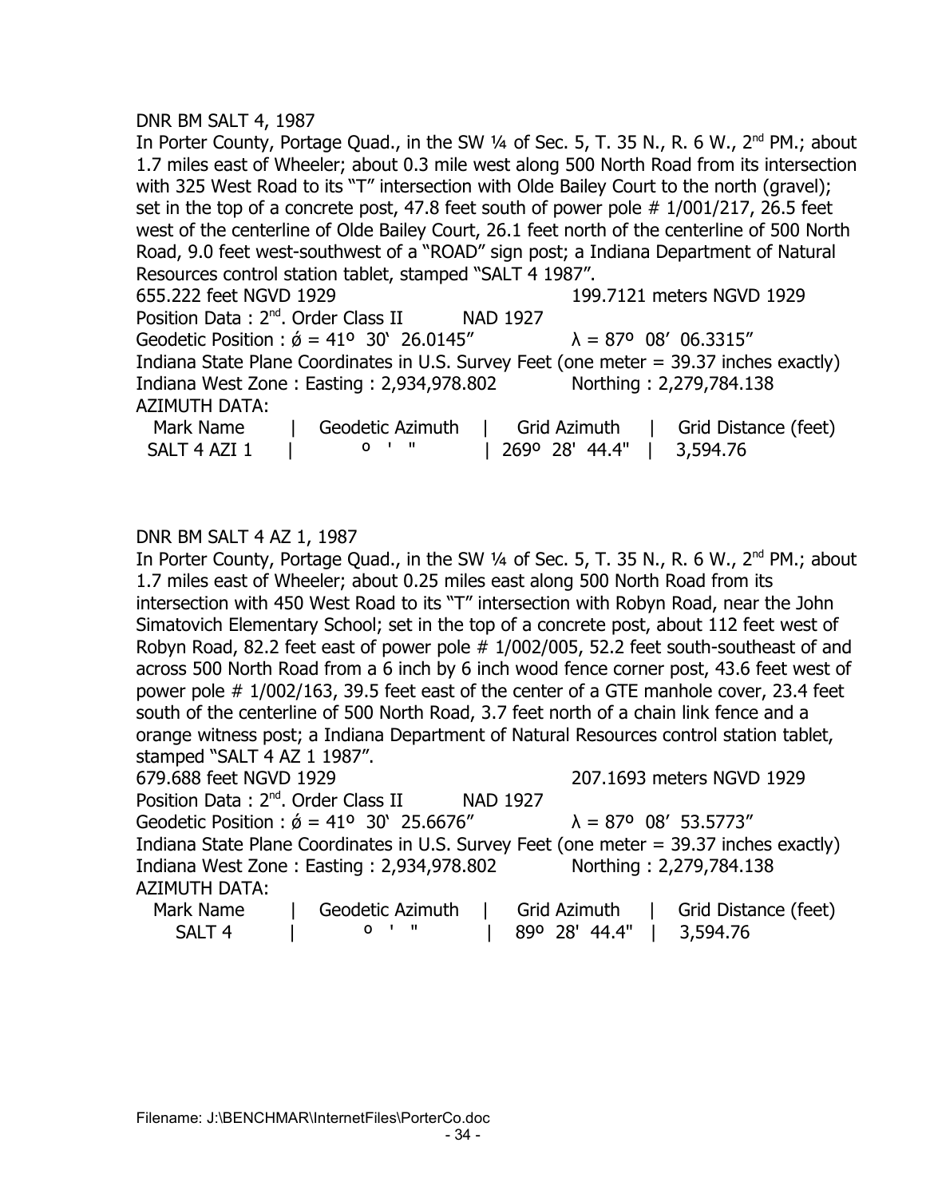DNR BM SALT 4, 1987

In Porter County, Portage Quad., in the SW ¼ of Sec. 5, T. 35 N., R. 6 W., 2[nd] PM.; about 1.7 miles east of Wheeler; about 0.3 mile west along 500 North Road from its intersection with 325 West Road to its "T" intersection with Olde Bailey Court to the north (gravel); set in the top of a concrete post, 47.8 feet south of power pole # 1/001/217, 26.5 feet west of the centerline of Olde Bailey Court, 26.1 feet north of the centerline of 500 North Road, 9.0 feet west-southwest of a "ROAD" sign post; a Indiana Department of Natural Resources control station tablet, stamped "SALT 4 1987".

655.222 feet NGVD 1929 199.7121 meters NGVD 1929

Position Data : 2[nd]. Order Class II NAD 1927

Geodetic Position : ǿ = 41º 30' 26.0145" λ = 87º 08' 06.3315"

Indiana State Plane Coordinates in U.S. Survey Feet (one meter = 39.37 inches exactly)

Indiana West Zone : Easting : 2,934,978.802 Northing : 2,279,784.138

AZIMUTH DATA:

| Mark Name | Geodetic Azimuth | Grid Azimuth | Grid Distance (feet) |
|---|---|---|---|
| SALT 4 AZI 1 | º ' " | 269º 28' 44.4" | 3,594.76 |

DNR BM SALT 4 AZ 1, 1987

In Porter County, Portage Quad., in the SW ¼ of Sec. 5, T. 35 N., R. 6 W., 2[nd] PM.; about 1.7 miles east of Wheeler; about 0.25 miles east along 500 North Road from its intersection with 450 West Road to its "T" intersection with Robyn Road, near the John Simatovich Elementary School; set in the top of a concrete post, about 112 feet west of Robyn Road, 82.2 feet east of power pole # 1/002/005, 52.2 feet south-southeast of and across 500 North Road from a 6 inch by 6 inch wood fence corner post, 43.6 feet west of power pole # 1/002/163, 39.5 feet east of the center of a GTE manhole cover, 23.4 feet south of the centerline of 500 North Road, 3.7 feet north of a chain link fence and a orange witness post; a Indiana Department of Natural Resources control station tablet, stamped "SALT 4 AZ 1 1987".

679.688 feet NGVD 1929 207.1693 meters NGVD 1929

Position Data : 2[nd]. Order Class II NAD 1927

Geodetic Position : ǿ = 41º 30' 25.6676" λ = 87º 08' 53.5773"

Indiana State Plane Coordinates in U.S. Survey Feet (one meter = 39.37 inches exactly)

Indiana West Zone : Easting : 2,934,978.802 Northing : 2,279,784.138

AZIMUTH DATA:

| Mark Name | Geodetic Azimuth | Grid Azimuth | Grid Distance (feet) |
|---|---|---|---|
| SALT 4 | º ' " | 89º 28' 44.4" | 3,594.76 |

Filename: J:\BENCHMAR\InternetFiles\PorterCo.doc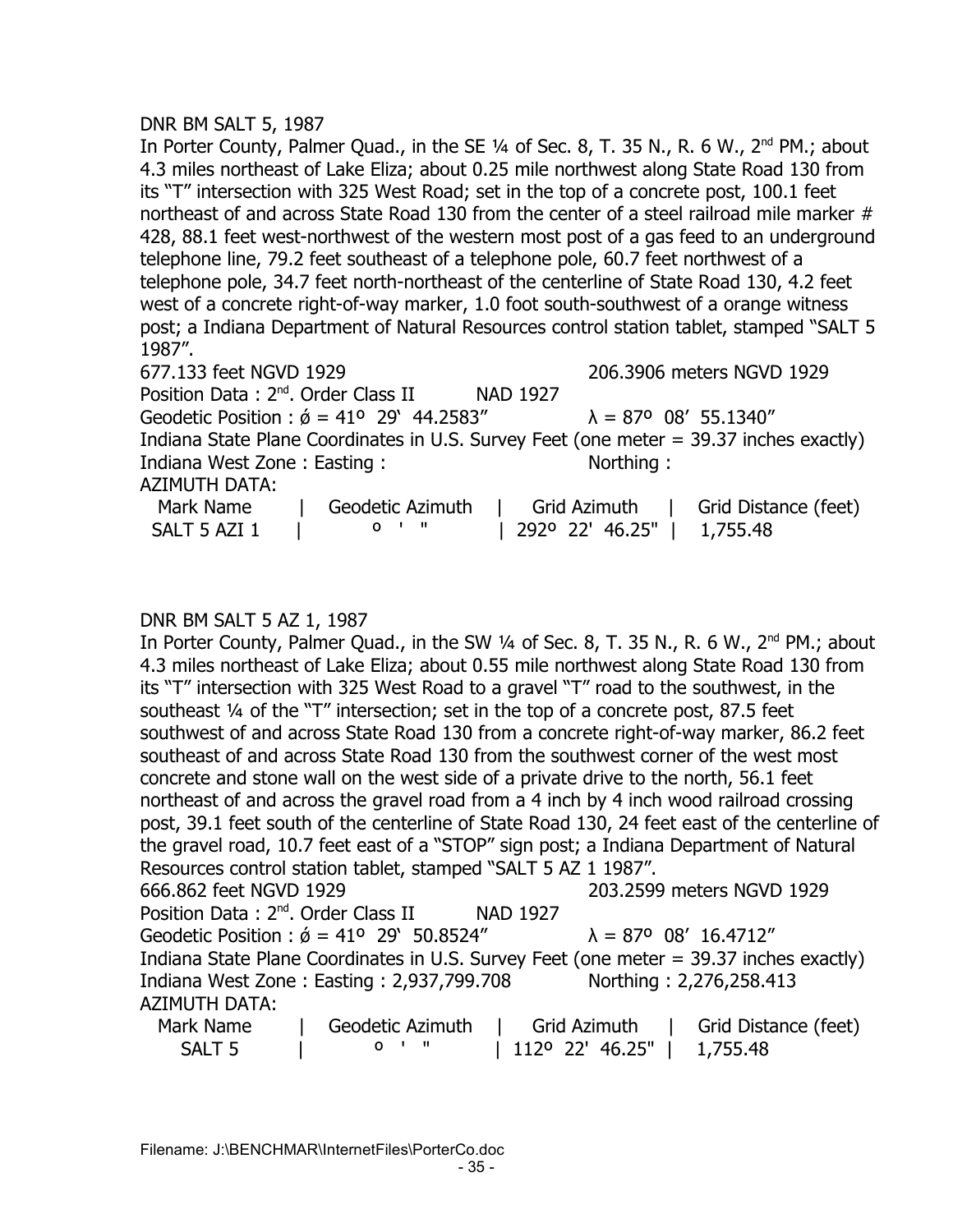DNR BM SALT 5, 1987

In Porter County, Palmer Quad., in the SE ¼ of Sec. 8, T. 35 N., R. 6 W., 2nd PM.; about 4.3 miles northeast of Lake Eliza; about 0.25 mile northwest along State Road 130 from its "T" intersection with 325 West Road; set in the top of a concrete post, 100.1 feet northeast of and across State Road 130 from the center of a steel railroad mile marker # 428, 88.1 feet west-northwest of the western most post of a gas feed to an underground telephone line, 79.2 feet southeast of a telephone pole, 60.7 feet northwest of a telephone pole, 34.7 feet north-northeast of the centerline of State Road 130, 4.2 feet west of a concrete right-of-way marker, 1.0 foot south-southwest of a orange witness post; a Indiana Department of Natural Resources control station tablet, stamped "SALT 5 1987".

677.133 feet NGVD 1929 206.3906 meters NGVD 1929

Position Data : 2nd. Order Class II NAD 1927

Geodetic Position : ǿ = 41º 29' 44.2583" λ = 87º 08' 55.1340"

Indiana State Plane Coordinates in U.S. Survey Feet (one meter = 39.37 inches exactly)

Indiana West Zone : Easting : Northing :

AZIMUTH DATA:

| Mark Name | Geodetic Azimuth | Grid Azimuth | Grid Distance (feet) |
|---|---|---|---|
| SALT 5 AZI 1 | º ' " | 292º 22' 46.25" | 1,755.48 |

DNR BM SALT 5 AZ 1, 1987

In Porter County, Palmer Quad., in the SW ¼ of Sec. 8, T. 35 N., R. 6 W., 2nd PM.; about 4.3 miles northeast of Lake Eliza; about 0.55 mile northwest along State Road 130 from its "T" intersection with 325 West Road to a gravel "T" road to the southwest, in the southeast ¼ of the "T" intersection; set in the top of a concrete post, 87.5 feet southwest of and across State Road 130 from a concrete right-of-way marker, 86.2 feet southeast of and across State Road 130 from the southwest corner of the west most concrete and stone wall on the west side of a private drive to the north, 56.1 feet northeast of and across the gravel road from a 4 inch by 4 inch wood railroad crossing post, 39.1 feet south of the centerline of State Road 130, 24 feet east of the centerline of the gravel road, 10.7 feet east of a "STOP" sign post; a Indiana Department of Natural Resources control station tablet, stamped "SALT 5 AZ 1 1987".

666.862 feet NGVD 1929 203.2599 meters NGVD 1929

Position Data : 2nd. Order Class II NAD 1927

Geodetic Position : ǿ = 41º 29' 50.8524" λ = 87º 08' 16.4712"

Indiana State Plane Coordinates in U.S. Survey Feet (one meter = 39.37 inches exactly)

Indiana West Zone : Easting : 2,937,799.708 Northing : 2,276,258.413

AZIMUTH DATA:

| Mark Name | Geodetic Azimuth | Grid Azimuth | Grid Distance (feet) |
|---|---|---|---|
| SALT 5 | º ' " | 112º 22' 46.25" | 1,755.48 |

Filename: J:\BENCHMAR\InternetFiles\PorterCo.doc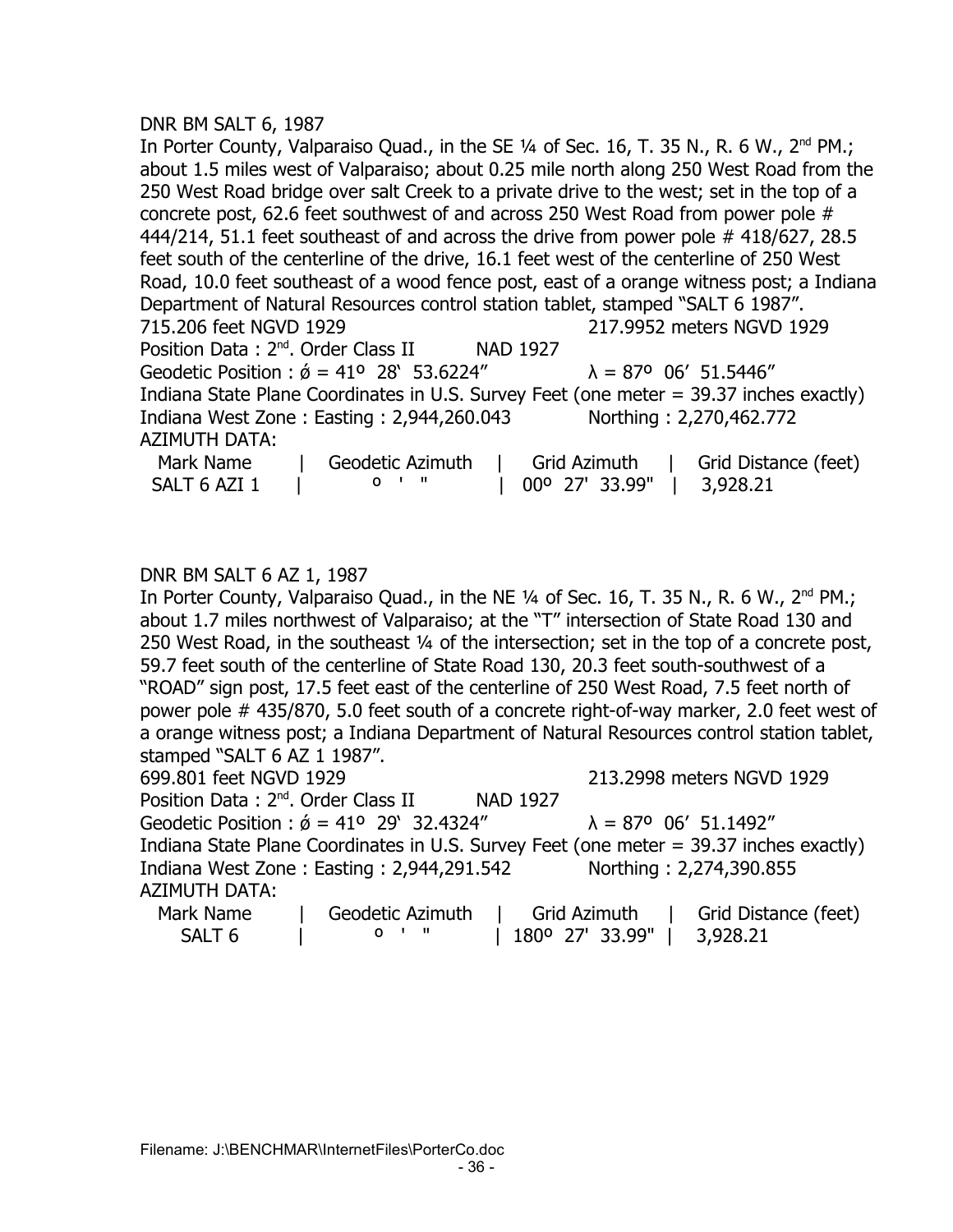DNR BM SALT 6, 1987

In Porter County, Valparaiso Quad., in the SE ¼ of Sec. 16, T. 35 N., R. 6 W., 2nd PM.; about 1.5 miles west of Valparaiso; about 0.25 mile north along 250 West Road from the 250 West Road bridge over salt Creek to a private drive to the west; set in the top of a concrete post, 62.6 feet southwest of and across 250 West Road from power pole # 444/214, 51.1 feet southeast of and across the drive from power pole # 418/627, 28.5 feet south of the centerline of the drive, 16.1 feet west of the centerline of 250 West Road, 10.0 feet southeast of a wood fence post, east of a orange witness post; a Indiana Department of Natural Resources control station tablet, stamped "SALT 6 1987".

715.206 feet NGVD 1929 217.9952 meters NGVD 1929

Position Data : 2nd. Order Class II NAD 1927

Geodetic Position : ǿ = 41º 28' 53.6224" λ = 87º 06' 51.5446"

Indiana State Plane Coordinates in U.S. Survey Feet (one meter = 39.37 inches exactly)

Indiana West Zone : Easting : 2,944,260.043 Northing : 2,270,462.772

AZIMUTH DATA:

| Mark Name | Geodetic Azimuth | Grid Azimuth | Grid Distance (feet) |
|---|---|---|---|
| SALT 6 AZI 1 | º ' " | 00º 27' 33.99" | 3,928.21 |

DNR BM SALT 6 AZ 1, 1987

In Porter County, Valparaiso Quad., in the NE ¼ of Sec. 16, T. 35 N., R. 6 W., 2nd PM.; about 1.7 miles northwest of Valparaiso; at the "T" intersection of State Road 130 and 250 West Road, in the southeast ¼ of the intersection; set in the top of a concrete post, 59.7 feet south of the centerline of State Road 130, 20.3 feet south-southwest of a "ROAD" sign post, 17.5 feet east of the centerline of 250 West Road, 7.5 feet north of power pole # 435/870, 5.0 feet south of a concrete right-of-way marker, 2.0 feet west of a orange witness post; a Indiana Department of Natural Resources control station tablet, stamped "SALT 6 AZ 1 1987".

699.801 feet NGVD 1929 213.2998 meters NGVD 1929

Position Data : 2nd. Order Class II NAD 1927

Geodetic Position : ǿ = 41º 29' 32.4324" λ = 87º 06' 51.1492"

Indiana State Plane Coordinates in U.S. Survey Feet (one meter = 39.37 inches exactly)

Indiana West Zone : Easting : 2,944,291.542 Northing : 2,274,390.855

AZIMUTH DATA:

| Mark Name | Geodetic Azimuth | Grid Azimuth | Grid Distance (feet) |
|---|---|---|---|
| SALT 6 | º ' " | 180º 27' 33.99" | 3,928.21 |

Filename: J:\BENCHMAR\InternetFiles\PorterCo.doc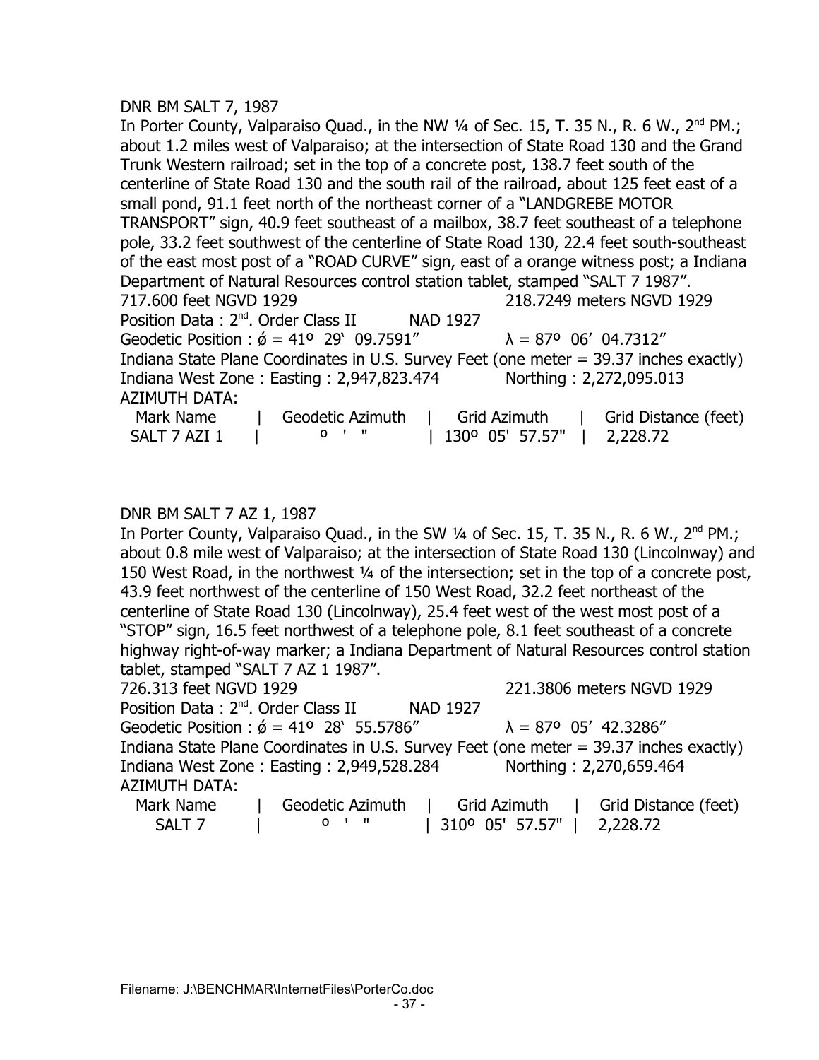DNR BM SALT 7, 1987

In Porter County, Valparaiso Quad., in the NW ¼ of Sec. 15, T. 35 N., R. 6 W., 2nd PM.; about 1.2 miles west of Valparaiso; at the intersection of State Road 130 and the Grand Trunk Western railroad; set in the top of a concrete post, 138.7 feet south of the centerline of State Road 130 and the south rail of the railroad, about 125 feet east of a small pond, 91.1 feet north of the northeast corner of a "LANDGREBE MOTOR TRANSPORT" sign, 40.9 feet southeast of a mailbox, 38.7 feet southeast of a telephone pole, 33.2 feet southwest of the centerline of State Road 130, 22.4 feet south-southeast of the east most post of a "ROAD CURVE" sign, east of a orange witness post; a Indiana Department of Natural Resources control station tablet, stamped "SALT 7 1987".

717.600 feet NGVD 1929 218.7249 meters NGVD 1929

Position Data : 2nd. Order Class II NAD 1927

Geodetic Position : ǿ = 41º 29' 09.7591" λ = 87º 06' 04.7312"

Indiana State Plane Coordinates in U.S. Survey Feet (one meter = 39.37 inches exactly)

Indiana West Zone : Easting : 2,947,823.474 Northing : 2,272,095.013

AZIMUTH DATA:

| Mark Name | Geodetic Azimuth | Grid Azimuth | Grid Distance (feet) |
|---|---|---|---|
| SALT 7 AZI 1 | º ' " | 130º 05' 57.57" | 2,228.72 |

DNR BM SALT 7 AZ 1, 1987

In Porter County, Valparaiso Quad., in the SW ¼ of Sec. 15, T. 35 N., R. 6 W., 2nd PM.; about 0.8 mile west of Valparaiso; at the intersection of State Road 130 (Lincolnway) and 150 West Road, in the northwest ¼ of the intersection; set in the top of a concrete post, 43.9 feet northwest of the centerline of 150 West Road, 32.2 feet northeast of the centerline of State Road 130 (Lincolnway), 25.4 feet west of the west most post of a "STOP" sign, 16.5 feet northwest of a telephone pole, 8.1 feet southeast of a concrete highway right-of-way marker; a Indiana Department of Natural Resources control station tablet, stamped "SALT 7 AZ 1 1987".

726.313 feet NGVD 1929 221.3806 meters NGVD 1929

Position Data : 2nd. Order Class II NAD 1927

Geodetic Position : ǿ = 41º 28' 55.5786" λ = 87º 05' 42.3286"

Indiana State Plane Coordinates in U.S. Survey Feet (one meter = 39.37 inches exactly)

Indiana West Zone : Easting : 2,949,528.284 Northing : 2,270,659.464

AZIMUTH DATA:

| Mark Name | Geodetic Azimuth | Grid Azimuth | Grid Distance (feet) |
|---|---|---|---|
| SALT 7 | º ' " | 310º 05' 57.57" | 2,228.72 |

Filename: J:\BENCHMAR\InternetFiles\PorterCo.doc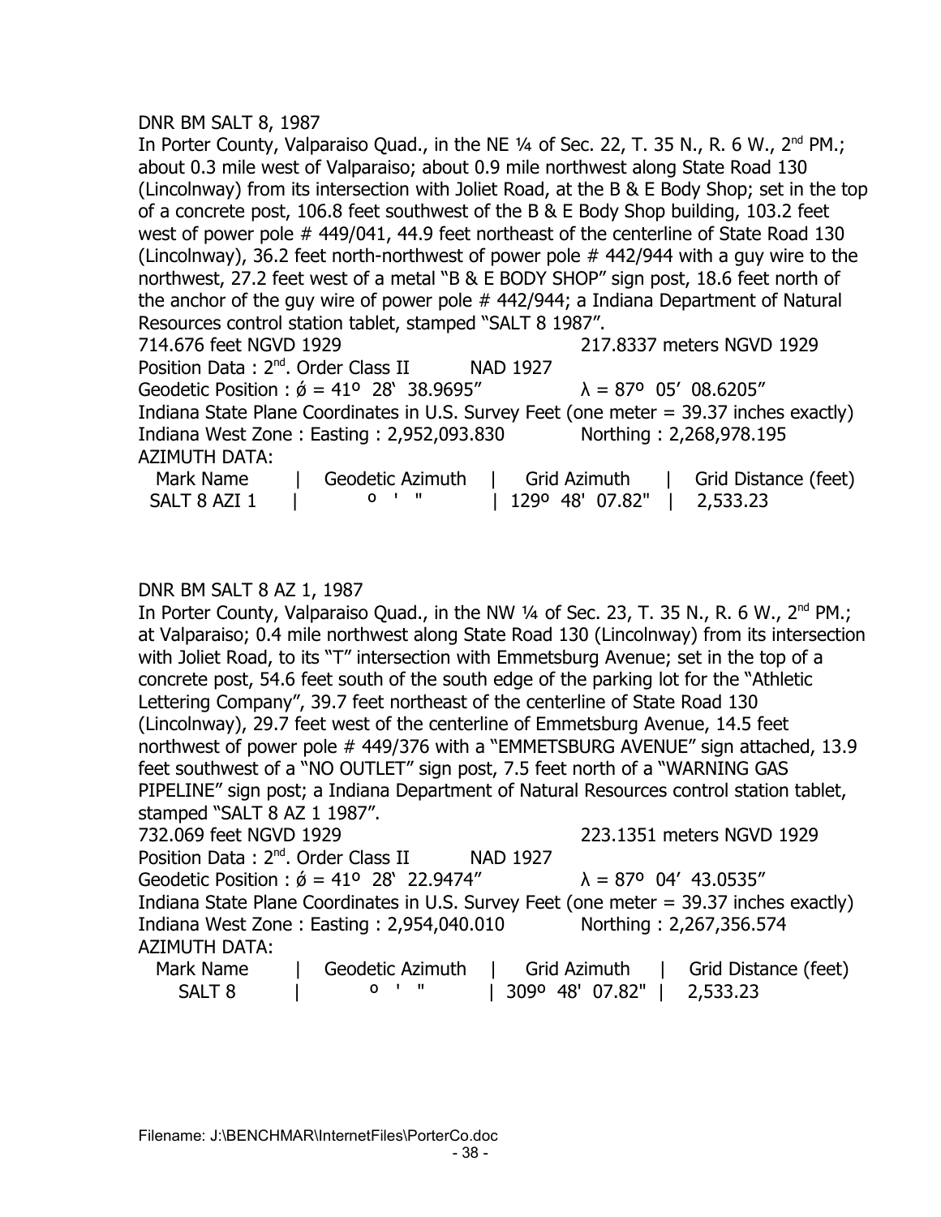DNR BM SALT 8, 1987

In Porter County, Valparaiso Quad., in the NE ¼ of Sec. 22, T. 35 N., R. 6 W., 2nd PM.; about 0.3 mile west of Valparaiso; about 0.9 mile northwest along State Road 130 (Lincolnway) from its intersection with Joliet Road, at the B & E Body Shop; set in the top of a concrete post, 106.8 feet southwest of the B & E Body Shop building, 103.2 feet west of power pole # 449/041, 44.9 feet northeast of the centerline of State Road 130 (Lincolnway), 36.2 feet north-northwest of power pole # 442/944 with a guy wire to the northwest, 27.2 feet west of a metal "B & E BODY SHOP" sign post, 18.6 feet north of the anchor of the guy wire of power pole # 442/944; a Indiana Department of Natural Resources control station tablet, stamped "SALT 8 1987".

714.676 feet NGVD 1929 217.8337 meters NGVD 1929

Position Data : 2nd. Order Class II NAD 1927

Geodetic Position : ǿ = 41º 28' 38.9695" λ = 87º 05' 08.6205"

Indiana State Plane Coordinates in U.S. Survey Feet (one meter = 39.37 inches exactly)

Indiana West Zone : Easting : 2,952,093.830 Northing : 2,268,978.195

AZIMUTH DATA:

| Mark Name | Geodetic Azimuth | Grid Azimuth | Grid Distance (feet) |
|---|---|---|---|
| SALT 8 AZI 1 | º ' " | 129º 48' 07.82" | 2,533.23 |

DNR BM SALT 8 AZ 1, 1987

In Porter County, Valparaiso Quad., in the NW ¼ of Sec. 23, T. 35 N., R. 6 W., 2nd PM.; at Valparaiso; 0.4 mile northwest along State Road 130 (Lincolnway) from its intersection with Joliet Road, to its "T" intersection with Emmetsburg Avenue; set in the top of a concrete post, 54.6 feet south of the south edge of the parking lot for the "Athletic Lettering Company", 39.7 feet northeast of the centerline of State Road 130 (Lincolnway), 29.7 feet west of the centerline of Emmetsburg Avenue, 14.5 feet northwest of power pole # 449/376 with a "EMMETSBURG AVENUE" sign attached, 13.9 feet southwest of a "NO OUTLET" sign post, 7.5 feet north of a "WARNING GAS PIPELINE" sign post; a Indiana Department of Natural Resources control station tablet, stamped "SALT 8 AZ 1 1987".

732.069 feet NGVD 1929 223.1351 meters NGVD 1929

Position Data : 2nd. Order Class II NAD 1927

Geodetic Position : ǿ = 41º 28' 22.9474" λ = 87º 04' 43.0535"

Indiana State Plane Coordinates in U.S. Survey Feet (one meter = 39.37 inches exactly)

Indiana West Zone : Easting : 2,954,040.010 Northing : 2,267,356.574

AZIMUTH DATA:

| Mark Name | Geodetic Azimuth | Grid Azimuth | Grid Distance (feet) |
|---|---|---|---|
| SALT 8 | º ' " | 309º 48' 07.82" | 2,533.23 |

Filename: J:\BENCHMAR\InternetFiles\PorterCo.doc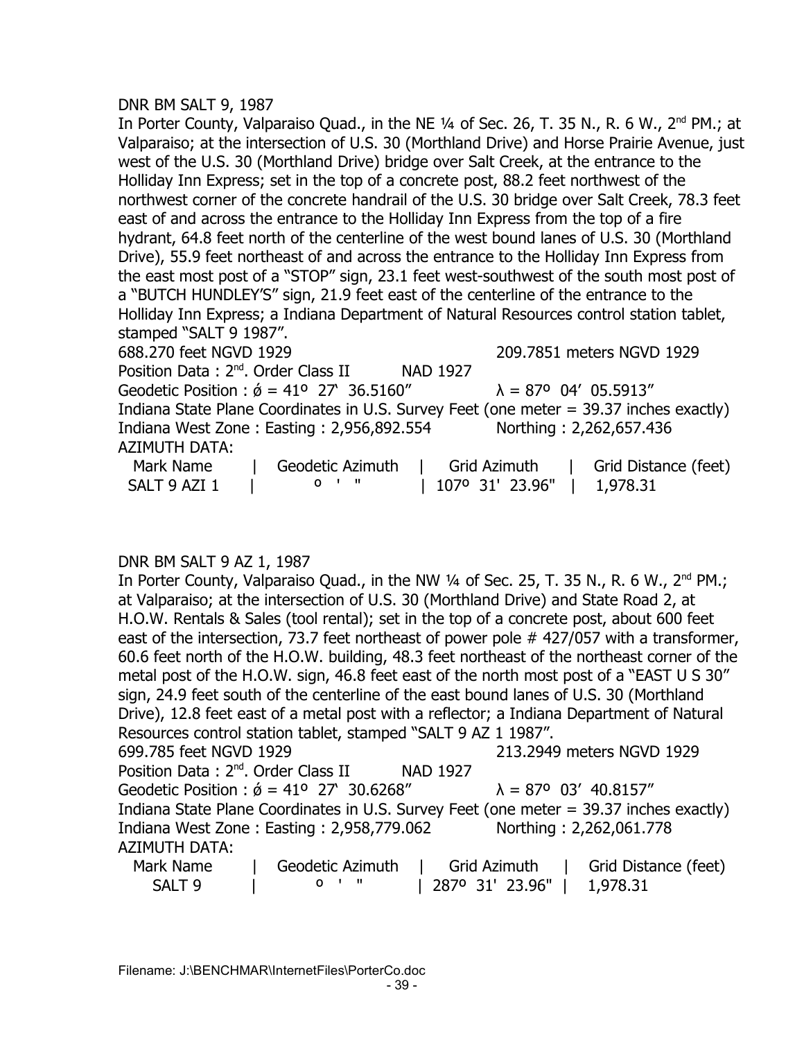DNR BM SALT 9, 1987

In Porter County, Valparaiso Quad., in the NE ¼ of Sec. 26, T. 35 N., R. 6 W., 2nd PM.; at Valparaiso; at the intersection of U.S. 30 (Morthland Drive) and Horse Prairie Avenue, just west of the U.S. 30 (Morthland Drive) bridge over Salt Creek, at the entrance to the Holliday Inn Express; set in the top of a concrete post, 88.2 feet northwest of the northwest corner of the concrete handrail of the U.S. 30 bridge over Salt Creek, 78.3 feet east of and across the entrance to the Holliday Inn Express from the top of a fire hydrant, 64.8 feet north of the centerline of the west bound lanes of U.S. 30 (Morthland Drive), 55.9 feet northeast of and across the entrance to the Holliday Inn Express from the east most post of a "STOP" sign, 23.1 feet west-southwest of the south most post of a "BUTCH HUNDLEY'S" sign, 21.9 feet east of the centerline of the entrance to the Holliday Inn Express; a Indiana Department of Natural Resources control station tablet, stamped "SALT 9 1987".

688.270 feet NGVD 1929 209.7851 meters NGVD 1929

Position Data : 2nd. Order Class II NAD 1927

Geodetic Position : ǿ = 41º 27' 36.5160" λ = 87º 04' 05.5913"

Indiana State Plane Coordinates in U.S. Survey Feet (one meter = 39.37 inches exactly)

Indiana West Zone : Easting : 2,956,892.554 Northing : 2,262,657.436

AZIMUTH DATA:

| Mark Name | Geodetic Azimuth | Grid Azimuth | Grid Distance (feet) |
|---|---|---|---|
| SALT 9 AZI 1 | º ' " | 107º 31' 23.96" | 1,978.31 |

DNR BM SALT 9 AZ 1, 1987

In Porter County, Valparaiso Quad., in the NW ¼ of Sec. 25, T. 35 N., R. 6 W., 2nd PM.; at Valparaiso; at the intersection of U.S. 30 (Morthland Drive) and State Road 2, at H.O.W. Rentals & Sales (tool rental); set in the top of a concrete post, about 600 feet east of the intersection, 73.7 feet northeast of power pole # 427/057 with a transformer, 60.6 feet north of the H.O.W. building, 48.3 feet northeast of the northeast corner of the metal post of the H.O.W. sign, 46.8 feet east of the north most post of a "EAST U S 30" sign, 24.9 feet south of the centerline of the east bound lanes of U.S. 30 (Morthland Drive), 12.8 feet east of a metal post with a reflector; a Indiana Department of Natural Resources control station tablet, stamped "SALT 9 AZ 1 1987".

699.785 feet NGVD 1929 213.2949 meters NGVD 1929

Position Data : 2nd. Order Class II NAD 1927

Geodetic Position : ǿ = 41º 27' 30.6268" λ = 87º 03' 40.8157"

Indiana State Plane Coordinates in U.S. Survey Feet (one meter = 39.37 inches exactly)

Indiana West Zone : Easting : 2,958,779.062 Northing : 2,262,061.778

AZIMUTH DATA:

| Mark Name | Geodetic Azimuth | Grid Azimuth | Grid Distance (feet) |
|---|---|---|---|
| SALT 9 | º ' " | 287º 31' 23.96" | 1,978.31 |

Filename: J:\BENCHMAR\InternetFiles\PorterCo.doc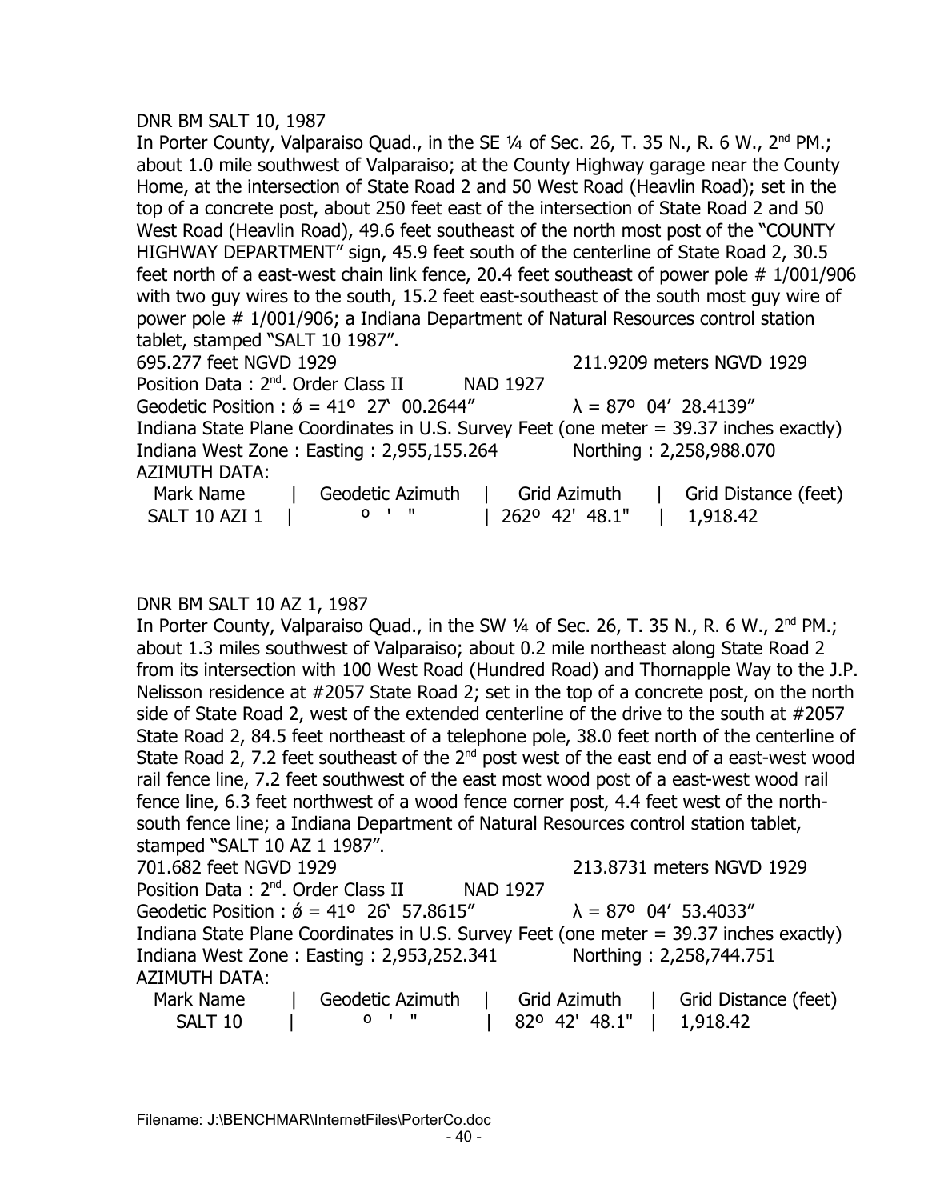DNR BM SALT 10, 1987

In Porter County, Valparaiso Quad., in the SE ¼ of Sec. 26, T. 35 N., R. 6 W., 2nd PM.; about 1.0 mile southwest of Valparaiso; at the County Highway garage near the County Home, at the intersection of State Road 2 and 50 West Road (Heavlin Road); set in the top of a concrete post, about 250 feet east of the intersection of State Road 2 and 50 West Road (Heavlin Road), 49.6 feet southeast of the north most post of the "COUNTY HIGHWAY DEPARTMENT" sign, 45.9 feet south of the centerline of State Road 2, 30.5 feet north of a east-west chain link fence, 20.4 feet southeast of power pole # 1/001/906 with two guy wires to the south, 15.2 feet east-southeast of the south most guy wire of power pole # 1/001/906; a Indiana Department of Natural Resources control station tablet, stamped "SALT 10 1987".

695.277 feet NGVD 1929 211.9209 meters NGVD 1929

Position Data : 2nd. Order Class II NAD 1927

Geodetic Position : ǿ = 41º 27�` 00.2644" λ = 87º 04' 28.4139"

Indiana State Plane Coordinates in U.S. Survey Feet (one meter = 39.37 inches exactly)

Indiana West Zone : Easting : 2,955,155.264 Northing : 2,258,988.070

AZIMUTH DATA:

| Mark Name | Geodetic Azimuth | Grid Azimuth | Grid Distance (feet) |
|---|---|---|---|
| SALT 10 AZI 1 | º ' " | 262º 42' 48.1" | 1,918.42 |

DNR BM SALT 10 AZ 1, 1987

In Porter County, Valparaiso Quad., in the SW ¼ of Sec. 26, T. 35 N., R. 6 W., 2nd PM.; about 1.3 miles southwest of Valparaiso; about 0.2 mile northeast along State Road 2 from its intersection with 100 West Road (Hundred Road) and Thornapple Way to the J.P. Nelisson residence at #2057 State Road 2; set in the top of a concrete post, on the north side of State Road 2, west of the extended centerline of the drive to the south at #2057 State Road 2, 84.5 feet northeast of a telephone pole, 38.0 feet north of the centerline of State Road 2, 7.2 feet southeast of the 2nd post west of the east end of a east-west wood rail fence line, 7.2 feet southwest of the east most wood post of a east-west wood rail fence line, 6.3 feet northwest of a wood fence corner post, 4.4 feet west of the north-south fence line; a Indiana Department of Natural Resources control station tablet, stamped "SALT 10 AZ 1 1987".

701.682 feet NGVD 1929 213.8731 meters NGVD 1929

Position Data : 2nd. Order Class II NAD 1927

Geodetic Position : ǿ = 41º 26�` 57.8615" λ = 87º 04' 53.4033"

Indiana State Plane Coordinates in U.S. Survey Feet (one meter = 39.37 inches exactly)

Indiana West Zone : Easting : 2,953,252.341 Northing : 2,258,744.751

AZIMUTH DATA:

| Mark Name | Geodetic Azimuth | Grid Azimuth | Grid Distance (feet) |
|---|---|---|---|
| SALT 10 | º ' " | 82º 42' 48.1" | 1,918.42 |

Filename: J:\BENCHMAR\InternetFiles\PorterCo.doc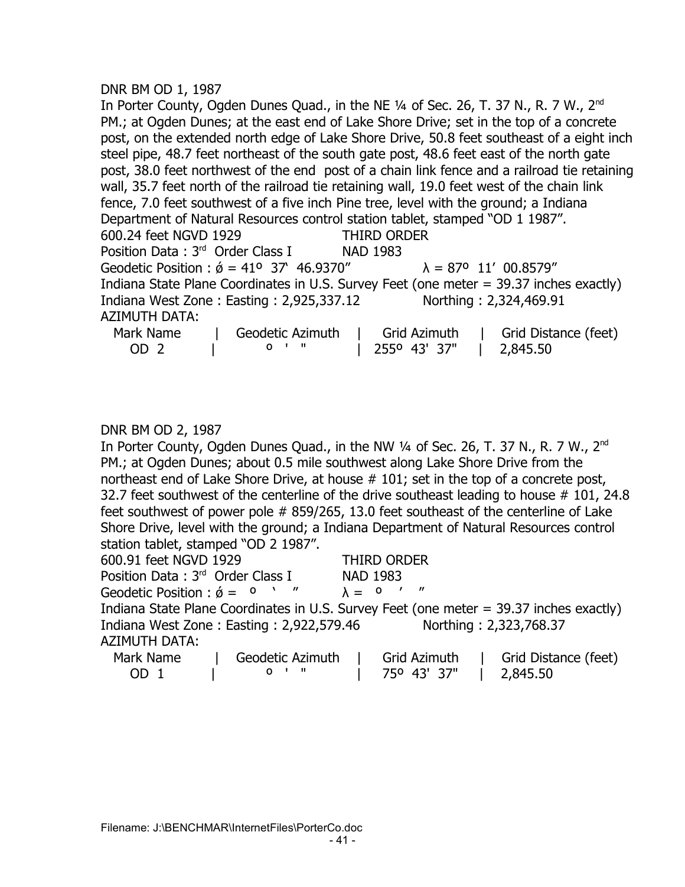DNR BM OD 1, 1987

In Porter County, Ogden Dunes Quad., in the NE ¼ of Sec. 26, T. 37 N., R. 7 W., 2nd PM.; at Ogden Dunes; at the east end of Lake Shore Drive; set in the top of a concrete post, on the extended north edge of Lake Shore Drive, 50.8 feet southeast of a eight inch steel pipe, 48.7 feet northeast of the south gate post, 48.6 feet east of the north gate post, 38.0 feet northwest of the end post of a chain link fence and a railroad tie retaining wall, 35.7 feet north of the railroad tie retaining wall, 19.0 feet west of the chain link fence, 7.0 feet southwest of a five inch Pine tree, level with the ground; a Indiana Department of Natural Resources control station tablet, stamped "OD 1 1987".

600.24 feet NGVD 1929 THIRD ORDER

Position Data : 3rd Order Class I NAD 1983

Geodetic Position : ǿ = 41º 37' 46.9370" λ = 87º 11' 00.8579"

Indiana State Plane Coordinates in U.S. Survey Feet (one meter = 39.37 inches exactly)

Indiana West Zone : Easting : 2,925,337.12 Northing : 2,324,469.91

AZIMUTH DATA:

| Mark Name | Geodetic Azimuth | Grid Azimuth | Grid Distance (feet) |
|---|---|---|---|
| OD 2 | º ' " | 255º 43' 37" | 2,845.50 |

DNR BM OD 2, 1987

In Porter County, Ogden Dunes Quad., in the NW ¼ of Sec. 26, T. 37 N., R. 7 W., 2nd PM.; at Ogden Dunes; about 0.5 mile southwest along Lake Shore Drive from the northeast end of Lake Shore Drive, at house # 101; set in the top of a concrete post, 32.7 feet southwest of the centerline of the drive southeast leading to house # 101, 24.8 feet southwest of power pole # 859/265, 13.0 feet southeast of the centerline of Lake Shore Drive, level with the ground; a Indiana Department of Natural Resources control station tablet, stamped "OD 2 1987".

600.91 feet NGVD 1929 THIRD ORDER

Position Data : 3rd Order Class I NAD 1983

Geodetic Position : ǿ = º ' " λ = º ' "

Indiana State Plane Coordinates in U.S. Survey Feet (one meter = 39.37 inches exactly)

Indiana West Zone : Easting : 2,922,579.46 Northing : 2,323,768.37

AZIMUTH DATA:

| Mark Name | Geodetic Azimuth | Grid Azimuth | Grid Distance (feet) |
|---|---|---|---|
| OD 1 | º ' " | 75º 43' 37" | 2,845.50 |

Filename: J:\BENCHMAR\InternetFiles\PorterCo.doc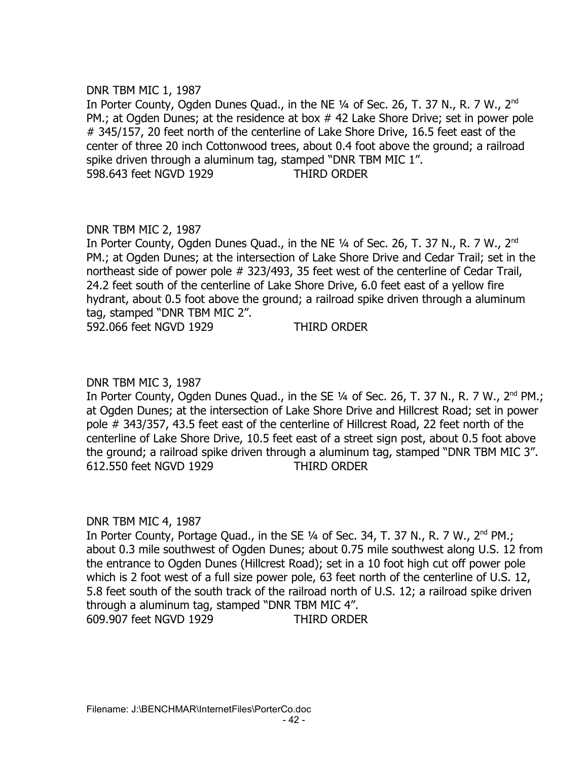DNR TBM MIC 1, 1987

In Porter County, Ogden Dunes Quad., in the NE ¼ of Sec. 26, T. 37 N., R. 7 W., 2nd PM.; at Ogden Dunes; at the residence at box # 42 Lake Shore Drive; set in power pole # 345/157, 20 feet north of the centerline of Lake Shore Drive, 16.5 feet east of the center of three 20 inch Cottonwood trees, about 0.4 foot above the ground; a railroad spike driven through a aluminum tag, stamped "DNR TBM MIC 1".

598.643 feet NGVD 1929 THIRD ORDER

DNR TBM MIC 2, 1987

In Porter County, Ogden Dunes Quad., in the NE ¼ of Sec. 26, T. 37 N., R. 7 W., 2nd PM.; at Ogden Dunes; at the intersection of Lake Shore Drive and Cedar Trail; set in the northeast side of power pole # 323/493, 35 feet west of the centerline of Cedar Trail, 24.2 feet south of the centerline of Lake Shore Drive, 6.0 feet east of a yellow fire hydrant, about 0.5 foot above the ground; a railroad spike driven through a aluminum tag, stamped "DNR TBM MIC 2".

592.066 feet NGVD 1929 THIRD ORDER

DNR TBM MIC 3, 1987

In Porter County, Ogden Dunes Quad., in the SE ¼ of Sec. 26, T. 37 N., R. 7 W., 2nd PM.; at Ogden Dunes; at the intersection of Lake Shore Drive and Hillcrest Road; set in power pole # 343/357, 43.5 feet east of the centerline of Hillcrest Road, 22 feet north of the centerline of Lake Shore Drive, 10.5 feet east of a street sign post, about 0.5 foot above the ground; a railroad spike driven through a aluminum tag, stamped "DNR TBM MIC 3".

612.550 feet NGVD 1929 THIRD ORDER

DNR TBM MIC 4, 1987

In Porter County, Portage Quad., in the SE ¼ of Sec. 34, T. 37 N., R. 7 W., 2nd PM.; about 0.3 mile southwest of Ogden Dunes; about 0.75 mile southwest along U.S. 12 from the entrance to Ogden Dunes (Hillcrest Road); set in a 10 foot high cut off power pole which is 2 foot west of a full size power pole, 63 feet north of the centerline of U.S. 12, 5.8 feet south of the south track of the railroad north of U.S. 12; a railroad spike driven through a aluminum tag, stamped "DNR TBM MIC 4".

609.907 feet NGVD 1929 THIRD ORDER

Filename: J:\BENCHMAR\InternetFiles\PorterCo.doc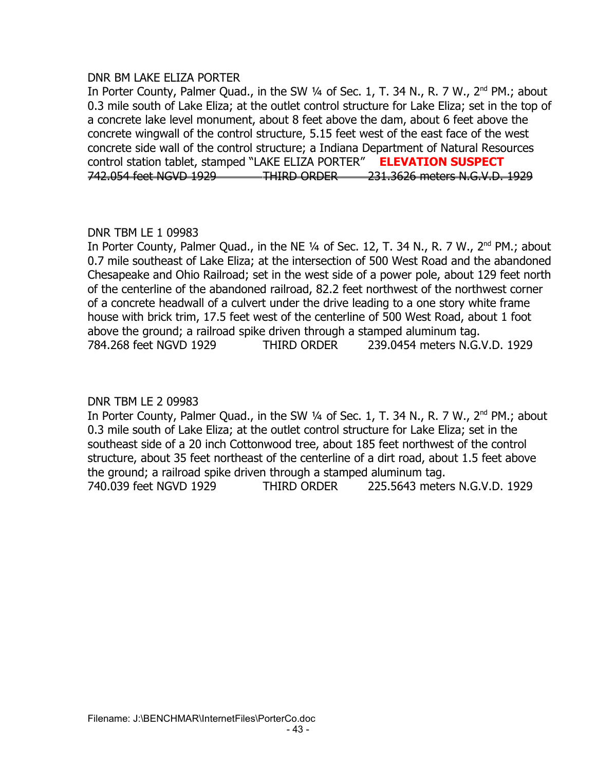DNR BM LAKE ELIZA PORTER

In Porter County, Palmer Quad., in the SW ¼ of Sec. 1, T. 34 N., R. 7 W., 2nd PM.; about 0.3 mile south of Lake Eliza; at the outlet control structure for Lake Eliza; set in the top of a concrete lake level monument, about 8 feet above the dam, about 6 feet above the concrete wingwall of the control structure, 5.15 feet west of the east face of the west concrete side wall of the control structure; a Indiana Department of Natural Resources control station tablet, stamped "LAKE ELIZA PORTER" **ELEVATION SUSPECT**

~~742.054 feet NGVD 1929 THIRD ORDER 231.3626 meters N.G.V.D. 1929~~

DNR TBM LE 1 09983

In Porter County, Palmer Quad., in the NE ¼ of Sec. 12, T. 34 N., R. 7 W., 2nd PM.; about 0.7 mile southeast of Lake Eliza; at the intersection of 500 West Road and the abandoned Chesapeake and Ohio Railroad; set in the west side of a power pole, about 129 feet north of the centerline of the abandoned railroad, 82.2 feet northwest of the northwest corner of a concrete headwall of a culvert under the drive leading to a one story white frame house with brick trim, 17.5 feet west of the centerline of 500 West Road, about 1 foot above the ground; a railroad spike driven through a stamped aluminum tag.

784.268 feet NGVD 1929 THIRD ORDER 239.0454 meters N.G.V.D. 1929

DNR TBM LE 2 09983

In Porter County, Palmer Quad., in the SW ¼ of Sec. 1, T. 34 N., R. 7 W., 2nd PM.; about 0.3 mile south of Lake Eliza; at the outlet control structure for Lake Eliza; set in the southeast side of a 20 inch Cottonwood tree, about 185 feet northwest of the control structure, about 35 feet northeast of the centerline of a dirt road, about 1.5 feet above the ground; a railroad spike driven through a stamped aluminum tag.

740.039 feet NGVD 1929 THIRD ORDER 225.5643 meters N.G.V.D. 1929

Filename: J:\BENCHMAR\InternetFiles\PorterCo.doc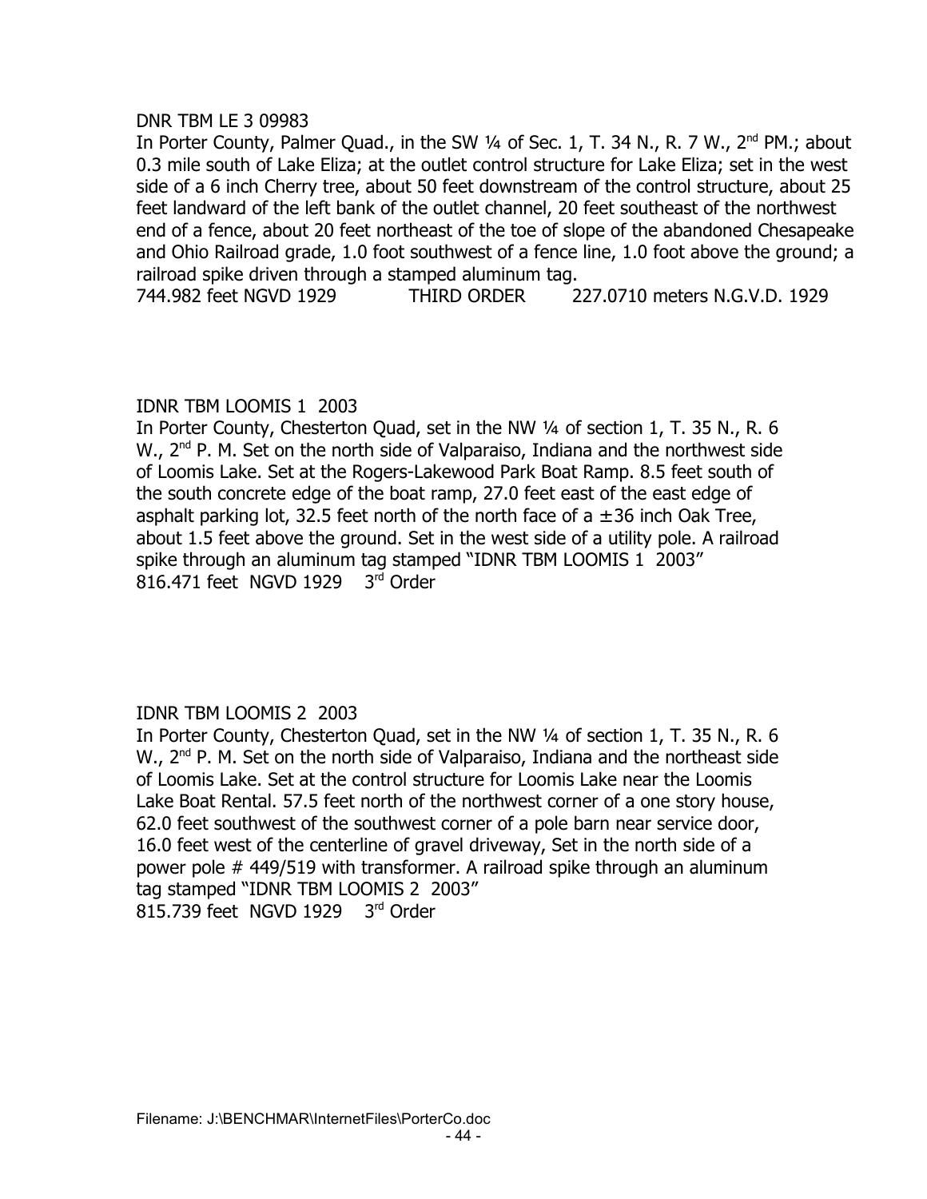DNR TBM LE 3 09983

In Porter County, Palmer Quad., in the SW ¼ of Sec. 1, T. 34 N., R. 7 W., 2nd PM.; about 0.3 mile south of Lake Eliza; at the outlet control structure for Lake Eliza; set in the west side of a 6 inch Cherry tree, about 50 feet downstream of the control structure, about 25 feet landward of the left bank of the outlet channel, 20 feet southeast of the northwest end of a fence, about 20 feet northeast of the toe of slope of the abandoned Chesapeake and Ohio Railroad grade, 1.0 foot southwest of a fence line, 1.0 foot above the ground; a railroad spike driven through a stamped aluminum tag.

744.982 feet NGVD 1929 THIRD ORDER 227.0710 meters N.G.V.D. 1929

IDNR TBM LOOMIS 1 2003

In Porter County, Chesterton Quad, set in the NW ¼ of section 1, T. 35 N., R. 6 W., 2nd P. M. Set on the north side of Valparaiso, Indiana and the northwest side of Loomis Lake. Set at the Rogers-Lakewood Park Boat Ramp. 8.5 feet south of the south concrete edge of the boat ramp, 27.0 feet east of the east edge of asphalt parking lot, 32.5 feet north of the north face of a ±36 inch Oak Tree, about 1.5 feet above the ground. Set in the west side of a utility pole. A railroad spike through an aluminum tag stamped "IDNR TBM LOOMIS 1 2003"

816.471 feet NGVD 1929 3rd Order

IDNR TBM LOOMIS 2 2003

In Porter County, Chesterton Quad, set in the NW ¼ of section 1, T. 35 N., R. 6 W., 2nd P. M. Set on the north side of Valparaiso, Indiana and the northeast side of Loomis Lake. Set at the control structure for Loomis Lake near the Loomis Lake Boat Rental. 57.5 feet north of the northwest corner of a one story house, 62.0 feet southwest of the southwest corner of a pole barn near service door, 16.0 feet west of the centerline of gravel driveway, Set in the north side of a power pole # 449/519 with transformer. A railroad spike through an aluminum tag stamped "IDNR TBM LOOMIS 2 2003"

815.739 feet NGVD 1929 3rd Order

Filename: J:\BENCHMAR\InternetFiles\PorterCo.doc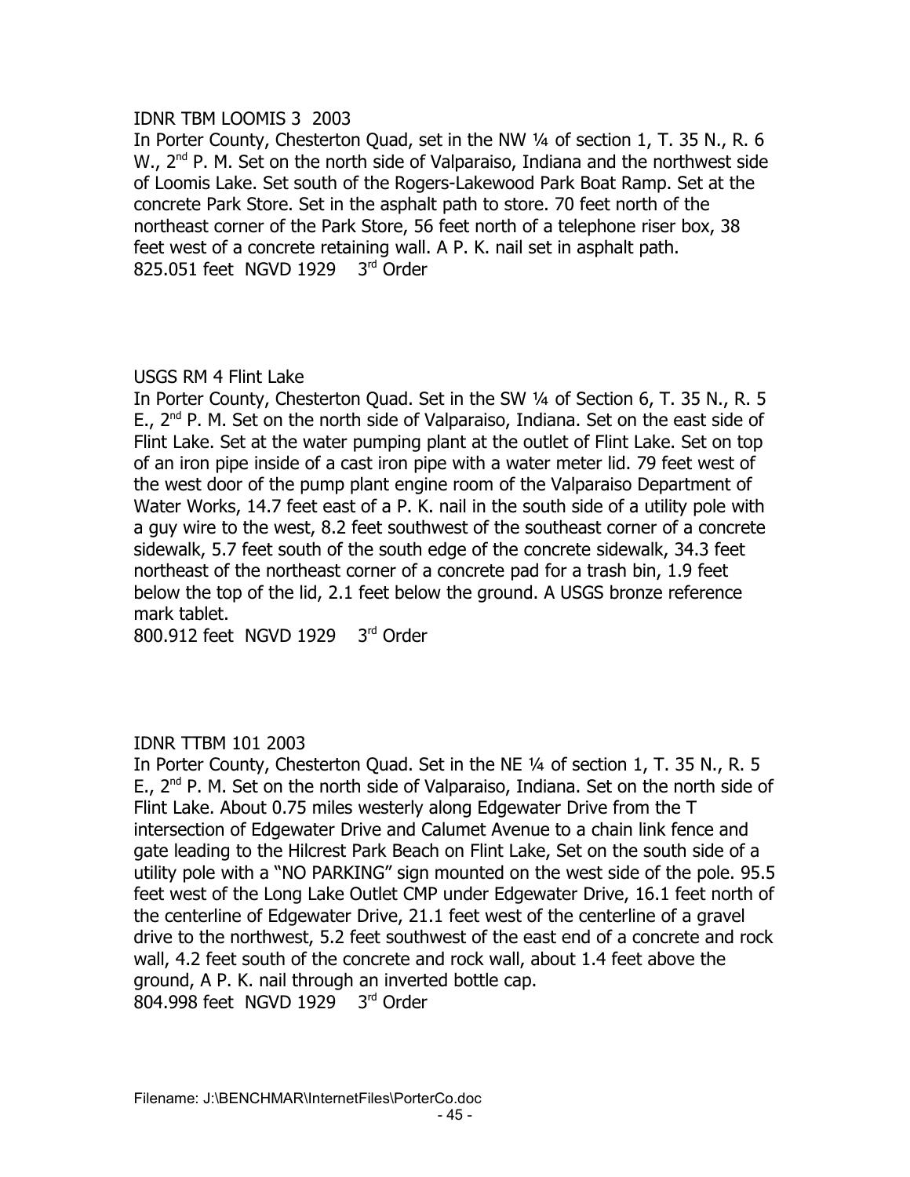IDNR TBM LOOMIS 3  2003

In Porter County, Chesterton Quad, set in the NW ¼ of section 1, T. 35 N., R. 6 W., 2nd P. M. Set on the north side of Valparaiso, Indiana and the northwest side of Loomis Lake. Set south of the Rogers-Lakewood Park Boat Ramp. Set at the concrete Park Store. Set in the asphalt path to store. 70 feet north of the northeast corner of the Park Store, 56 feet north of a telephone riser box, 38 feet west of a concrete retaining wall. A P. K. nail set in asphalt path.
825.051 feet  NGVD 1929    3rd Order

USGS RM 4 Flint Lake

In Porter County, Chesterton Quad. Set in the SW ¼ of Section 6, T. 35 N., R. 5 E., 2nd P. M. Set on the north side of Valparaiso, Indiana. Set on the east side of Flint Lake. Set at the water pumping plant at the outlet of Flint Lake. Set on top of an iron pipe inside of a cast iron pipe with a water meter lid. 79 feet west of the west door of the pump plant engine room of the Valparaiso Department of Water Works, 14.7 feet east of a P. K. nail in the south side of a utility pole with a guy wire to the west, 8.2 feet southwest of the southeast corner of a concrete sidewalk, 5.7 feet south of the south edge of the concrete sidewalk, 34.3 feet northeast of the northeast corner of a concrete pad for a trash bin, 1.9 feet below the top of the lid, 2.1 feet below the ground. A USGS bronze reference mark tablet.
800.912 feet  NGVD 1929    3rd Order

IDNR TTBM 101 2003

In Porter County, Chesterton Quad. Set in the NE ¼ of section 1, T. 35 N., R. 5 E., 2nd P. M. Set on the north side of Valparaiso, Indiana. Set on the north side of Flint Lake. About 0.75 miles westerly along Edgewater Drive from the T intersection of Edgewater Drive and Calumet Avenue to a chain link fence and gate leading to the Hilcrest Park Beach on Flint Lake, Set on the south side of a utility pole with a "NO PARKING" sign mounted on the west side of the pole. 95.5 feet west of the Long Lake Outlet CMP under Edgewater Drive, 16.1 feet north of the centerline of Edgewater Drive, 21.1 feet west of the centerline of a gravel drive to the northwest, 5.2 feet southwest of the east end of a concrete and rock wall, 4.2 feet south of the concrete and rock wall, about 1.4 feet above the ground, A P. K. nail through an inverted bottle cap.
804.998 feet  NGVD 1929    3rd Order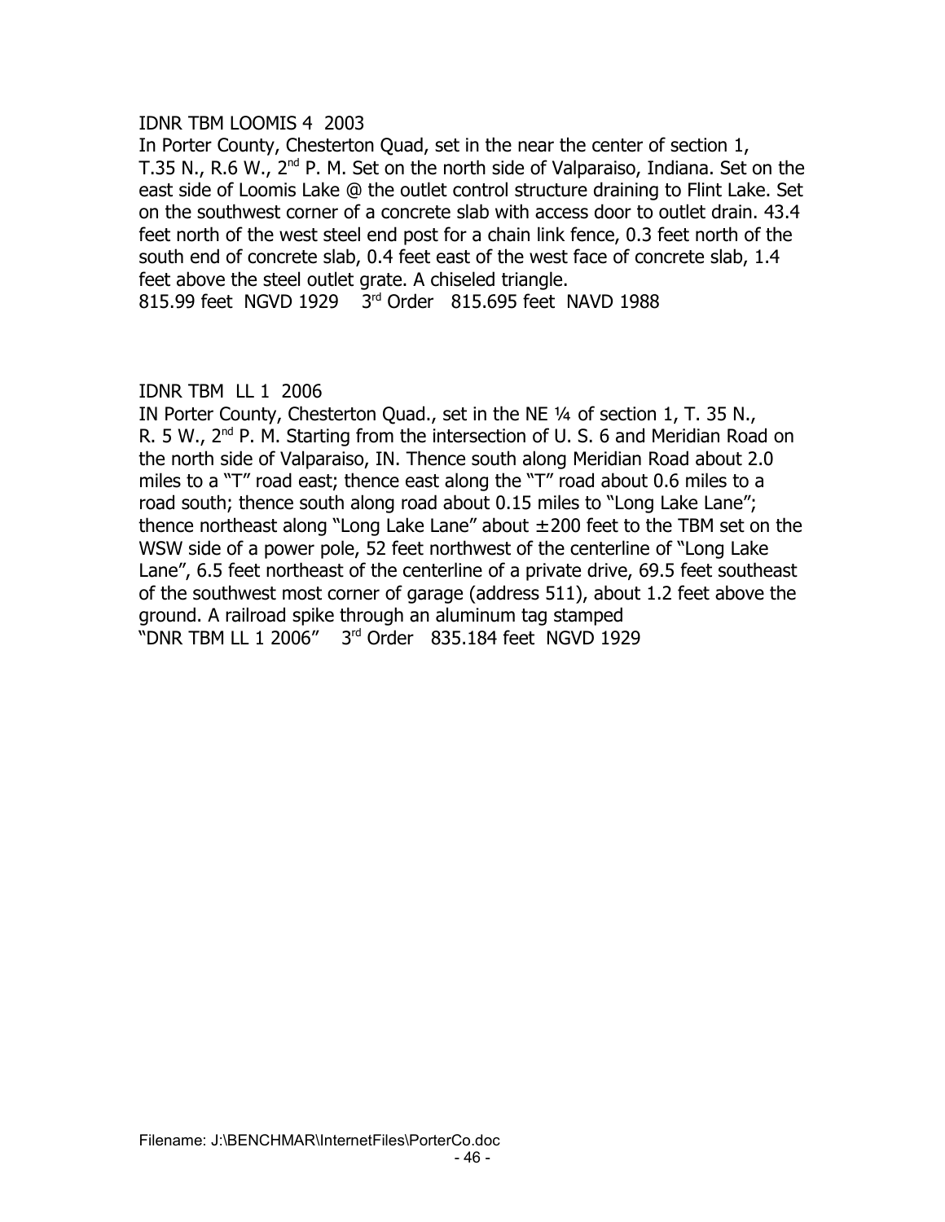IDNR TBM LOOMIS 4 2003

In Porter County, Chesterton Quad, set in the near the center of section 1, T.35 N., R.6 W., 2nd P. M. Set on the north side of Valparaiso, Indiana. Set on the east side of Loomis Lake @ the outlet control structure draining to Flint Lake. Set on the southwest corner of a concrete slab with access door to outlet drain. 43.4 feet north of the west steel end post for a chain link fence, 0.3 feet north of the south end of concrete slab, 0.4 feet east of the west face of concrete slab, 1.4 feet above the steel outlet grate. A chiseled triangle.

815.99 feet NGVD 1929 3rd Order 815.695 feet NAVD 1988

IDNR TBM LL 1 2006

IN Porter County, Chesterton Quad., set in the NE ¼ of section 1, T. 35 N., R. 5 W., 2nd P. M. Starting from the intersection of U. S. 6 and Meridian Road on the north side of Valparaiso, IN. Thence south along Meridian Road about 2.0 miles to a "T" road east; thence east along the "T" road about 0.6 miles to a road south; thence south along road about 0.15 miles to "Long Lake Lane"; thence northeast along "Long Lake Lane" about ±200 feet to the TBM set on the WSW side of a power pole, 52 feet northwest of the centerline of "Long Lake Lane", 6.5 feet northeast of the centerline of a private drive, 69.5 feet southeast of the southwest most corner of garage (address 511), about 1.2 feet above the ground. A railroad spike through an aluminum tag stamped "DNR TBM LL 1 2006" 3rd Order 835.184 feet NGVD 1929